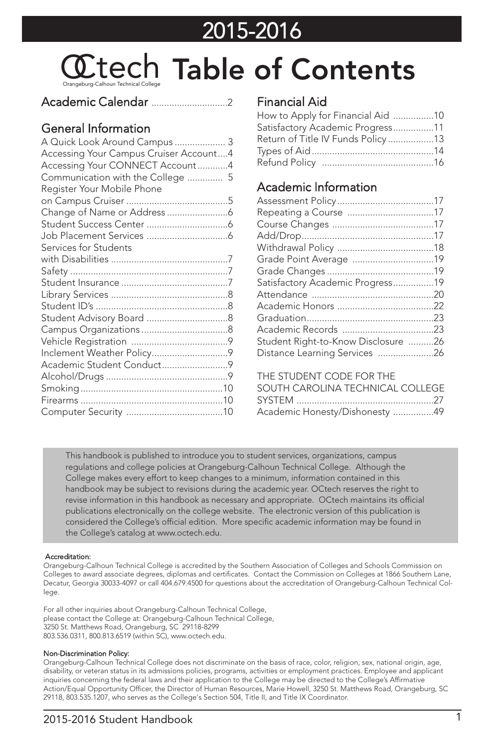# 2015-2016

# OCtech Table of Contents

Orangeburg-Calhoun Technical College

## Academic Calendar .............................2

## General Information

- A Quick Look Around Campus .................... 3
- Accessing Your Campus Cruiser Account....4
- Accessing Your CONNECT Account............4
- Communication with the College .............. 5
- Register Your Mobile Phone on Campus Cruiser ........................................5
- Change of Name or Address ........................6
- Student Success Center ................................6
- Job Placement Services ................................6
- Services for Students with Disabilities ..............................................7
- Safety ..............................................................7
- Student Insurance ..........................................7
- Library Services ..............................................8
- Student ID's ....................................................8
- Student Advisory Board ................................8
- Campus Organizations ..................................8
- Vehicle Registration ......................................9
- Inclement Weather Policy..............................9
- Academic Student Conduct..........................9
- Alcohol/Drugs ................................................9
- Smoking ........................................................10
- Firearms ........................................................10
- Computer Security ......................................10

## Financial Aid

- How to Apply for Financial Aid ................10
- Satisfactory Academic Progress................11
- Return of Title IV Funds Policy ..................13
- Types of Aid ................................................14
- Refund Policy ............................................16

## Academic Information

- Assessment Policy......................................17
- Repeating a Course ..................................17
- Course Changes ........................................17
- Add/Drop....................................................17
- Withdrawal Policy ......................................18
- Grade Point Average ................................19
- Grade Changes ..........................................19
- Satisfactory Academic Progress................19
- Attendance ................................................20
- Academic Honors ......................................22
- Graduation..................................................23
- Academic Records ....................................23
- Student Right-to-Know Disclosure ..........26
- Distance Learning Services ......................26

THE STUDENT CODE FOR THE SOUTH CAROLINA TECHNICAL COLLEGE SYSTEM ......................................................27

Academic Honesty/Dishonesty ................49

This handbook is published to introduce you to student services, organizations, campus regulations and college policies at Orangeburg-Calhoun Technical College. Although the College makes every effort to keep changes to a minimum, information contained in this handbook may be subject to revisions during the academic year. OCtech reserves the right to revise information in this handbook as necessary and appropriate. OCtech maintains its official publications electronically on the college website. The electronic version of this publication is considered the College's official edition. More specific academic information may be found in the College's catalog at www.octech.edu.

**Accreditation:**

Orangeburg-Calhoun Technical College is accredited by the Southern Association of Colleges and Schools Commission on Colleges to award associate degrees, diplomas and certificates. Contact the Commission on Colleges at 1866 Southern Lane, Decatur, Georgia 30033-4097 or call 404.679.4500 for questions about the accreditation of Orangeburg-Calhoun Technical College.

For all other inquiries about Orangeburg-Calhoun Technical College,
please contact the College at: Orangeburg-Calhoun Technical College,
3250 St. Matthews Road, Orangeburg, SC 29118-8299
803.536.0311, 800.813.6519 (within SC), www.octech.edu.

**Non-Discrimination Policy:**

Orangeburg-Calhoun Technical College does not discriminate on the basis of race, color, religion, sex, national origin, age, disability, or veteran status in its admissions policies, programs, activities or employment practices. Employee and applicant inquiries concerning the federal laws and their application to the College may be directed to the College's Affirmative Action/Equal Opportunity Officer, the Director of Human Resources, Marie Howell, 3250 St. Matthews Road, Orangeburg, SC 29118, 803.535.1207, who serves as the College's Section 504, Title II, and Title IX Coordinator.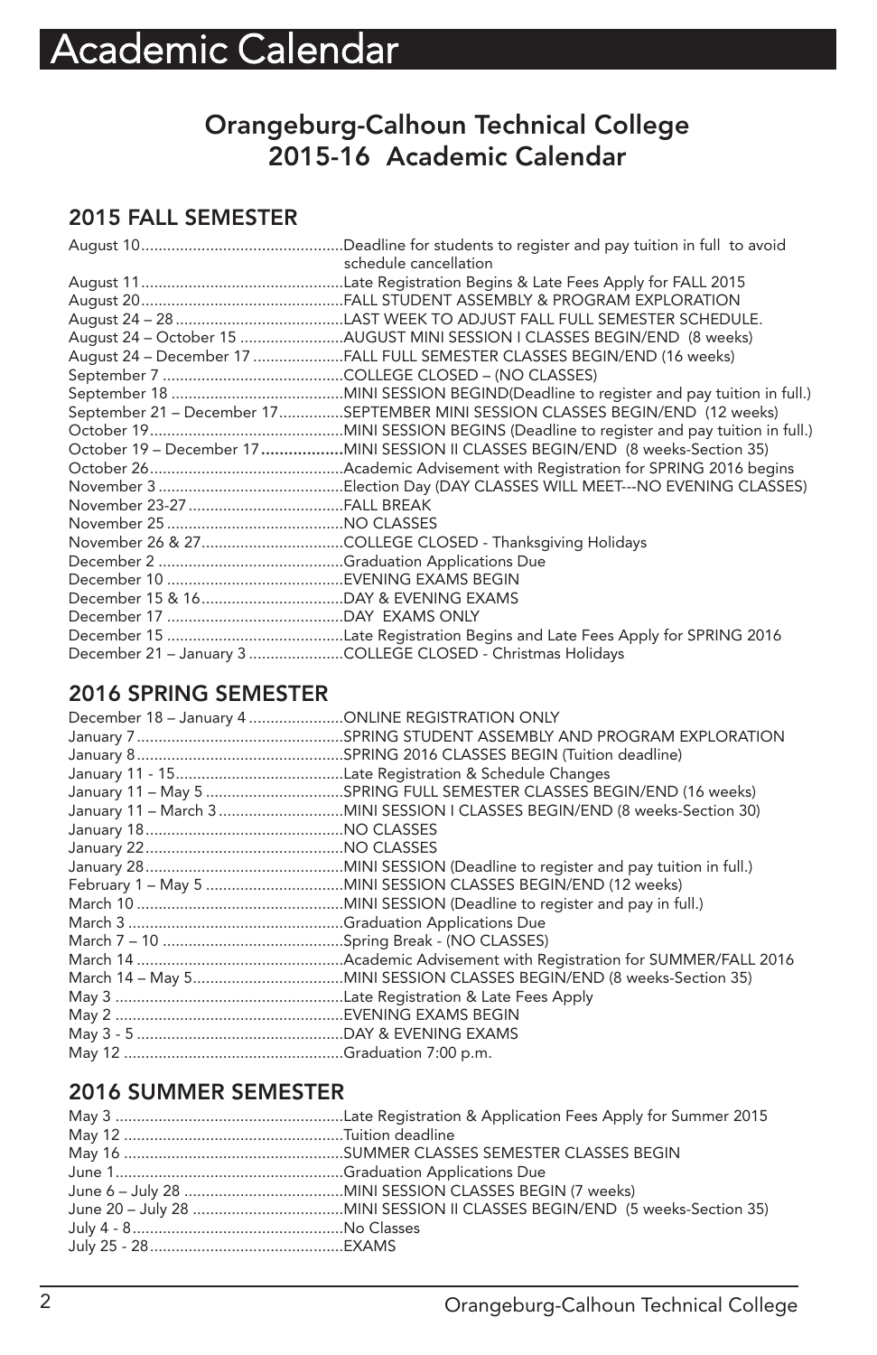# Academic Calendar

## Orangeburg-Calhoun Technical College 2015-16 Academic Calendar

### 2015 FALL SEMESTER

| | |
|---|---|
| August 10 | Deadline for students to register and pay tuition in full to avoid schedule cancellation |
| August 11 | Late Registration Begins & Late Fees Apply for FALL 2015 |
| August 20 | FALL STUDENT ASSEMBLY & PROGRAM EXPLORATION |
| August 24 – 28 | LAST WEEK TO ADJUST FALL FULL SEMESTER SCHEDULE. |
| August 24 – October 15 | AUGUST MINI SESSION I CLASSES BEGIN/END (8 weeks) |
| August 24 – December 17 | FALL FULL SEMESTER CLASSES BEGIN/END (16 weeks) |
| September 7 | COLLEGE CLOSED – (NO CLASSES) |
| September 18 | MINI SESSION BEGIND(Deadline to register and pay tuition in full.) |
| September 21 – December 17 | SEPTEMBER MINI SESSION CLASSES BEGIN/END (12 weeks) |
| October 19 | MINI SESSION BEGINS (Deadline to register and pay tuition in full.) |
| October 19 – December 17 | MINI SESSION II CLASSES BEGIN/END (8 weeks-Section 35) |
| October 26 | Academic Advisement with Registration for SPRING 2016 begins |
| November 3 | Election Day (DAY CLASSES WILL MEET---NO EVENING CLASSES) |
| November 23-27 | FALL BREAK |
| November 25 | NO CLASSES |
| November 26 & 27 | COLLEGE CLOSED - Thanksgiving Holidays |
| December 2 | Graduation Applications Due |
| December 10 | EVENING EXAMS BEGIN |
| December 15 & 16 | DAY & EVENING EXAMS |
| December 17 | DAY EXAMS ONLY |
| December 15 | Late Registration Begins and Late Fees Apply for SPRING 2016 |
| December 21 – January 3 | COLLEGE CLOSED - Christmas Holidays |

### 2016 SPRING SEMESTER

| | |
|---|---|
| December 18 – January 4 | ONLINE REGISTRATION ONLY |
| January 7 | SPRING STUDENT ASSEMBLY AND PROGRAM EXPLORATION |
| January 8 | SPRING 2016 CLASSES BEGIN (Tuition deadline) |
| January 11 - 15 | Late Registration & Schedule Changes |
| January 11 – May 5 | SPRING FULL SEMESTER CLASSES BEGIN/END (16 weeks) |
| January 11 – March 3 | MINI SESSION I CLASSES BEGIN/END (8 weeks-Section 30) |
| January 18 | NO CLASSES |
| January 22 | NO CLASSES |
| January 28 | MINI SESSION (Deadline to register and pay tuition in full.) |
| February 1 – May 5 | MINI SESSION CLASSES BEGIN/END (12 weeks) |
| March 10 | MINI SESSION (Deadline to register and pay in full.) |
| March 3 | Graduation Applications Due |
| March 7 – 10 | Spring Break - (NO CLASSES) |
| March 14 | Academic Advisement with Registration for SUMMER/FALL 2016 |
| March 14 – May 5 | MINI SESSION CLASSES BEGIN/END (8 weeks-Section 35) |
| May 3 | Late Registration & Late Fees Apply |
| May 2 | EVENING EXAMS BEGIN |
| May 3 - 5 | DAY & EVENING EXAMS |
| May 12 | Graduation 7:00 p.m. |

### 2016 SUMMER SEMESTER

| | |
|---|---|
| May 3 | Late Registration & Application Fees Apply for Summer 2015 |
| May 12 | Tuition deadline |
| May 16 | SUMMER CLASSES SEMESTER CLASSES BEGIN |
| June 1 | Graduation Applications Due |
| June 6 – July 28 | MINI SESSION CLASSES BEGIN (7 weeks) |
| June 20 – July 28 | MINI SESSION II CLASSES BEGIN/END (5 weeks-Section 35) |
| July 4 - 8 | No Classes |
| July 25 - 28 | EXAMS |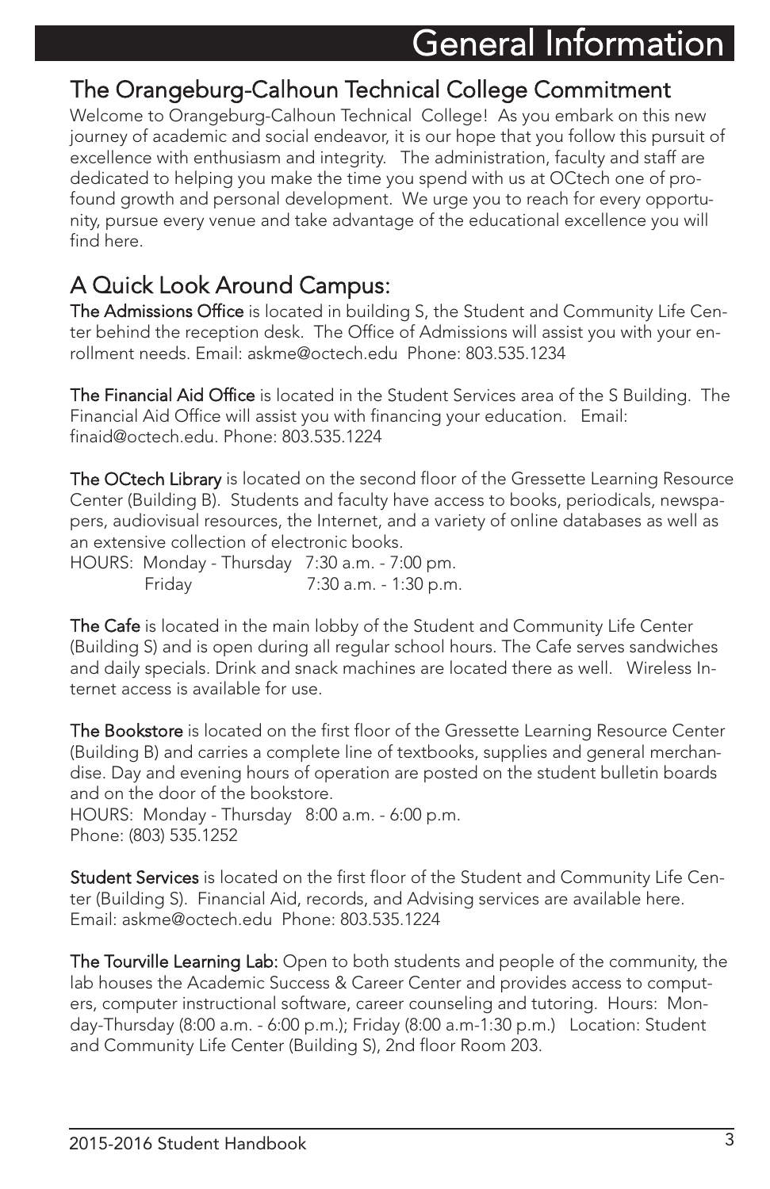# General Information

## The Orangeburg-Calhoun Technical College Commitment

Welcome to Orangeburg-Calhoun Technical College! As you embark on this new journey of academic and social endeavor, it is our hope that you follow this pursuit of excellence with enthusiasm and integrity. The administration, faculty and staff are dedicated to helping you make the time you spend with us at OCtech one of profound growth and personal development. We urge you to reach for every opportunity, pursue every venue and take advantage of the educational excellence you will find here.

## A Quick Look Around Campus:

**The Admissions Office** is located in building S, the Student and Community Life Center behind the reception desk. The Office of Admissions will assist you with your enrollment needs. Email: askme@octech.edu Phone: 803.535.1234

**The Financial Aid Office** is located in the Student Services area of the S Building. The Financial Aid Office will assist you with financing your education. Email: finaid@octech.edu. Phone: 803.535.1224

**The OCtech Library** is located on the second floor of the Gressette Learning Resource Center (Building B). Students and faculty have access to books, periodicals, newspapers, audiovisual resources, the Internet, and a variety of online databases as well as an extensive collection of electronic books.
HOURS: Monday - Thursday 7:30 a.m. - 7:00 pm.
Friday 7:30 a.m. - 1:30 p.m.

**The Cafe** is located in the main lobby of the Student and Community Life Center (Building S) and is open during all regular school hours. The Cafe serves sandwiches and daily specials. Drink and snack machines are located there as well. Wireless Internet access is available for use.

**The Bookstore** is located on the first floor of the Gressette Learning Resource Center (Building B) and carries a complete line of textbooks, supplies and general merchandise. Day and evening hours of operation are posted on the student bulletin boards and on the door of the bookstore.
HOURS: Monday - Thursday 8:00 a.m. - 6:00 p.m.
Phone: (803) 535.1252

**Student Services** is located on the first floor of the Student and Community Life Center (Building S). Financial Aid, records, and Advising services are available here. Email: askme@octech.edu Phone: 803.535.1224

**The Tourville Learning Lab:** Open to both students and people of the community, the lab houses the Academic Success & Career Center and provides access to computers, computer instructional software, career counseling and tutoring. Hours: Monday-Thursday (8:00 a.m. - 6:00 p.m.); Friday (8:00 a.m-1:30 p.m.) Location: Student and Community Life Center (Building S), 2nd floor Room 203.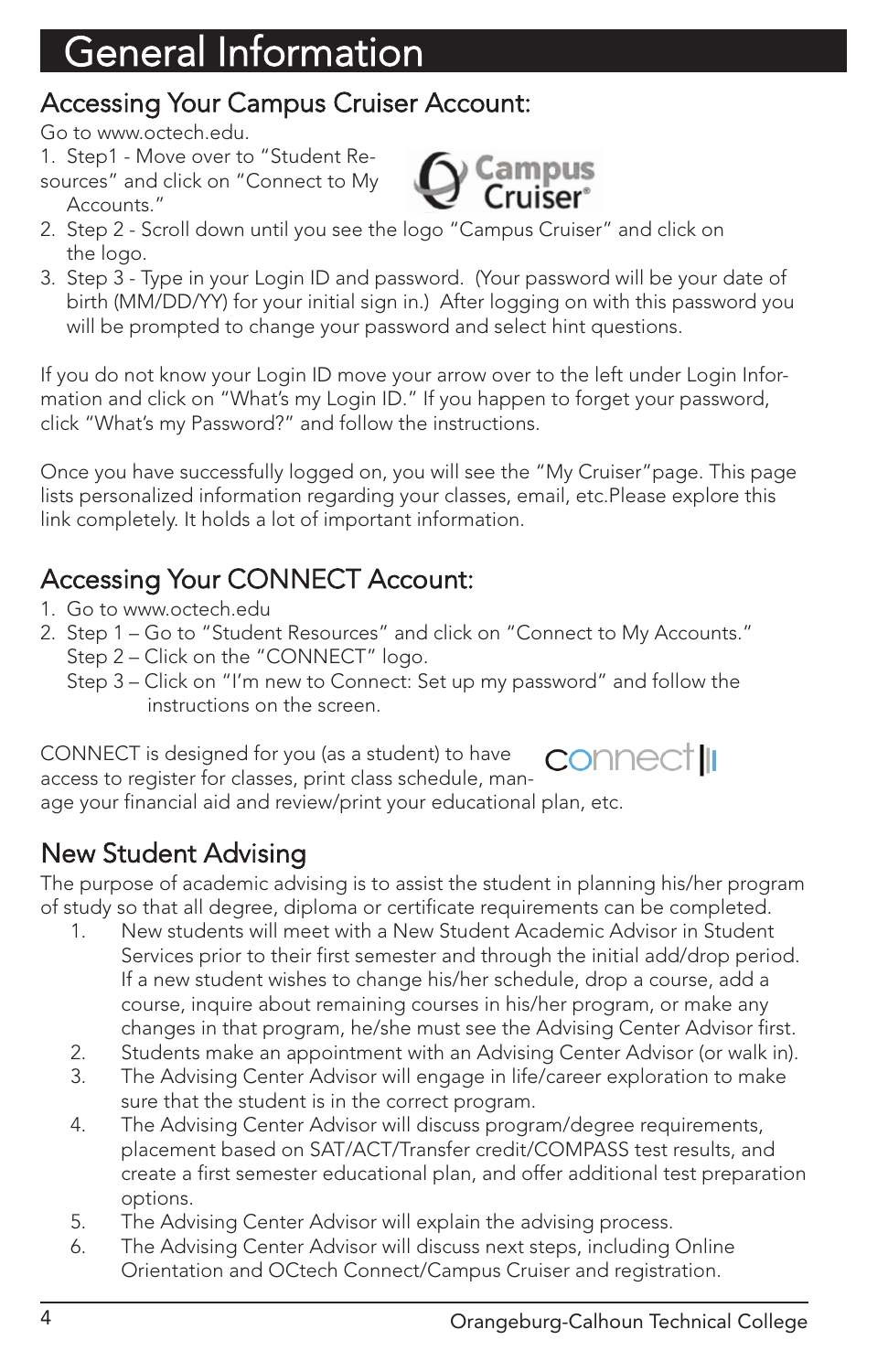# General Information

## Accessing Your Campus Cruiser Account:

Go to www.octech.edu.

1. Step1 - Move over to "Student Resources" and click on "Connect to My Accounts."
2. Step 2 - Scroll down until you see the logo "Campus Cruiser" and click on the logo.
3. Step 3 - Type in your Login ID and password. (Your password will be your date of birth (MM/DD/YY) for your initial sign in.) After logging on with this password you will be prompted to change your password and select hint questions.

If you do not know your Login ID move your arrow over to the left under Login Information and click on "What's my Login ID." If you happen to forget your password, click "What's my Password?" and follow the instructions.

Once you have successfully logged on, you will see the "My Cruiser"page. This page lists personalized information regarding your classes, email, etc.Please explore this link completely. It holds a lot of important information.

## Accessing Your CONNECT Account:

1. Go to www.octech.edu
2. Step 1 – Go to "Student Resources" and click on "Connect to My Accounts."
   Step 2 – Click on the "CONNECT" logo.
   Step 3 – Click on "I'm new to Connect: Set up my password" and follow the instructions on the screen.

CONNECT is designed for you (as a student) to have access to register for classes, print class schedule, manage your financial aid and review/print your educational plan, etc.

## New Student Advising

The purpose of academic advising is to assist the student in planning his/her program of study so that all degree, diploma or certificate requirements can be completed.

1. New students will meet with a New Student Academic Advisor in Student Services prior to their first semester and through the initial add/drop period. If a new student wishes to change his/her schedule, drop a course, add a course, inquire about remaining courses in his/her program, or make any changes in that program, he/she must see the Advising Center Advisor first.
2. Students make an appointment with an Advising Center Advisor (or walk in).
3. The Advising Center Advisor will engage in life/career exploration to make sure that the student is in the correct program.
4. The Advising Center Advisor will discuss program/degree requirements, placement based on SAT/ACT/Transfer credit/COMPASS test results, and create a first semester educational plan, and offer additional test preparation options.
5. The Advising Center Advisor will explain the advising process.
6. The Advising Center Advisor will discuss next steps, including Online Orientation and OCtech Connect/Campus Cruiser and registration.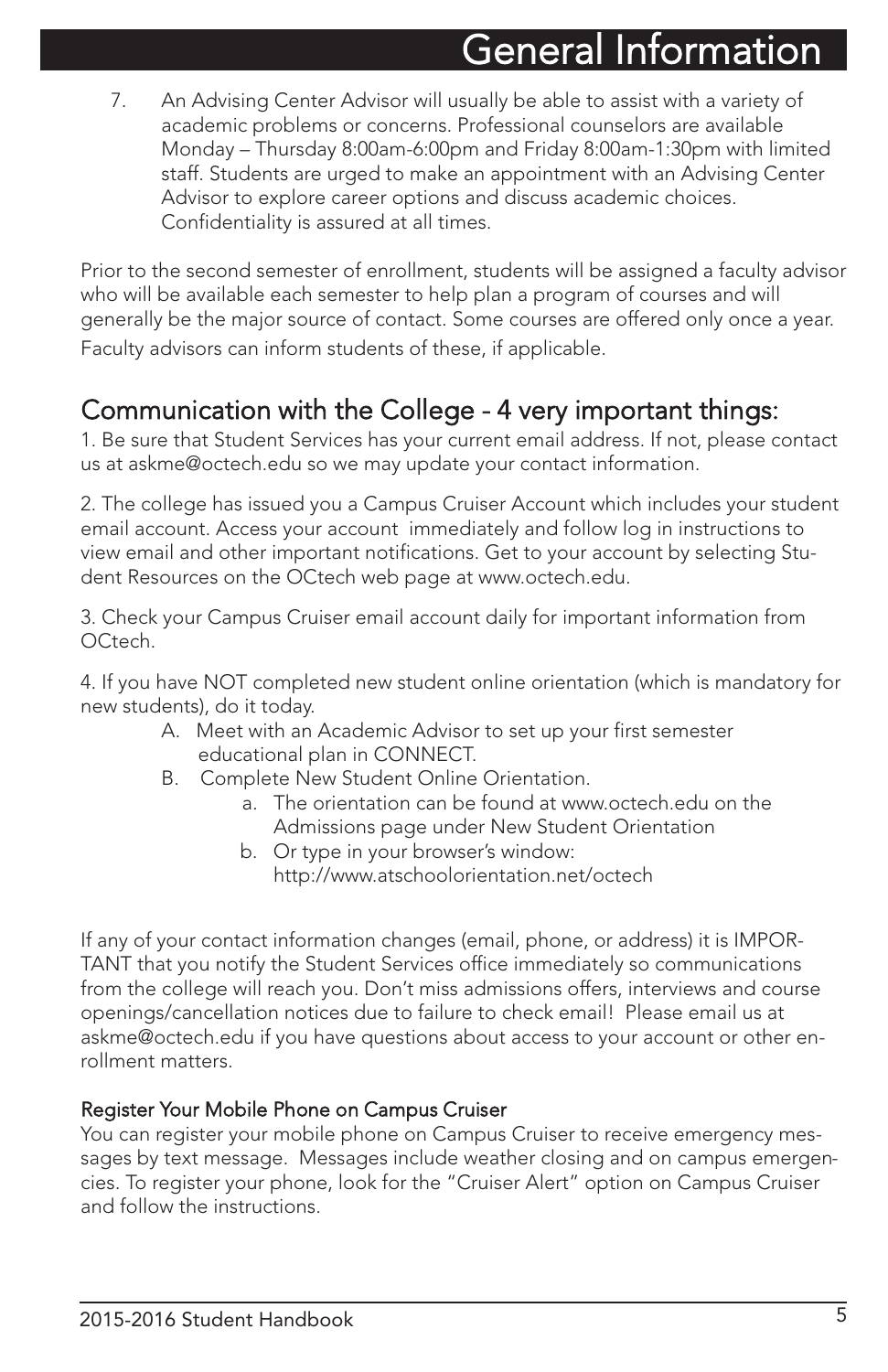# General Information

7. An Advising Center Advisor will usually be able to assist with a variety of academic problems or concerns. Professional counselors are available Monday – Thursday 8:00am-6:00pm and Friday 8:00am-1:30pm with limited staff. Students are urged to make an appointment with an Advising Center Advisor to explore career options and discuss academic choices. Confidentiality is assured at all times.

Prior to the second semester of enrollment, students will be assigned a faculty advisor who will be available each semester to help plan a program of courses and will generally be the major source of contact. Some courses are offered only once a year. Faculty advisors can inform students of these, if applicable.

## Communication with the College - 4 very important things:

1. Be sure that Student Services has your current email address. If not, please contact us at askme@octech.edu so we may update your contact information.

2. The college has issued you a Campus Cruiser Account which includes your student email account. Access your account immediately and follow log in instructions to view email and other important notifications. Get to your account by selecting Student Resources on the OCtech web page at www.octech.edu.

3. Check your Campus Cruiser email account daily for important information from OCtech.

4. If you have NOT completed new student online orientation (which is mandatory for new students), do it today.
   - A. Meet with an Academic Advisor to set up your first semester educational plan in CONNECT.
   - B. Complete New Student Online Orientation.
     - a. The orientation can be found at www.octech.edu on the Admissions page under New Student Orientation
     - b. Or type in your browser's window: http://www.atschoolorientation.net/octech

If any of your contact information changes (email, phone, or address) it is IMPORTANT that you notify the Student Services office immediately so communications from the college will reach you. Don't miss admissions offers, interviews and course openings/cancellation notices due to failure to check email! Please email us at askme@octech.edu if you have questions about access to your account or other enrollment matters.

### Register Your Mobile Phone on Campus Cruiser

You can register your mobile phone on Campus Cruiser to receive emergency messages by text message. Messages include weather closing and on campus emergencies. To register your phone, look for the "Cruiser Alert" option on Campus Cruiser and follow the instructions.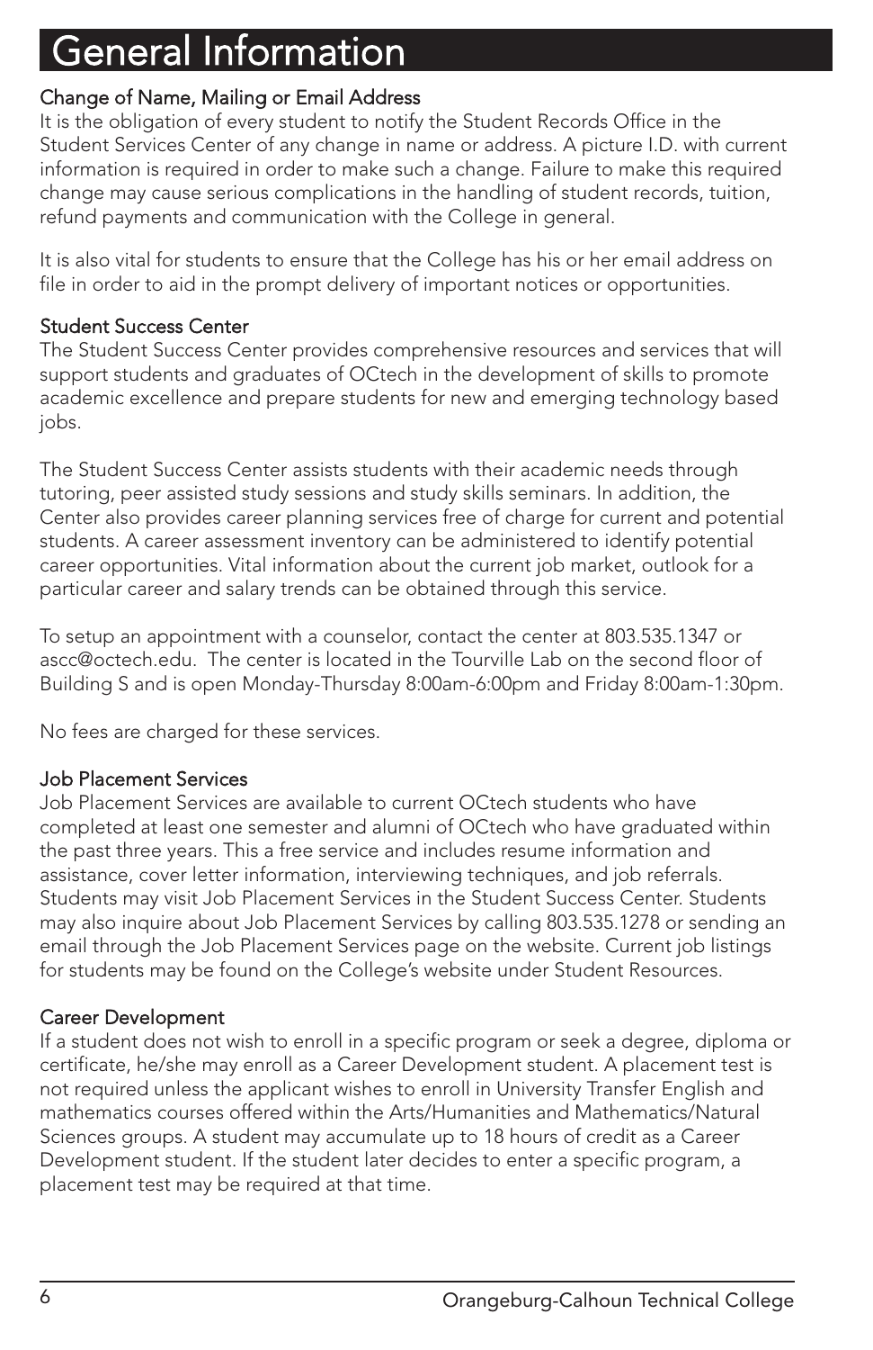# General Information

## Change of Name, Mailing or Email Address

It is the obligation of every student to notify the Student Records Office in the Student Services Center of any change in name or address. A picture I.D. with current information is required in order to make such a change. Failure to make this required change may cause serious complications in the handling of student records, tuition, refund payments and communication with the College in general.

It is also vital for students to ensure that the College has his or her email address on file in order to aid in the prompt delivery of important notices or opportunities.

## Student Success Center

The Student Success Center provides comprehensive resources and services that will support students and graduates of OCtech in the development of skills to promote academic excellence and prepare students for new and emerging technology based jobs.

The Student Success Center assists students with their academic needs through tutoring, peer assisted study sessions and study skills seminars. In addition, the Center also provides career planning services free of charge for current and potential students. A career assessment inventory can be administered to identify potential career opportunities. Vital information about the current job market, outlook for a particular career and salary trends can be obtained through this service.

To setup an appointment with a counselor, contact the center at 803.535.1347 or ascc@octech.edu. The center is located in the Tourville Lab on the second floor of Building S and is open Monday-Thursday 8:00am-6:00pm and Friday 8:00am-1:30pm.

No fees are charged for these services.

## Job Placement Services

Job Placement Services are available to current OCtech students who have completed at least one semester and alumni of OCtech who have graduated within the past three years. This a free service and includes resume information and assistance, cover letter information, interviewing techniques, and job referrals. Students may visit Job Placement Services in the Student Success Center. Students may also inquire about Job Placement Services by calling 803.535.1278 or sending an email through the Job Placement Services page on the website. Current job listings for students may be found on the College's website under Student Resources.

## Career Development

If a student does not wish to enroll in a specific program or seek a degree, diploma or certificate, he/she may enroll as a Career Development student. A placement test is not required unless the applicant wishes to enroll in University Transfer English and mathematics courses offered within the Arts/Humanities and Mathematics/Natural Sciences groups. A student may accumulate up to 18 hours of credit as a Career Development student. If the student later decides to enter a specific program, a placement test may be required at that time.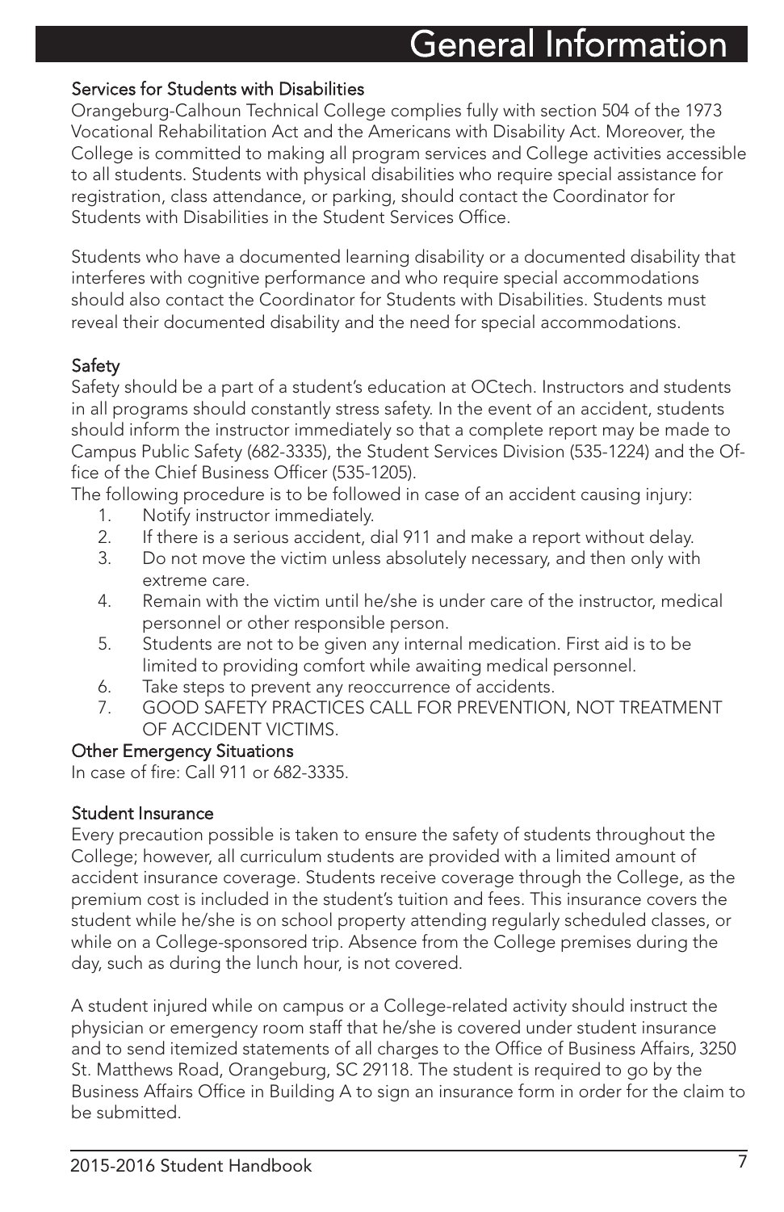# General Information

### Services for Students with Disabilities

Orangeburg-Calhoun Technical College complies fully with section 504 of the 1973 Vocational Rehabilitation Act and the Americans with Disability Act. Moreover, the College is committed to making all program services and College activities accessible to all students. Students with physical disabilities who require special assistance for registration, class attendance, or parking, should contact the Coordinator for Students with Disabilities in the Student Services Office.

Students who have a documented learning disability or a documented disability that interferes with cognitive performance and who require special accommodations should also contact the Coordinator for Students with Disabilities. Students must reveal their documented disability and the need for special accommodations.

### Safety

Safety should be a part of a student's education at OCtech. Instructors and students in all programs should constantly stress safety. In the event of an accident, students should inform the instructor immediately so that a complete report may be made to Campus Public Safety (682-3335), the Student Services Division (535-1224) and the Office of the Chief Business Officer (535-1205).

The following procedure is to be followed in case of an accident causing injury:

1. Notify instructor immediately.
2. If there is a serious accident, dial 911 and make a report without delay.
3. Do not move the victim unless absolutely necessary, and then only with extreme care.
4. Remain with the victim until he/she is under care of the instructor, medical personnel or other responsible person.
5. Students are not to be given any internal medication. First aid is to be limited to providing comfort while awaiting medical personnel.
6. Take steps to prevent any reoccurrence of accidents.
7. GOOD SAFETY PRACTICES CALL FOR PREVENTION, NOT TREATMENT OF ACCIDENT VICTIMS.

### Other Emergency Situations

In case of fire: Call 911 or 682-3335.

### Student Insurance

Every precaution possible is taken to ensure the safety of students throughout the College; however, all curriculum students are provided with a limited amount of accident insurance coverage. Students receive coverage through the College, as the premium cost is included in the student's tuition and fees. This insurance covers the student while he/she is on school property attending regularly scheduled classes, or while on a College-sponsored trip. Absence from the College premises during the day, such as during the lunch hour, is not covered.

A student injured while on campus or a College-related activity should instruct the physician or emergency room staff that he/she is covered under student insurance and to send itemized statements of all charges to the Office of Business Affairs, 3250 St. Matthews Road, Orangeburg, SC 29118. The student is required to go by the Business Affairs Office in Building A to sign an insurance form in order for the claim to be submitted.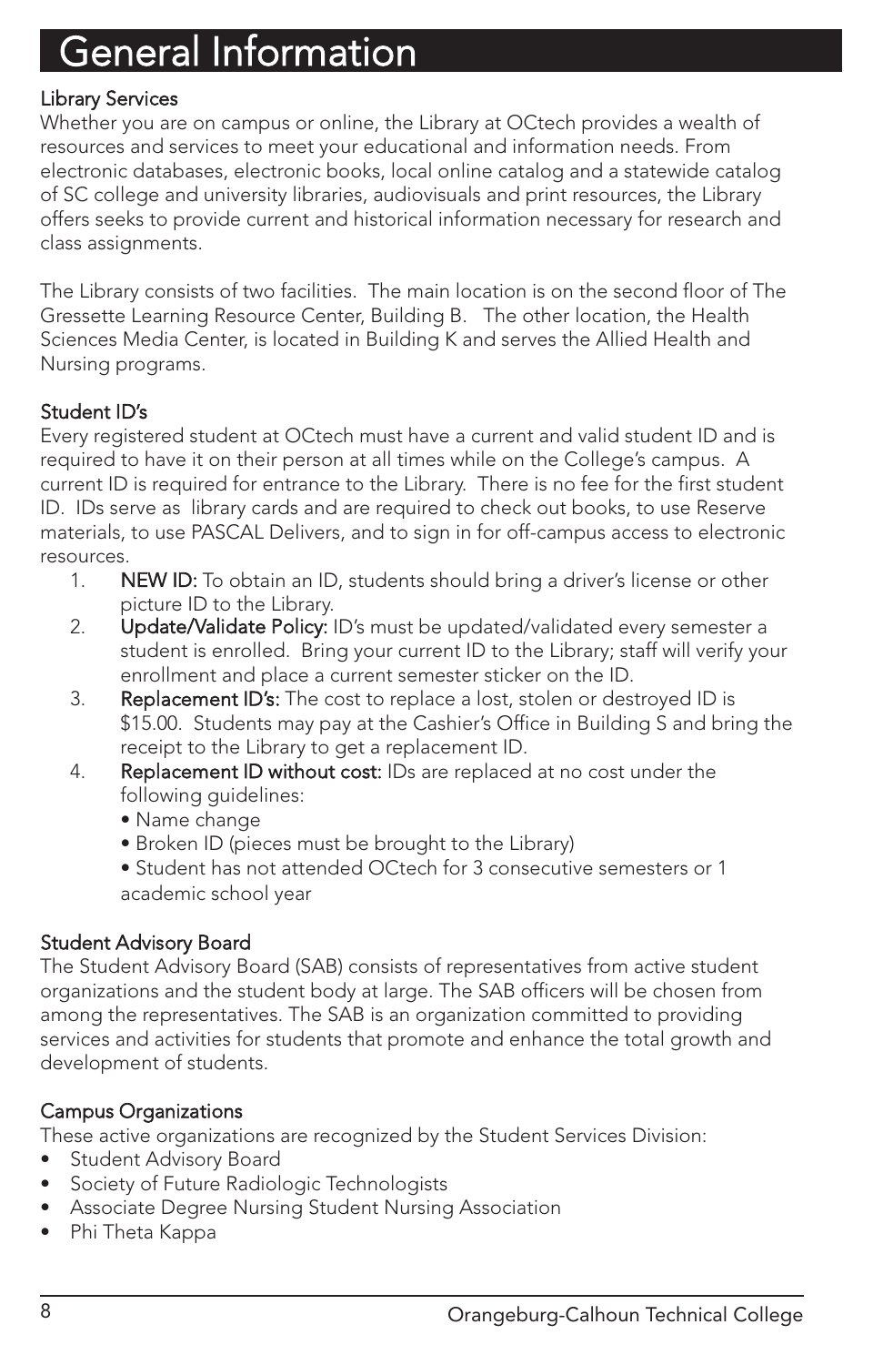# General Information

## Library Services

Whether you are on campus or online, the Library at OCtech provides a wealth of resources and services to meet your educational and information needs. From electronic databases, electronic books, local online catalog and a statewide catalog of SC college and university libraries, audiovisuals and print resources, the Library offers seeks to provide current and historical information necessary for research and class assignments.

The Library consists of two facilities. The main location is on the second floor of The Gressette Learning Resource Center, Building B. The other location, the Health Sciences Media Center, is located in Building K and serves the Allied Health and Nursing programs.

## Student ID's

Every registered student at OCtech must have a current and valid student ID and is required to have it on their person at all times while on the College's campus. A current ID is required for entrance to the Library. There is no fee for the first student ID. IDs serve as library cards and are required to check out books, to use Reserve materials, to use PASCAL Delivers, and to sign in for off-campus access to electronic resources.

1. **NEW ID:** To obtain an ID, students should bring a driver's license or other picture ID to the Library.
2. **Update/Validate Policy:** ID's must be updated/validated every semester a student is enrolled. Bring your current ID to the Library; staff will verify your enrollment and place a current semester sticker on the ID.
3. **Replacement ID's:** The cost to replace a lost, stolen or destroyed ID is $15.00. Students may pay at the Cashier's Office in Building S and bring the receipt to the Library to get a replacement ID.
4. **Replacement ID without cost:** IDs are replaced at no cost under the following guidelines:
   - Name change
   - Broken ID (pieces must be brought to the Library)
   - Student has not attended OCtech for 3 consecutive semesters or 1 academic school year

## Student Advisory Board

The Student Advisory Board (SAB) consists of representatives from active student organizations and the student body at large. The SAB officers will be chosen from among the representatives. The SAB is an organization committed to providing services and activities for students that promote and enhance the total growth and development of students.

## Campus Organizations

These active organizations are recognized by the Student Services Division:

- Student Advisory Board
- Society of Future Radiologic Technologists
- Associate Degree Nursing Student Nursing Association
- Phi Theta Kappa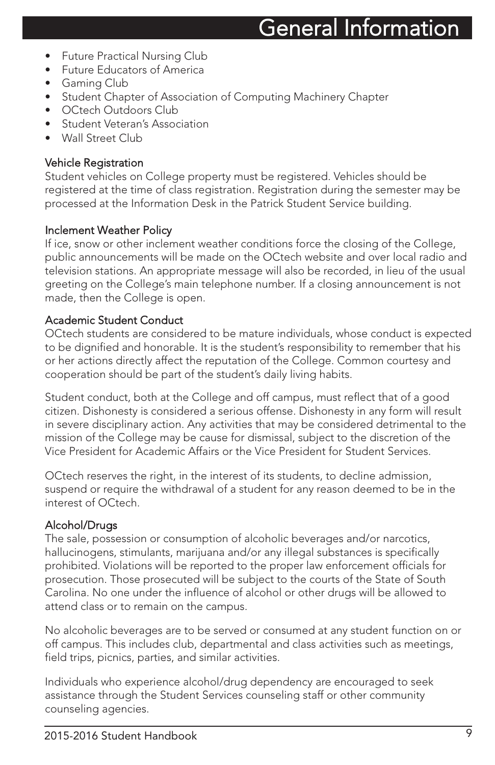- Future Practical Nursing Club
- Future Educators of America
- Gaming Club
- Student Chapter of Association of Computing Machinery Chapter
- OCtech Outdoors Club
- Student Veteran's Association
- Wall Street Club

### Vehicle Registration

Student vehicles on College property must be registered. Vehicles should be registered at the time of class registration. Registration during the semester may be processed at the Information Desk in the Patrick Student Service building.

### Inclement Weather Policy

If ice, snow or other inclement weather conditions force the closing of the College, public announcements will be made on the OCtech website and over local radio and television stations. An appropriate message will also be recorded, in lieu of the usual greeting on the College's main telephone number. If a closing announcement is not made, then the College is open.

### Academic Student Conduct

OCtech students are considered to be mature individuals, whose conduct is expected to be dignified and honorable. It is the student's responsibility to remember that his or her actions directly affect the reputation of the College. Common courtesy and cooperation should be part of the student's daily living habits.

Student conduct, both at the College and off campus, must reflect that of a good citizen. Dishonesty is considered a serious offense. Dishonesty in any form will result in severe disciplinary action. Any activities that may be considered detrimental to the mission of the College may be cause for dismissal, subject to the discretion of the Vice President for Academic Affairs or the Vice President for Student Services.

OCtech reserves the right, in the interest of its students, to decline admission, suspend or require the withdrawal of a student for any reason deemed to be in the interest of OCtech.

### Alcohol/Drugs

The sale, possession or consumption of alcoholic beverages and/or narcotics, hallucinogens, stimulants, marijuana and/or any illegal substances is specifically prohibited. Violations will be reported to the proper law enforcement officials for prosecution. Those prosecuted will be subject to the courts of the State of South Carolina. No one under the influence of alcohol or other drugs will be allowed to attend class or to remain on the campus.

No alcoholic beverages are to be served or consumed at any student function on or off campus. This includes club, departmental and class activities such as meetings, field trips, picnics, parties, and similar activities.

Individuals who experience alcohol/drug dependency are encouraged to seek assistance through the Student Services counseling staff or other community counseling agencies.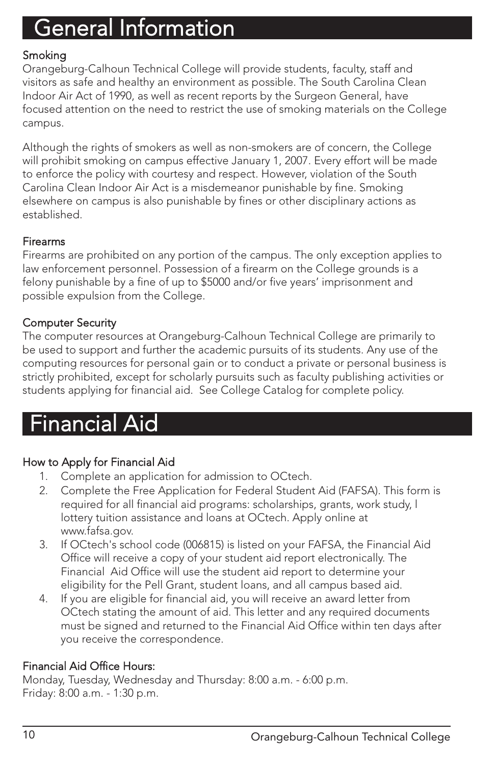# General Information

### Smoking

Orangeburg-Calhoun Technical College will provide students, faculty, staff and visitors as safe and healthy an environment as possible. The South Carolina Clean Indoor Air Act of 1990, as well as recent reports by the Surgeon General, have focused attention on the need to restrict the use of smoking materials on the College campus.

Although the rights of smokers as well as non-smokers are of concern, the College will prohibit smoking on campus effective January 1, 2007. Every effort will be made to enforce the policy with courtesy and respect. However, violation of the South Carolina Clean Indoor Air Act is a misdemeanor punishable by fine. Smoking elsewhere on campus is also punishable by fines or other disciplinary actions as established.

### Firearms

Firearms are prohibited on any portion of the campus. The only exception applies to law enforcement personnel. Possession of a firearm on the College grounds is a felony punishable by a fine of up to $5000 and/or five years' imprisonment and possible expulsion from the College.

### Computer Security

The computer resources at Orangeburg-Calhoun Technical College are primarily to be used to support and further the academic pursuits of its students. Any use of the computing resources for personal gain or to conduct a private or personal business is strictly prohibited, except for scholarly pursuits such as faculty publishing activities or students applying for financial aid. See College Catalog for complete policy.

# Financial Aid

### How to Apply for Financial Aid

1. Complete an application for admission to OCtech.
2. Complete the Free Application for Federal Student Aid (FAFSA). This form is required for all financial aid programs: scholarships, grants, work study, l lottery tuition assistance and loans at OCtech. Apply online at www.fafsa.gov.
3. If OCtech's school code (006815) is listed on your FAFSA, the Financial Aid Office will receive a copy of your student aid report electronically. The Financial Aid Office will use the student aid report to determine your eligibility for the Pell Grant, student loans, and all campus based aid.
4. If you are eligible for financial aid, you will receive an award letter from OCtech stating the amount of aid. This letter and any required documents must be signed and returned to the Financial Aid Office within ten days after you receive the correspondence.

### Financial Aid Office Hours:

Monday, Tuesday, Wednesday and Thursday: 8:00 a.m. - 6:00 p.m.
Friday: 8:00 a.m. - 1:30 p.m.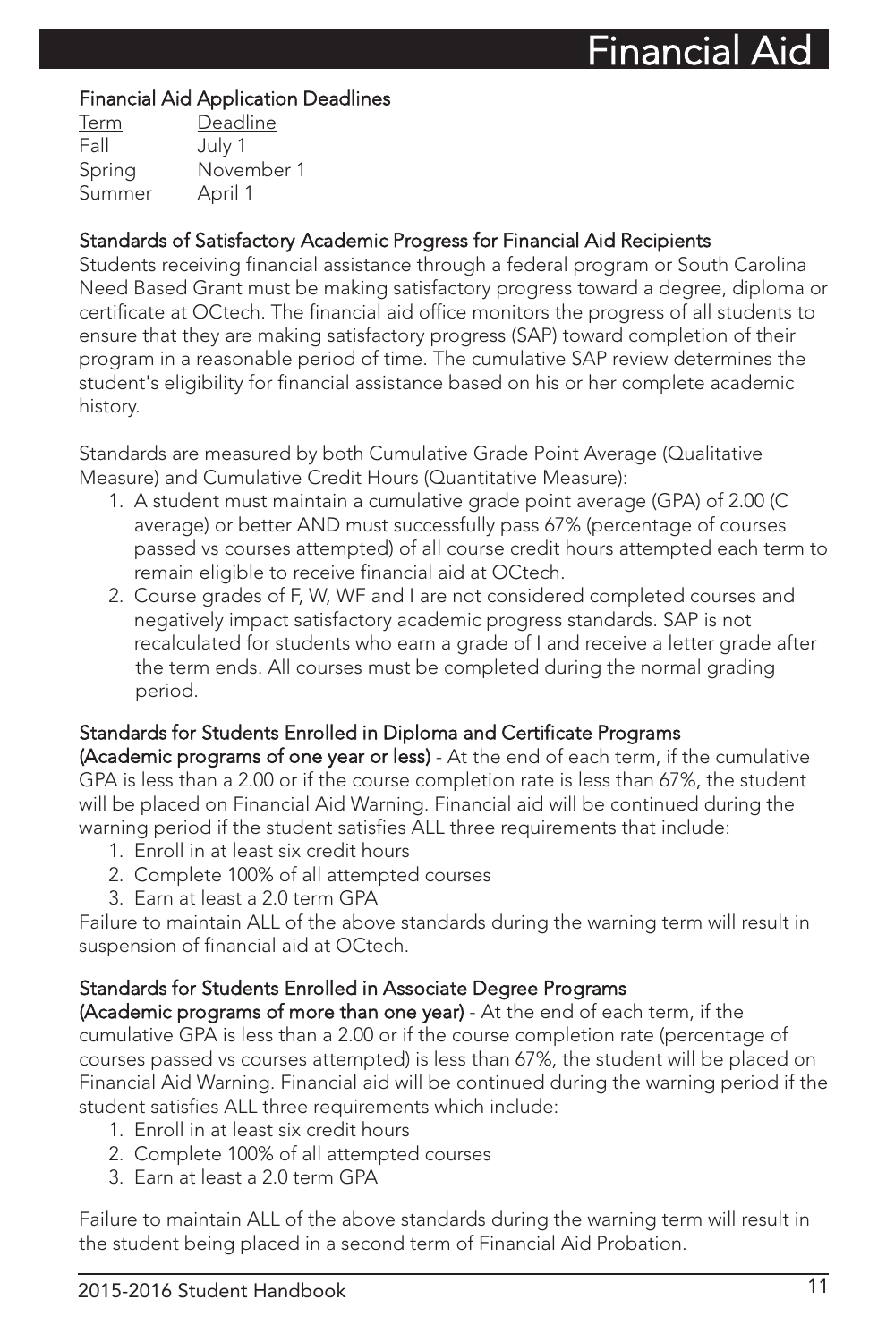# Financial Aid

### Financial Aid Application Deadlines

| Term | Deadline |
| --- | --- |
| Fall | July 1 |
| Spring | November 1 |
| Summer | April 1 |

### Standards of Satisfactory Academic Progress for Financial Aid Recipients

Students receiving financial assistance through a federal program or South Carolina Need Based Grant must be making satisfactory progress toward a degree, diploma or certificate at OCtech. The financial aid office monitors the progress of all students to ensure that they are making satisfactory progress (SAP) toward completion of their program in a reasonable period of time. The cumulative SAP review determines the student's eligibility for financial assistance based on his or her complete academic history.

Standards are measured by both Cumulative Grade Point Average (Qualitative Measure) and Cumulative Credit Hours (Quantitative Measure):

1. A student must maintain a cumulative grade point average (GPA) of 2.00 (C average) or better AND must successfully pass 67% (percentage of courses passed vs courses attempted) of all course credit hours attempted each term to remain eligible to receive financial aid at OCtech.
2. Course grades of F, W, WF and I are not considered completed courses and negatively impact satisfactory academic progress standards. SAP is not recalculated for students who earn a grade of I and receive a letter grade after the term ends. All courses must be completed during the normal grading period.

### Standards for Students Enrolled in Diploma and Certificate Programs

**(Academic programs of one year or less)** - At the end of each term, if the cumulative GPA is less than a 2.00 or if the course completion rate is less than 67%, the student will be placed on Financial Aid Warning. Financial aid will be continued during the warning period if the student satisfies ALL three requirements that include:

1. Enroll in at least six credit hours
2. Complete 100% of all attempted courses
3. Earn at least a 2.0 term GPA

Failure to maintain ALL of the above standards during the warning term will result in suspension of financial aid at OCtech.

### Standards for Students Enrolled in Associate Degree Programs

**(Academic programs of more than one year)** - At the end of each term, if the cumulative GPA is less than a 2.00 or if the course completion rate (percentage of courses passed vs courses attempted) is less than 67%, the student will be placed on Financial Aid Warning. Financial aid will be continued during the warning period if the student satisfies ALL three requirements which include:

1. Enroll in at least six credit hours
2. Complete 100% of all attempted courses
3. Earn at least a 2.0 term GPA

Failure to maintain ALL of the above standards during the warning term will result in the student being placed in a second term of Financial Aid Probation.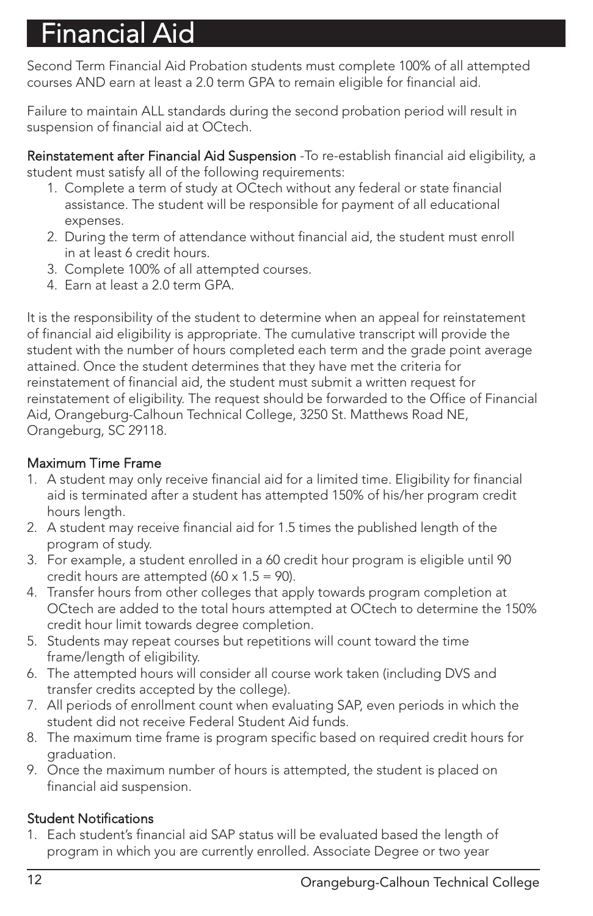# Financial Aid

Second Term Financial Aid Probation students must complete 100% of all attempted courses AND earn at least a 2.0 term GPA to remain eligible for financial aid.

Failure to maintain ALL standards during the second probation period will result in suspension of financial aid at OCtech.

Reinstatement after Financial Aid Suspension -To re-establish financial aid eligibility, a student must satisfy all of the following requirements:

1. Complete a term of study at OCtech without any federal or state financial assistance. The student will be responsible for payment of all educational expenses.
2. During the term of attendance without financial aid, the student must enroll in at least 6 credit hours.
3. Complete 100% of all attempted courses.
4. Earn at least a 2.0 term GPA.

It is the responsibility of the student to determine when an appeal for reinstatement of financial aid eligibility is appropriate. The cumulative transcript will provide the student with the number of hours completed each term and the grade point average attained. Once the student determines that they have met the criteria for reinstatement of financial aid, the student must submit a written request for reinstatement of eligibility. The request should be forwarded to the Office of Financial Aid, Orangeburg-Calhoun Technical College, 3250 St. Matthews Road NE, Orangeburg, SC 29118.

## Maximum Time Frame

1. A student may only receive financial aid for a limited time. Eligibility for financial aid is terminated after a student has attempted 150% of his/her program credit hours length.
2. A student may receive financial aid for 1.5 times the published length of the program of study.
3. For example, a student enrolled in a 60 credit hour program is eligible until 90 credit hours are attempted (60 x 1.5 = 90).
4. Transfer hours from other colleges that apply towards program completion at OCtech are added to the total hours attempted at OCtech to determine the 150% credit hour limit towards degree completion.
5. Students may repeat courses but repetitions will count toward the time frame/length of eligibility.
6. The attempted hours will consider all course work taken (including DVS and transfer credits accepted by the college).
7. All periods of enrollment count when evaluating SAP, even periods in which the student did not receive Federal Student Aid funds.
8. The maximum time frame is program specific based on required credit hours for graduation.
9. Once the maximum number of hours is attempted, the student is placed on financial aid suspension.

## Student Notifications

1. Each student's financial aid SAP status will be evaluated based the length of program in which you are currently enrolled. Associate Degree or two year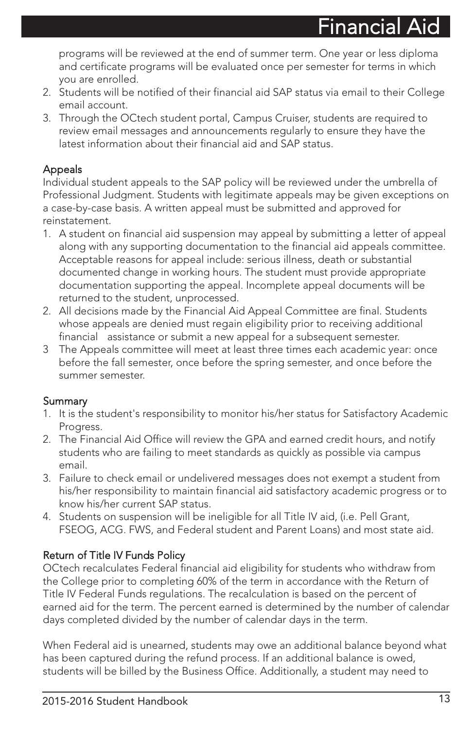programs will be reviewed at the end of summer term. One year or less diploma and certificate programs will be evaluated once per semester for terms in which you are enrolled.

2. Students will be notified of their financial aid SAP status via email to their College email account.
3. Through the OCtech student portal, Campus Cruiser, students are required to review email messages and announcements regularly to ensure they have the latest information about their financial aid and SAP status.

### Appeals

Individual student appeals to the SAP policy will be reviewed under the umbrella of Professional Judgment. Students with legitimate appeals may be given exceptions on a case-by-case basis. A written appeal must be submitted and approved for reinstatement.

1. A student on financial aid suspension may appeal by submitting a letter of appeal along with any supporting documentation to the financial aid appeals committee. Acceptable reasons for appeal include: serious illness, death or substantial documented change in working hours. The student must provide appropriate documentation supporting the appeal. Incomplete appeal documents will be returned to the student, unprocessed.
2. All decisions made by the Financial Aid Appeal Committee are final. Students whose appeals are denied must regain eligibility prior to receiving additional financial assistance or submit a new appeal for a subsequent semester.
3. The Appeals committee will meet at least three times each academic year: once before the fall semester, once before the spring semester, and once before the summer semester.

### Summary

1. It is the student's responsibility to monitor his/her status for Satisfactory Academic Progress.
2. The Financial Aid Office will review the GPA and earned credit hours, and notify students who are failing to meet standards as quickly as possible via campus email.
3. Failure to check email or undelivered messages does not exempt a student from his/her responsibility to maintain financial aid satisfactory academic progress or to know his/her current SAP status.
4. Students on suspension will be ineligible for all Title IV aid, (i.e. Pell Grant, FSEOG, ACG. FWS, and Federal student and Parent Loans) and most state aid.

### Return of Title IV Funds Policy

OCtech recalculates Federal financial aid eligibility for students who withdraw from the College prior to completing 60% of the term in accordance with the Return of Title IV Federal Funds regulations. The recalculation is based on the percent of earned aid for the term. The percent earned is determined by the number of calendar days completed divided by the number of calendar days in the term.

When Federal aid is unearned, students may owe an additional balance beyond what has been captured during the refund process. If an additional balance is owed, students will be billed by the Business Office. Additionally, a student may need to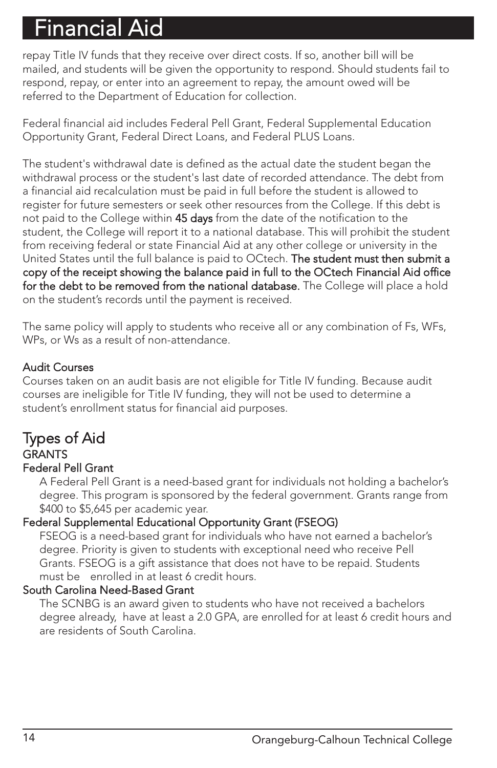# Financial Aid

repay Title IV funds that they receive over direct costs. If so, another bill will be mailed, and students will be given the opportunity to respond. Should students fail to respond, repay, or enter into an agreement to repay, the amount owed will be referred to the Department of Education for collection.

Federal financial aid includes Federal Pell Grant, Federal Supplemental Education Opportunity Grant, Federal Direct Loans, and Federal PLUS Loans.

The student's withdrawal date is defined as the actual date the student began the withdrawal process or the student's last date of recorded attendance. The debt from a financial aid recalculation must be paid in full before the student is allowed to register for future semesters or seek other resources from the College. If this debt is not paid to the College within **45 days** from the date of the notification to the student, the College will report it to a national database. This will prohibit the student from receiving federal or state Financial Aid at any other college or university in the United States until the full balance is paid to OCtech. **The student must then submit a copy of the receipt showing the balance paid in full to the OCtech Financial Aid office for the debt to be removed from the national database.** The College will place a hold on the student's records until the payment is received.

The same policy will apply to students who receive all or any combination of Fs, WFs, WPs, or Ws as a result of non-attendance.

### Audit Courses

Courses taken on an audit basis are not eligible for Title IV funding. Because audit courses are ineligible for Title IV funding, they will not be used to determine a student's enrollment status for financial aid purposes.

## Types of Aid

### GRANTS

#### Federal Pell Grant

A Federal Pell Grant is a need-based grant for individuals not holding a bachelor's degree. This program is sponsored by the federal government. Grants range from $400 to $5,645 per academic year.

#### Federal Supplemental Educational Opportunity Grant (FSEOG)

FSEOG is a need-based grant for individuals who have not earned a bachelor's degree. Priority is given to students with exceptional need who receive Pell Grants. FSEOG is a gift assistance that does not have to be repaid. Students must be enrolled in at least 6 credit hours.

#### South Carolina Need-Based Grant

The SCNBG is an award given to students who have not received a bachelors degree already, have at least a 2.0 GPA, are enrolled for at least 6 credit hours and are residents of South Carolina.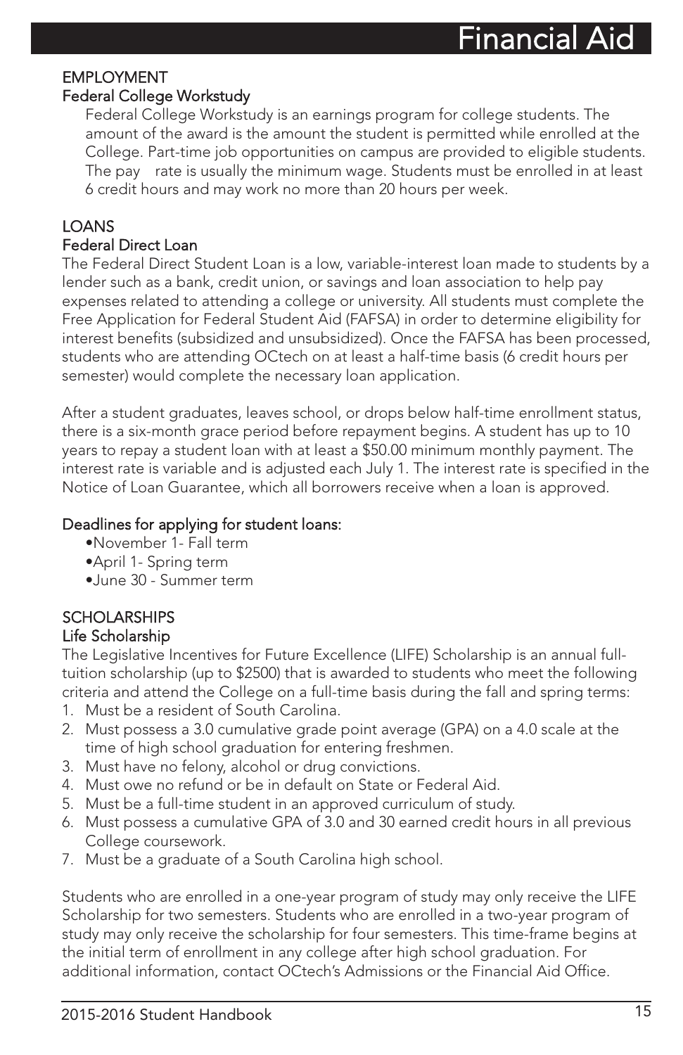# Financial Aid

## EMPLOYMENT

### Federal College Workstudy

Federal College Workstudy is an earnings program for college students. The amount of the award is the amount the student is permitted while enrolled at the College. Part-time job opportunities on campus are provided to eligible students. The pay rate is usually the minimum wage. Students must be enrolled in at least 6 credit hours and may work no more than 20 hours per week.

## LOANS

### Federal Direct Loan

The Federal Direct Student Loan is a low, variable-interest loan made to students by a lender such as a bank, credit union, or savings and loan association to help pay expenses related to attending a college or university. All students must complete the Free Application for Federal Student Aid (FAFSA) in order to determine eligibility for interest benefits (subsidized and unsubsidized). Once the FAFSA has been processed, students who are attending OCtech on at least a half-time basis (6 credit hours per semester) would complete the necessary loan application.

After a student graduates, leaves school, or drops below half-time enrollment status, there is a six-month grace period before repayment begins. A student has up to 10 years to repay a student loan with at least a $50.00 minimum monthly payment. The interest rate is variable and is adjusted each July 1. The interest rate is specified in the Notice of Loan Guarantee, which all borrowers receive when a loan is approved.

### Deadlines for applying for student loans:

- November 1- Fall term
- April 1- Spring term
- June 30 - Summer term

## SCHOLARSHIPS

### Life Scholarship

The Legislative Incentives for Future Excellence (LIFE) Scholarship is an annual full-tuition scholarship (up to $2500) that is awarded to students who meet the following criteria and attend the College on a full-time basis during the fall and spring terms:

1. Must be a resident of South Carolina.
2. Must possess a 3.0 cumulative grade point average (GPA) on a 4.0 scale at the time of high school graduation for entering freshmen.
3. Must have no felony, alcohol or drug convictions.
4. Must owe no refund or be in default on State or Federal Aid.
5. Must be a full-time student in an approved curriculum of study.
6. Must possess a cumulative GPA of 3.0 and 30 earned credit hours in all previous College coursework.
7. Must be a graduate of a South Carolina high school.

Students who are enrolled in a one-year program of study may only receive the LIFE Scholarship for two semesters. Students who are enrolled in a two-year program of study may only receive the scholarship for four semesters. This time-frame begins at the initial term of enrollment in any college after high school graduation. For additional information, contact OCtech's Admissions or the Financial Aid Office.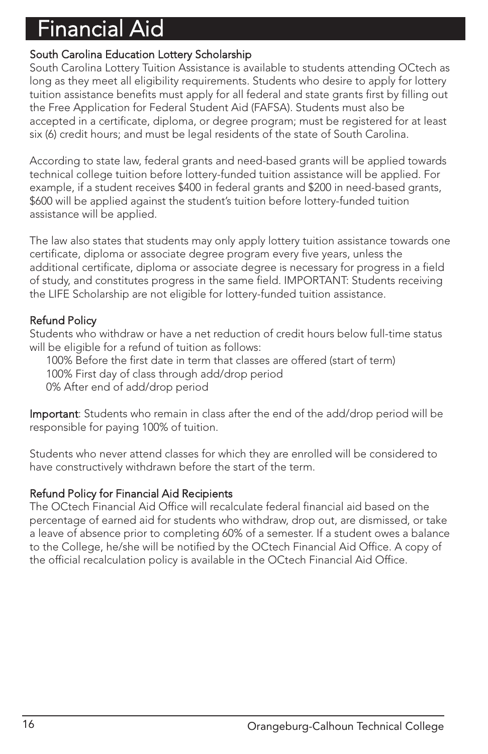# Financial Aid

### South Carolina Education Lottery Scholarship

South Carolina Lottery Tuition Assistance is available to students attending OCtech as long as they meet all eligibility requirements. Students who desire to apply for lottery tuition assistance benefits must apply for all federal and state grants first by filling out the Free Application for Federal Student Aid (FAFSA). Students must also be accepted in a certificate, diploma, or degree program; must be registered for at least six (6) credit hours; and must be legal residents of the state of South Carolina.

According to state law, federal grants and need-based grants will be applied towards technical college tuition before lottery-funded tuition assistance will be applied. For example, if a student receives $400 in federal grants and $200 in need-based grants, $600 will be applied against the student's tuition before lottery-funded tuition assistance will be applied.

The law also states that students may only apply lottery tuition assistance towards one certificate, diploma or associate degree program every five years, unless the additional certificate, diploma or associate degree is necessary for progress in a field of study, and constitutes progress in the same field. IMPORTANT: Students receiving the LIFE Scholarship are not eligible for lottery-funded tuition assistance.

### Refund Policy

Students who withdraw or have a net reduction of credit hours below full-time status will be eligible for a refund of tuition as follows:

100% Before the first date in term that classes are offered (start of term)
100% First day of class through add/drop period
0% After end of add/drop period

**Important**: Students who remain in class after the end of the add/drop period will be responsible for paying 100% of tuition.

Students who never attend classes for which they are enrolled will be considered to have constructively withdrawn before the start of the term.

### Refund Policy for Financial Aid Recipients

The OCtech Financial Aid Office will recalculate federal financial aid based on the percentage of earned aid for students who withdraw, drop out, are dismissed, or take a leave of absence prior to completing 60% of a semester. If a student owes a balance to the College, he/she will be notified by the OCtech Financial Aid Office. A copy of the official recalculation policy is available in the OCtech Financial Aid Office.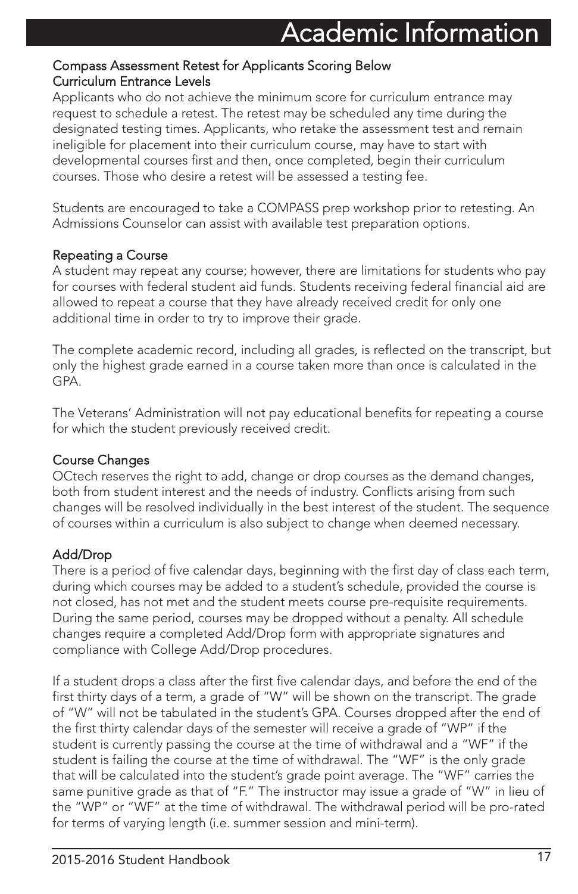# Academic Information

### Compass Assessment Retest for Applicants Scoring Below Curriculum Entrance Levels

Applicants who do not achieve the minimum score for curriculum entrance may request to schedule a retest. The retest may be scheduled any time during the designated testing times. Applicants, who retake the assessment test and remain ineligible for placement into their curriculum course, may have to start with developmental courses first and then, once completed, begin their curriculum courses. Those who desire a retest will be assessed a testing fee.

Students are encouraged to take a COMPASS prep workshop prior to retesting. An Admissions Counselor can assist with available test preparation options.

### Repeating a Course

A student may repeat any course; however, there are limitations for students who pay for courses with federal student aid funds. Students receiving federal financial aid are allowed to repeat a course that they have already received credit for only one additional time in order to try to improve their grade.

The complete academic record, including all grades, is reflected on the transcript, but only the highest grade earned in a course taken more than once is calculated in the GPA.

The Veterans' Administration will not pay educational benefits for repeating a course for which the student previously received credit.

### Course Changes

OCtech reserves the right to add, change or drop courses as the demand changes, both from student interest and the needs of industry. Conflicts arising from such changes will be resolved individually in the best interest of the student. The sequence of courses within a curriculum is also subject to change when deemed necessary.

### Add/Drop

There is a period of five calendar days, beginning with the first day of class each term, during which courses may be added to a student's schedule, provided the course is not closed, has not met and the student meets course pre-requisite requirements. During the same period, courses may be dropped without a penalty. All schedule changes require a completed Add/Drop form with appropriate signatures and compliance with College Add/Drop procedures.

If a student drops a class after the first five calendar days, and before the end of the first thirty days of a term, a grade of "W" will be shown on the transcript. The grade of "W" will not be tabulated in the student's GPA. Courses dropped after the end of the first thirty calendar days of the semester will receive a grade of "WP" if the student is currently passing the course at the time of withdrawal and a "WF" if the student is failing the course at the time of withdrawal. The "WF" is the only grade that will be calculated into the student's grade point average. The "WF" carries the same punitive grade as that of "F." The instructor may issue a grade of "W" in lieu of the "WP" or "WF" at the time of withdrawal. The withdrawal period will be pro-rated for terms of varying length (i.e. summer session and mini-term).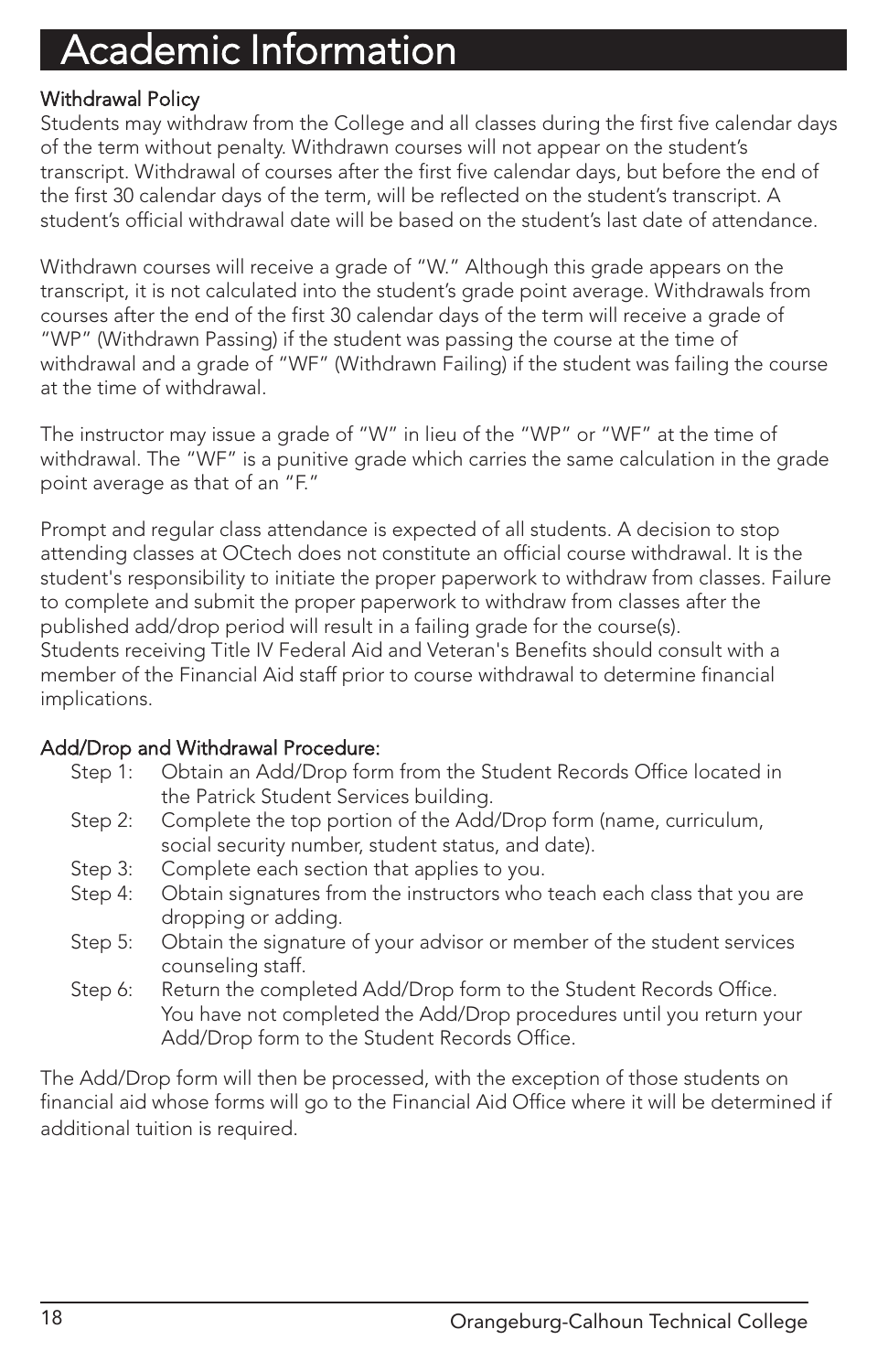# Academic Information

## Withdrawal Policy

Students may withdraw from the College and all classes during the first five calendar days of the term without penalty. Withdrawn courses will not appear on the student's transcript. Withdrawal of courses after the first five calendar days, but before the end of the first 30 calendar days of the term, will be reflected on the student's transcript. A student's official withdrawal date will be based on the student's last date of attendance.

Withdrawn courses will receive a grade of "W." Although this grade appears on the transcript, it is not calculated into the student's grade point average. Withdrawals from courses after the end of the first 30 calendar days of the term will receive a grade of "WP" (Withdrawn Passing) if the student was passing the course at the time of withdrawal and a grade of "WF" (Withdrawn Failing) if the student was failing the course at the time of withdrawal.

The instructor may issue a grade of "W" in lieu of the "WP" or "WF" at the time of withdrawal. The "WF" is a punitive grade which carries the same calculation in the grade point average as that of an "F."

Prompt and regular class attendance is expected of all students. A decision to stop attending classes at OCtech does not constitute an official course withdrawal. It is the student's responsibility to initiate the proper paperwork to withdraw from classes. Failure to complete and submit the proper paperwork to withdraw from classes after the published add/drop period will result in a failing grade for the course(s).
Students receiving Title IV Federal Aid and Veteran's Benefits should consult with a member of the Financial Aid staff prior to course withdrawal to determine financial implications.

## Add/Drop and Withdrawal Procedure:

- Step 1: Obtain an Add/Drop form from the Student Records Office located in the Patrick Student Services building.
- Step 2: Complete the top portion of the Add/Drop form (name, curriculum, social security number, student status, and date).
- Step 3: Complete each section that applies to you.
- Step 4: Obtain signatures from the instructors who teach each class that you are dropping or adding.
- Step 5: Obtain the signature of your advisor or member of the student services counseling staff.
- Step 6: Return the completed Add/Drop form to the Student Records Office. You have not completed the Add/Drop procedures until you return your Add/Drop form to the Student Records Office.

The Add/Drop form will then be processed, with the exception of those students on financial aid whose forms will go to the Financial Aid Office where it will be determined if additional tuition is required.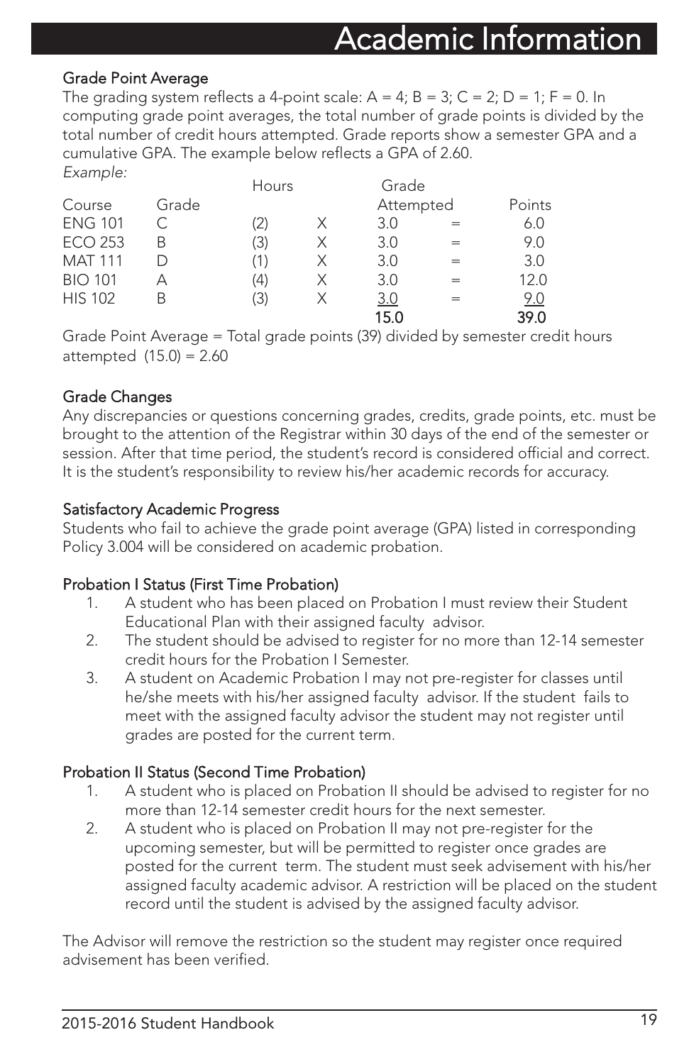# Academic Information

## Grade Point Average

The grading system reflects a 4-point scale: A = 4; B = 3; C = 2; D = 1; F = 0. In computing grade point averages, the total number of grade points is divided by the total number of credit hours attempted. Grade reports show a semester GPA and a cumulative GPA. The example below reflects a GPA of 2.60.

*Example:*

| Course | Grade | Hours | | Grade Attempted | | Points |
|---|---|---|---|---|---|---|
| ENG 101 | C | (2) | X | 3.0 | = | 6.0 |
| ECO 253 | B | (3) | X | 3.0 | = | 9.0 |
| MAT 111 | D | (1) | X | 3.0 | = | 3.0 |
| BIO 101 | A | (4) | X | 3.0 | = | 12.0 |
| HIS 102 | B | (3) | X | 3.0 | = | 9.0 |
| | | | | 15.0 | | 39.0 |

Grade Point Average = Total grade points (39) divided by semester credit hours attempted (15.0) = 2.60

## Grade Changes

Any discrepancies or questions concerning grades, credits, grade points, etc. must be brought to the attention of the Registrar within 30 days of the end of the semester or session. After that time period, the student's record is considered official and correct. It is the student's responsibility to review his/her academic records for accuracy.

## Satisfactory Academic Progress

Students who fail to achieve the grade point average (GPA) listed in corresponding Policy 3.004 will be considered on academic probation.

## Probation I Status (First Time Probation)

1. A student who has been placed on Probation I must review their Student Educational Plan with their assigned faculty advisor.
2. The student should be advised to register for no more than 12-14 semester credit hours for the Probation I Semester.
3. A student on Academic Probation I may not pre-register for classes until he/she meets with his/her assigned faculty advisor. If the student fails to meet with the assigned faculty advisor the student may not register until grades are posted for the current term.

## Probation II Status (Second Time Probation)

1. A student who is placed on Probation II should be advised to register for no more than 12-14 semester credit hours for the next semester.
2. A student who is placed on Probation II may not pre-register for the upcoming semester, but will be permitted to register once grades are posted for the current term. The student must seek advisement with his/her assigned faculty academic advisor. A restriction will be placed on the student record until the student is advised by the assigned faculty advisor.

The Advisor will remove the restriction so the student may register once required advisement has been verified.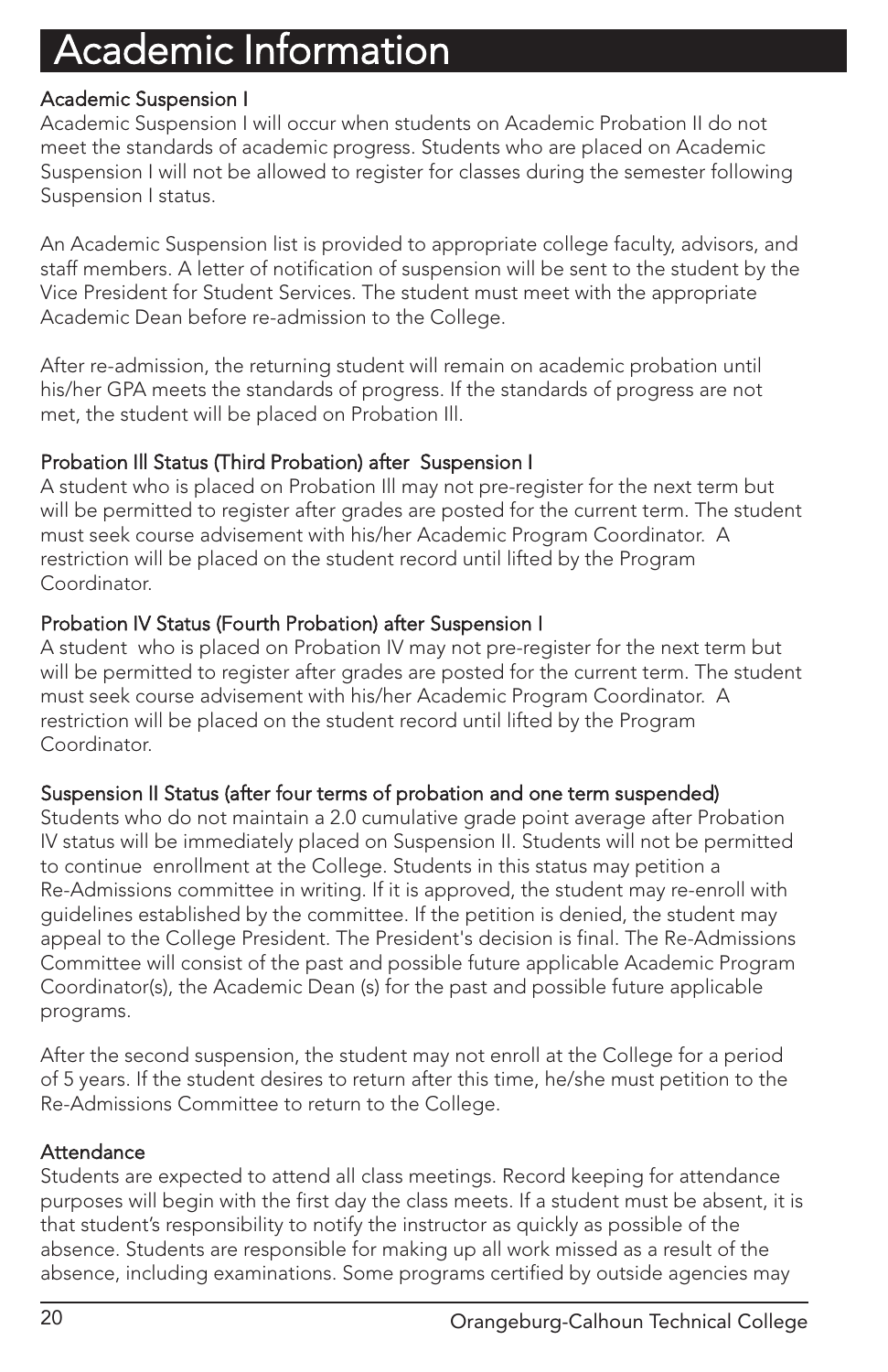# Academic Information

## Academic Suspension I

Academic Suspension I will occur when students on Academic Probation II do not meet the standards of academic progress. Students who are placed on Academic Suspension I will not be allowed to register for classes during the semester following Suspension I status.

An Academic Suspension list is provided to appropriate college faculty, advisors, and staff members. A letter of notification of suspension will be sent to the student by the Vice President for Student Services. The student must meet with the appropriate Academic Dean before re-admission to the College.

After re-admission, the returning student will remain on academic probation until his/her GPA meets the standards of progress. If the standards of progress are not met, the student will be placed on Probation III.

## Probation III Status (Third Probation) after Suspension I

A student who is placed on Probation III may not pre-register for the next term but will be permitted to register after grades are posted for the current term. The student must seek course advisement with his/her Academic Program Coordinator. A restriction will be placed on the student record until lifted by the Program Coordinator.

## Probation IV Status (Fourth Probation) after Suspension I

A student who is placed on Probation IV may not pre-register for the next term but will be permitted to register after grades are posted for the current term. The student must seek course advisement with his/her Academic Program Coordinator. A restriction will be placed on the student record until lifted by the Program Coordinator.

## Suspension II Status (after four terms of probation and one term suspended)

Students who do not maintain a 2.0 cumulative grade point average after Probation IV status will be immediately placed on Suspension II. Students will not be permitted to continue enrollment at the College. Students in this status may petition a Re-Admissions committee in writing. If it is approved, the student may re-enroll with guidelines established by the committee. If the petition is denied, the student may appeal to the College President. The President's decision is final. The Re-Admissions Committee will consist of the past and possible future applicable Academic Program Coordinator(s), the Academic Dean (s) for the past and possible future applicable programs.

After the second suspension, the student may not enroll at the College for a period of 5 years. If the student desires to return after this time, he/she must petition to the Re-Admissions Committee to return to the College.

## Attendance

Students are expected to attend all class meetings. Record keeping for attendance purposes will begin with the first day the class meets. If a student must be absent, it is that student's responsibility to notify the instructor as quickly as possible of the absence. Students are responsible for making up all work missed as a result of the absence, including examinations. Some programs certified by outside agencies may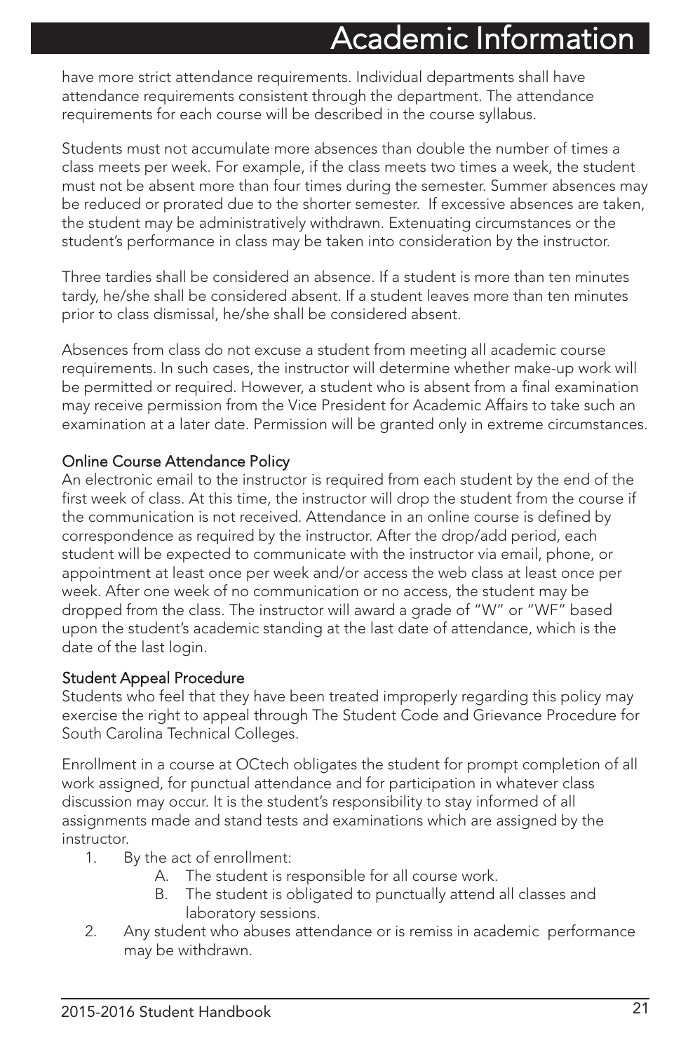have more strict attendance requirements. Individual departments shall have attendance requirements consistent through the department. The attendance requirements for each course will be described in the course syllabus.

Students must not accumulate more absences than double the number of times a class meets per week. For example, if the class meets two times a week, the student must not be absent more than four times during the semester. Summer absences may be reduced or prorated due to the shorter semester. If excessive absences are taken, the student may be administratively withdrawn. Extenuating circumstances or the student's performance in class may be taken into consideration by the instructor.

Three tardies shall be considered an absence. If a student is more than ten minutes tardy, he/she shall be considered absent. If a student leaves more than ten minutes prior to class dismissal, he/she shall be considered absent.

Absences from class do not excuse a student from meeting all academic course requirements. In such cases, the instructor will determine whether make-up work will be permitted or required. However, a student who is absent from a final examination may receive permission from the Vice President for Academic Affairs to take such an examination at a later date. Permission will be granted only in extreme circumstances.

### Online Course Attendance Policy

An electronic email to the instructor is required from each student by the end of the first week of class. At this time, the instructor will drop the student from the course if the communication is not received. Attendance in an online course is defined by correspondence as required by the instructor. After the drop/add period, each student will be expected to communicate with the instructor via email, phone, or appointment at least once per week and/or access the web class at least once per week. After one week of no communication or no access, the student may be dropped from the class. The instructor will award a grade of "W" or "WF" based upon the student's academic standing at the last date of attendance, which is the date of the last login.

### Student Appeal Procedure

Students who feel that they have been treated improperly regarding this policy may exercise the right to appeal through The Student Code and Grievance Procedure for South Carolina Technical Colleges.

Enrollment in a course at OCtech obligates the student for prompt completion of all work assigned, for punctual attendance and for participation in whatever class discussion may occur. It is the student's responsibility to stay informed of all assignments made and stand tests and examinations which are assigned by the instructor.

1. By the act of enrollment:
   - A. The student is responsible for all course work.
   - B. The student is obligated to punctually attend all classes and laboratory sessions.
2. Any student who abuses attendance or is remiss in academic performance may be withdrawn.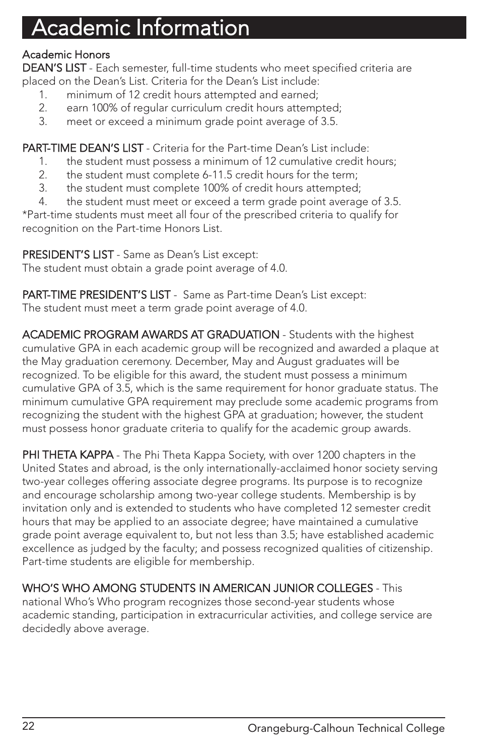# Academic Information

## Academic Honors

**DEAN'S LIST** - Each semester, full-time students who meet specified criteria are placed on the Dean's List. Criteria for the Dean's List include:

1. minimum of 12 credit hours attempted and earned;
2. earn 100% of regular curriculum credit hours attempted;
3. meet or exceed a minimum grade point average of 3.5.

**PART-TIME DEAN'S LIST** - Criteria for the Part-time Dean's List include:

1. the student must possess a minimum of 12 cumulative credit hours;
2. the student must complete 6-11.5 credit hours for the term;
3. the student must complete 100% of credit hours attempted;
4. the student must meet or exceed a term grade point average of 3.5.

*Part-time students must meet all four of the prescribed criteria to qualify for recognition on the Part-time Honors List.

**PRESIDENT'S LIST** - Same as Dean's List except:
The student must obtain a grade point average of 4.0.

**PART-TIME PRESIDENT'S LIST** - Same as Part-time Dean's List except:
The student must meet a term grade point average of 4.0.

**ACADEMIC PROGRAM AWARDS AT GRADUATION** - Students with the highest cumulative GPA in each academic group will be recognized and awarded a plaque at the May graduation ceremony. December, May and August graduates will be recognized. To be eligible for this award, the student must possess a minimum cumulative GPA of 3.5, which is the same requirement for honor graduate status. The minimum cumulative GPA requirement may preclude some academic programs from recognizing the student with the highest GPA at graduation; however, the student must possess honor graduate criteria to qualify for the academic group awards.

**PHI THETA KAPPA** - The Phi Theta Kappa Society, with over 1200 chapters in the United States and abroad, is the only internationally-acclaimed honor society serving two-year colleges offering associate degree programs. Its purpose is to recognize and encourage scholarship among two-year college students. Membership is by invitation only and is extended to students who have completed 12 semester credit hours that may be applied to an associate degree; have maintained a cumulative grade point average equivalent to, but not less than 3.5; have established academic excellence as judged by the faculty; and possess recognized qualities of citizenship. Part-time students are eligible for membership.

**WHO'S WHO AMONG STUDENTS IN AMERICAN JUNIOR COLLEGES** - This national Who's Who program recognizes those second-year students whose academic standing, participation in extracurricular activities, and college service are decidedly above average.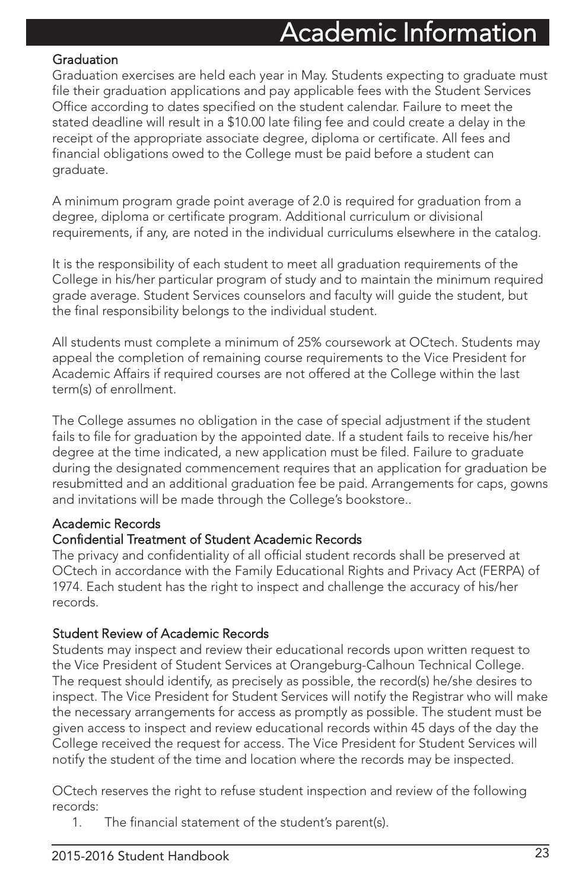# Academic Information

## Graduation

Graduation exercises are held each year in May. Students expecting to graduate must file their graduation applications and pay applicable fees with the Student Services Office according to dates specified on the student calendar. Failure to meet the stated deadline will result in a $10.00 late filing fee and could create a delay in the receipt of the appropriate associate degree, diploma or certificate. All fees and financial obligations owed to the College must be paid before a student can graduate.

A minimum program grade point average of 2.0 is required for graduation from a degree, diploma or certificate program. Additional curriculum or divisional requirements, if any, are noted in the individual curriculums elsewhere in the catalog.

It is the responsibility of each student to meet all graduation requirements of the College in his/her particular program of study and to maintain the minimum required grade average. Student Services counselors and faculty will guide the student, but the final responsibility belongs to the individual student.

All students must complete a minimum of 25% coursework at OCtech. Students may appeal the completion of remaining course requirements to the Vice President for Academic Affairs if required courses are not offered at the College within the last term(s) of enrollment.

The College assumes no obligation in the case of special adjustment if the student fails to file for graduation by the appointed date. If a student fails to receive his/her degree at the time indicated, a new application must be filed. Failure to graduate during the designated commencement requires that an application for graduation be resubmitted and an additional graduation fee be paid. Arrangements for caps, gowns and invitations will be made through the College's bookstore..

## Academic Records

### Confidential Treatment of Student Academic Records

The privacy and confidentiality of all official student records shall be preserved at OCtech in accordance with the Family Educational Rights and Privacy Act (FERPA) of 1974. Each student has the right to inspect and challenge the accuracy of his/her records.

### Student Review of Academic Records

Students may inspect and review their educational records upon written request to the Vice President of Student Services at Orangeburg-Calhoun Technical College. The request should identify, as precisely as possible, the record(s) he/she desires to inspect. The Vice President for Student Services will notify the Registrar who will make the necessary arrangements for access as promptly as possible. The student must be given access to inspect and review educational records within 45 days of the day the College received the request for access. The Vice President for Student Services will notify the student of the time and location where the records may be inspected.

OCtech reserves the right to refuse student inspection and review of the following records:

1. The financial statement of the student's parent(s).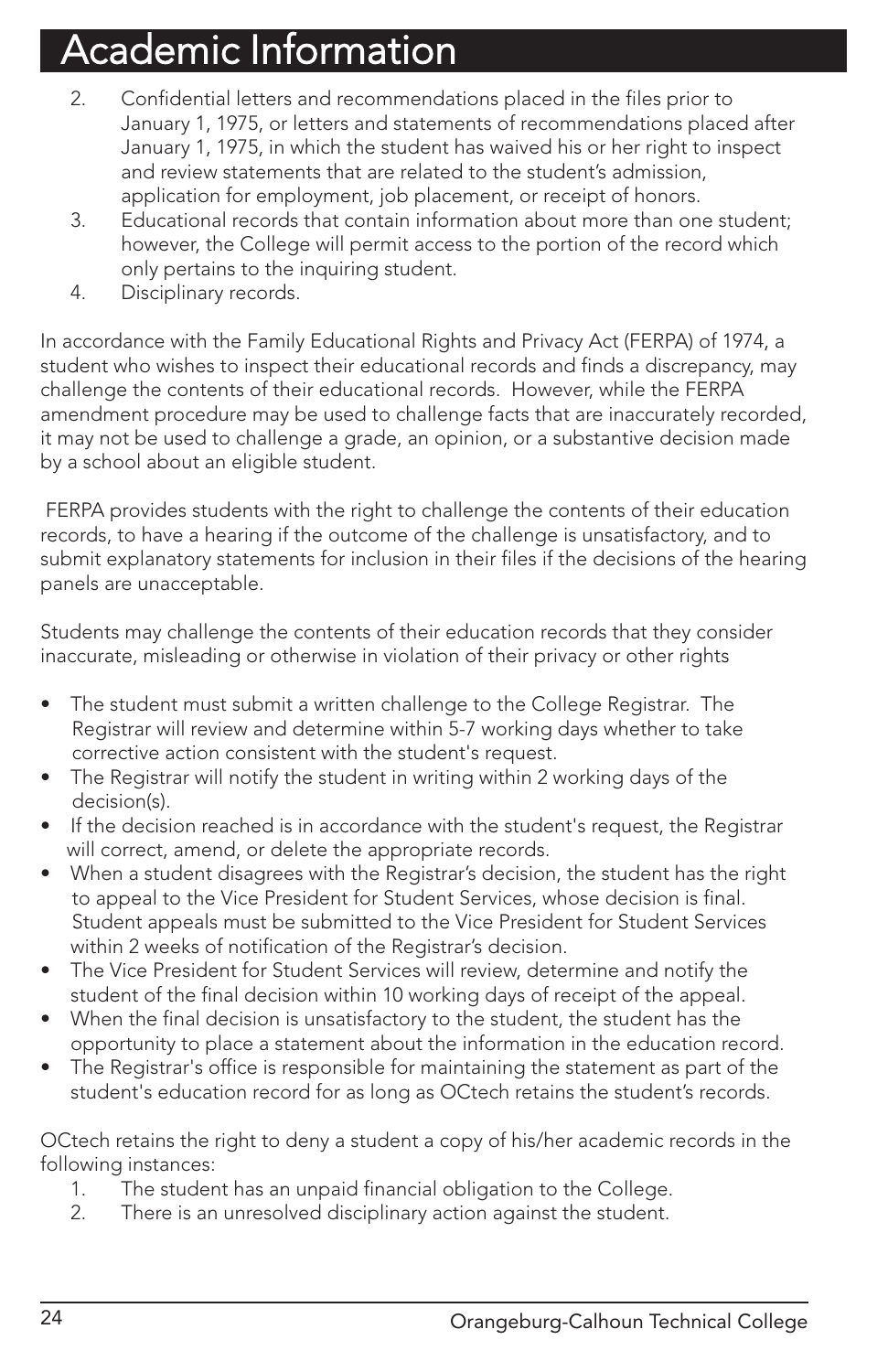# Academic Information

2. Confidential letters and recommendations placed in the files prior to January 1, 1975, or letters and statements of recommendations placed after January 1, 1975, in which the student has waived his or her right to inspect and review statements that are related to the student's admission, application for employment, job placement, or receipt of honors.
3. Educational records that contain information about more than one student; however, the College will permit access to the portion of the record which only pertains to the inquiring student.
4. Disciplinary records.

In accordance with the Family Educational Rights and Privacy Act (FERPA) of 1974, a student who wishes to inspect their educational records and finds a discrepancy, may challenge the contents of their educational records. However, while the FERPA amendment procedure may be used to challenge facts that are inaccurately recorded, it may not be used to challenge a grade, an opinion, or a substantive decision made by a school about an eligible student.

FERPA provides students with the right to challenge the contents of their education records, to have a hearing if the outcome of the challenge is unsatisfactory, and to submit explanatory statements for inclusion in their files if the decisions of the hearing panels are unacceptable.

Students may challenge the contents of their education records that they consider inaccurate, misleading or otherwise in violation of their privacy or other rights

- The student must submit a written challenge to the College Registrar. The Registrar will review and determine within 5-7 working days whether to take corrective action consistent with the student's request.
- The Registrar will notify the student in writing within 2 working days of the decision(s).
- If the decision reached is in accordance with the student's request, the Registrar will correct, amend, or delete the appropriate records.
- When a student disagrees with the Registrar's decision, the student has the right to appeal to the Vice President for Student Services, whose decision is final. Student appeals must be submitted to the Vice President for Student Services within 2 weeks of notification of the Registrar's decision.
- The Vice President for Student Services will review, determine and notify the student of the final decision within 10 working days of receipt of the appeal.
- When the final decision is unsatisfactory to the student, the student has the opportunity to place a statement about the information in the education record.
- The Registrar's office is responsible for maintaining the statement as part of the student's education record for as long as OCtech retains the student's records.

OCtech retains the right to deny a student a copy of his/her academic records in the following instances:

1. The student has an unpaid financial obligation to the College.
2. There is an unresolved disciplinary action against the student.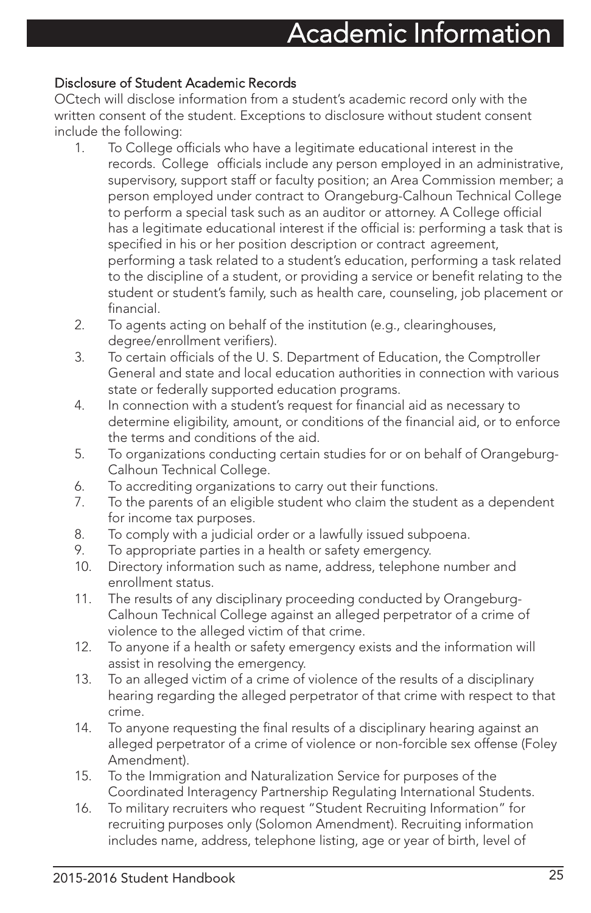# Academic Information

### Disclosure of Student Academic Records

OCtech will disclose information from a student's academic record only with the written consent of the student. Exceptions to disclosure without student consent include the following:

1. To College officials who have a legitimate educational interest in the records. College officials include any person employed in an administrative, supervisory, support staff or faculty position; an Area Commission member; a person employed under contract to Orangeburg-Calhoun Technical College to perform a special task such as an auditor or attorney. A College official has a legitimate educational interest if the official is: performing a task that is specified in his or her position description or contract agreement, performing a task related to a student's education, performing a task related to the discipline of a student, or providing a service or benefit relating to the student or student's family, such as health care, counseling, job placement or financial.
2. To agents acting on behalf of the institution (e.g., clearinghouses, degree/enrollment verifiers).
3. To certain officials of the U. S. Department of Education, the Comptroller General and state and local education authorities in connection with various state or federally supported education programs.
4. In connection with a student's request for financial aid as necessary to determine eligibility, amount, or conditions of the financial aid, or to enforce the terms and conditions of the aid.
5. To organizations conducting certain studies for or on behalf of Orangeburg-Calhoun Technical College.
6. To accrediting organizations to carry out their functions.
7. To the parents of an eligible student who claim the student as a dependent for income tax purposes.
8. To comply with a judicial order or a lawfully issued subpoena.
9. To appropriate parties in a health or safety emergency.
10. Directory information such as name, address, telephone number and enrollment status.
11. The results of any disciplinary proceeding conducted by Orangeburg-Calhoun Technical College against an alleged perpetrator of a crime of violence to the alleged victim of that crime.
12. To anyone if a health or safety emergency exists and the information will assist in resolving the emergency.
13. To an alleged victim of a crime of violence of the results of a disciplinary hearing regarding the alleged perpetrator of that crime with respect to that crime.
14. To anyone requesting the final results of a disciplinary hearing against an alleged perpetrator of a crime of violence or non-forcible sex offense (Foley Amendment).
15. To the Immigration and Naturalization Service for purposes of the Coordinated Interagency Partnership Regulating International Students.
16. To military recruiters who request "Student Recruiting Information" for recruiting purposes only (Solomon Amendment). Recruiting information includes name, address, telephone listing, age or year of birth, level of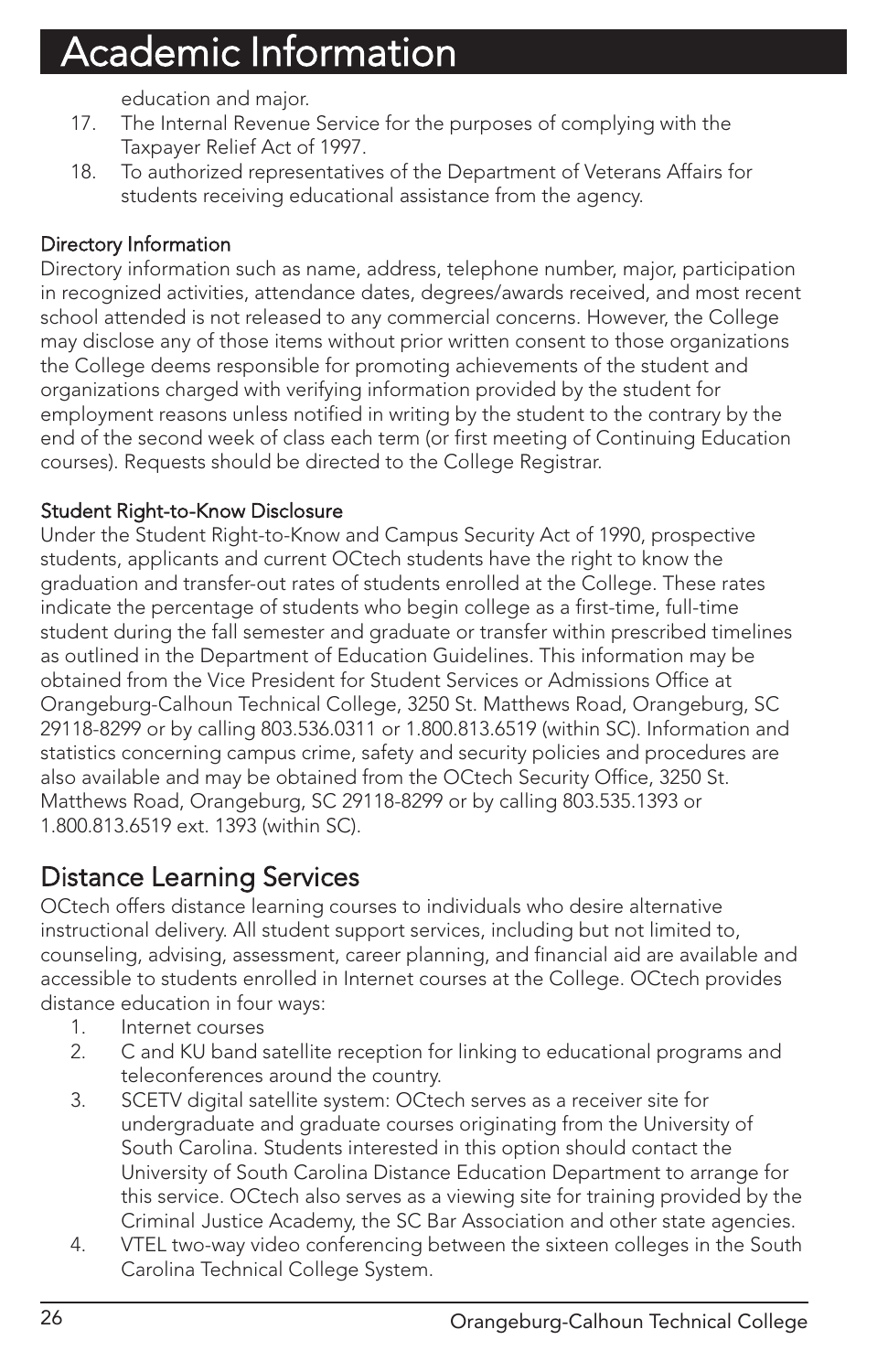education and major.

17. The Internal Revenue Service for the purposes of complying with the Taxpayer Relief Act of 1997.
18. To authorized representatives of the Department of Veterans Affairs for students receiving educational assistance from the agency.

### Directory Information

Directory information such as name, address, telephone number, major, participation in recognized activities, attendance dates, degrees/awards received, and most recent school attended is not released to any commercial concerns. However, the College may disclose any of those items without prior written consent to those organizations the College deems responsible for promoting achievements of the student and organizations charged with verifying information provided by the student for employment reasons unless notified in writing by the student to the contrary by the end of the second week of class each term (or first meeting of Continuing Education courses). Requests should be directed to the College Registrar.

### Student Right-to-Know Disclosure

Under the Student Right-to-Know and Campus Security Act of 1990, prospective students, applicants and current OCtech students have the right to know the graduation and transfer-out rates of students enrolled at the College. These rates indicate the percentage of students who begin college as a first-time, full-time student during the fall semester and graduate or transfer within prescribed timelines as outlined in the Department of Education Guidelines. This information may be obtained from the Vice President for Student Services or Admissions Office at Orangeburg-Calhoun Technical College, 3250 St. Matthews Road, Orangeburg, SC 29118-8299 or by calling 803.536.0311 or 1.800.813.6519 (within SC). Information and statistics concerning campus crime, safety and security policies and procedures are also available and may be obtained from the OCtech Security Office, 3250 St. Matthews Road, Orangeburg, SC 29118-8299 or by calling 803.535.1393 or 1.800.813.6519 ext. 1393 (within SC).

## Distance Learning Services

OCtech offers distance learning courses to individuals who desire alternative instructional delivery. All student support services, including but not limited to, counseling, advising, assessment, career planning, and financial aid are available and accessible to students enrolled in Internet courses at the College. OCtech provides distance education in four ways:

1. Internet courses
2. C and KU band satellite reception for linking to educational programs and teleconferences around the country.
3. SCETV digital satellite system: OCtech serves as a receiver site for undergraduate and graduate courses originating from the University of South Carolina. Students interested in this option should contact the University of South Carolina Distance Education Department to arrange for this service. OCtech also serves as a viewing site for training provided by the Criminal Justice Academy, the SC Bar Association and other state agencies.
4. VTEL two-way video conferencing between the sixteen colleges in the South Carolina Technical College System.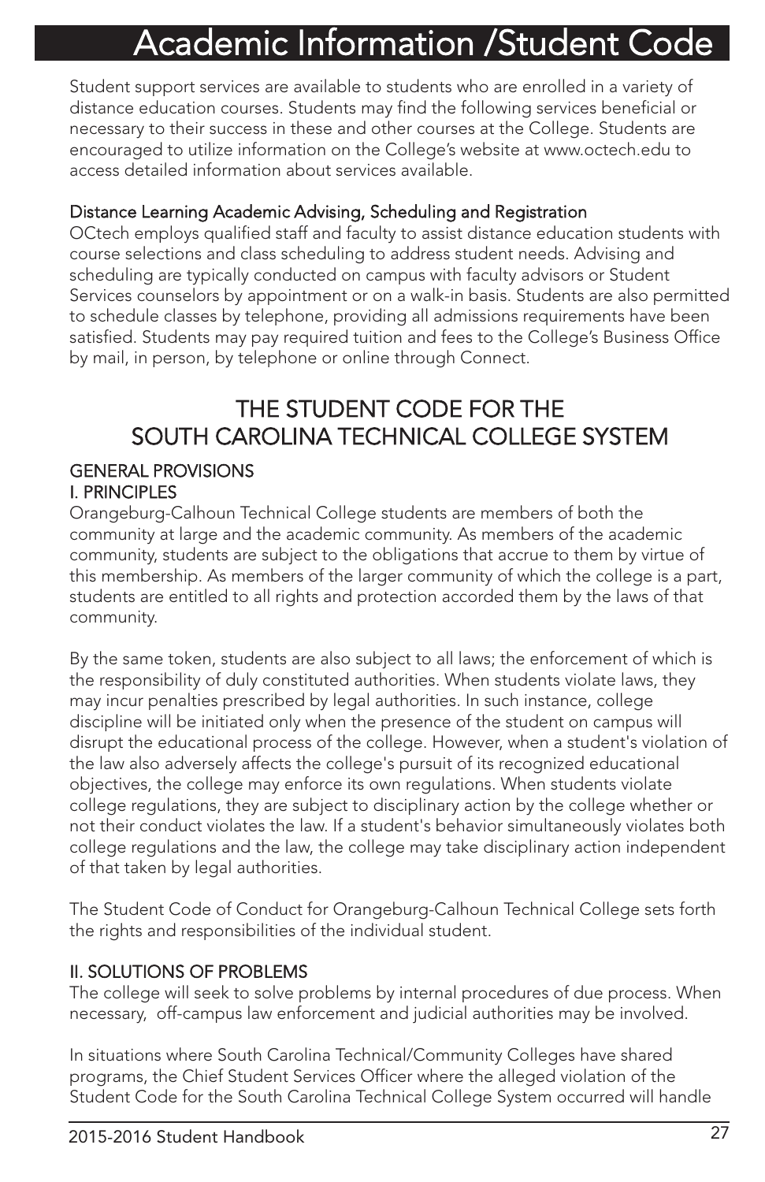# Academic Information /Student Code

Student support services are available to students who are enrolled in a variety of distance education courses. Students may find the following services beneficial or necessary to their success in these and other courses at the College. Students are encouraged to utilize information on the College's website at www.octech.edu to access detailed information about services available.

### Distance Learning Academic Advising, Scheduling and Registration

OCtech employs qualified staff and faculty to assist distance education students with course selections and class scheduling to address student needs. Advising and scheduling are typically conducted on campus with faculty advisors or Student Services counselors by appointment or on a walk-in basis. Students are also permitted to schedule classes by telephone, providing all admissions requirements have been satisfied. Students may pay required tuition and fees to the College's Business Office by mail, in person, by telephone or online through Connect.

## THE STUDENT CODE FOR THE SOUTH CAROLINA TECHNICAL COLLEGE SYSTEM

### GENERAL PROVISIONS

### I. PRINCIPLES

Orangeburg-Calhoun Technical College students are members of both the community at large and the academic community. As members of the academic community, students are subject to the obligations that accrue to them by virtue of this membership. As members of the larger community of which the college is a part, students are entitled to all rights and protection accorded them by the laws of that community.

By the same token, students are also subject to all laws; the enforcement of which is the responsibility of duly constituted authorities. When students violate laws, they may incur penalties prescribed by legal authorities. In such instance, college discipline will be initiated only when the presence of the student on campus will disrupt the educational process of the college. However, when a student's violation of the law also adversely affects the college's pursuit of its recognized educational objectives, the college may enforce its own regulations. When students violate college regulations, they are subject to disciplinary action by the college whether or not their conduct violates the law. If a student's behavior simultaneously violates both college regulations and the law, the college may take disciplinary action independent of that taken by legal authorities.

The Student Code of Conduct for Orangeburg-Calhoun Technical College sets forth the rights and responsibilities of the individual student.

### II. SOLUTIONS OF PROBLEMS

The college will seek to solve problems by internal procedures of due process. When necessary, off-campus law enforcement and judicial authorities may be involved.

In situations where South Carolina Technical/Community Colleges have shared programs, the Chief Student Services Officer where the alleged violation of the Student Code for the South Carolina Technical College System occurred will handle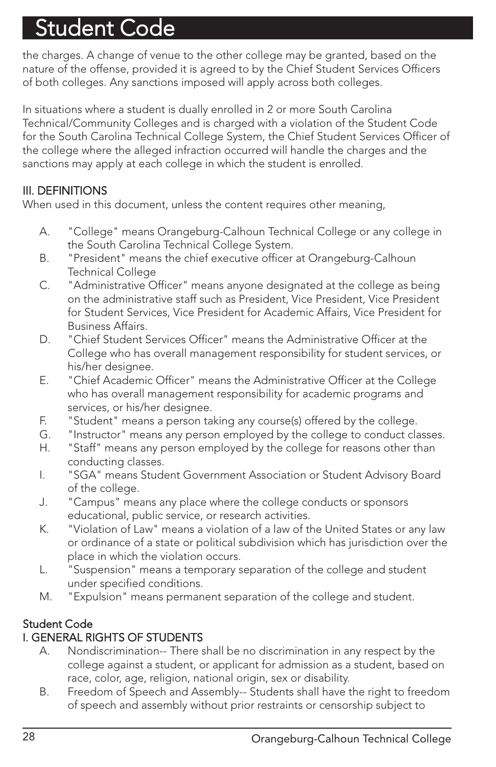the charges. A change of venue to the other college may be granted, based on the nature of the offense, provided it is agreed to by the Chief Student Services Officers of both colleges. Any sanctions imposed will apply across both colleges.

In situations where a student is dually enrolled in 2 or more South Carolina Technical/Community Colleges and is charged with a violation of the Student Code for the South Carolina Technical College System, the Chief Student Services Officer of the college where the alleged infraction occurred will handle the charges and the sanctions may apply at each college in which the student is enrolled.

### III. DEFINITIONS

When used in this document, unless the content requires other meaning,

A. "College" means Orangeburg-Calhoun Technical College or any college in the South Carolina Technical College System.
B. "President" means the chief executive officer at Orangeburg-Calhoun Technical College
C. "Administrative Officer" means anyone designated at the college as being on the administrative staff such as President, Vice President, Vice President for Student Services, Vice President for Academic Affairs, Vice President for Business Affairs.
D. "Chief Student Services Officer" means the Administrative Officer at the College who has overall management responsibility for student services, or his/her designee.
E. "Chief Academic Officer" means the Administrative Officer at the College who has overall management responsibility for academic programs and services, or his/her designee.
F. "Student" means a person taking any course(s) offered by the college.
G. "Instructor" means any person employed by the college to conduct classes.
H. "Staff" means any person employed by the college for reasons other than conducting classes.
I. "SGA" means Student Government Association or Student Advisory Board of the college.
J. "Campus" means any place where the college conducts or sponsors educational, public service, or research activities.
K. "Violation of Law" means a violation of a law of the United States or any law or ordinance of a state or political subdivision which has jurisdiction over the place in which the violation occurs.
L. "Suspension" means a temporary separation of the college and student under specified conditions.
M. "Expulsion" means permanent separation of the college and student.

## Student Code

### I. GENERAL RIGHTS OF STUDENTS

A. Nondiscrimination-- There shall be no discrimination in any respect by the college against a student, or applicant for admission as a student, based on race, color, age, religion, national origin, sex or disability.
B. Freedom of Speech and Assembly-- Students shall have the right to freedom of speech and assembly without prior restraints or censorship subject to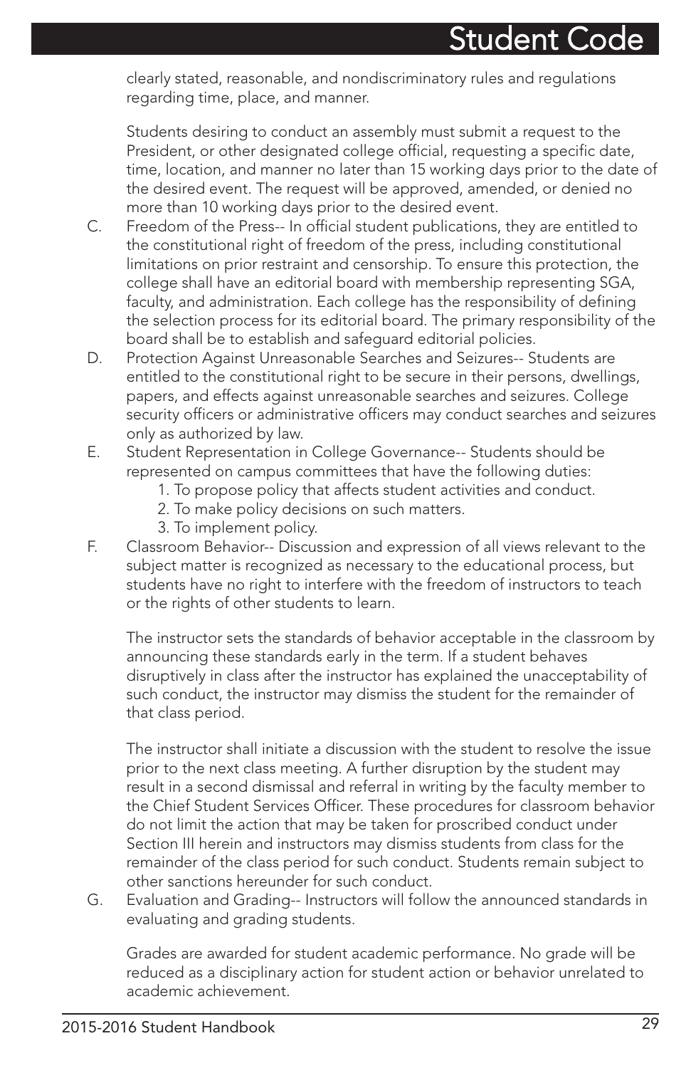clearly stated, reasonable, and nondiscriminatory rules and regulations regarding time, place, and manner.

Students desiring to conduct an assembly must submit a request to the President, or other designated college official, requesting a specific date, time, location, and manner no later than 15 working days prior to the date of the desired event. The request will be approved, amended, or denied no more than 10 working days prior to the desired event.

C. Freedom of the Press-- In official student publications, they are entitled to the constitutional right of freedom of the press, including constitutional limitations on prior restraint and censorship. To ensure this protection, the college shall have an editorial board with membership representing SGA, faculty, and administration. Each college has the responsibility of defining the selection process for its editorial board. The primary responsibility of the board shall be to establish and safeguard editorial policies.

D. Protection Against Unreasonable Searches and Seizures-- Students are entitled to the constitutional right to be secure in their persons, dwellings, papers, and effects against unreasonable searches and seizures. College security officers or administrative officers may conduct searches and seizures only as authorized by law.

E. Student Representation in College Governance-- Students should be represented on campus committees that have the following duties:
   1. To propose policy that affects student activities and conduct.
   2. To make policy decisions on such matters.
   3. To implement policy.

F. Classroom Behavior-- Discussion and expression of all views relevant to the subject matter is recognized as necessary to the educational process, but students have no right to interfere with the freedom of instructors to teach or the rights of other students to learn.

The instructor sets the standards of behavior acceptable in the classroom by announcing these standards early in the term. If a student behaves disruptively in class after the instructor has explained the unacceptability of such conduct, the instructor may dismiss the student for the remainder of that class period.

The instructor shall initiate a discussion with the student to resolve the issue prior to the next class meeting. A further disruption by the student may result in a second dismissal and referral in writing by the faculty member to the Chief Student Services Officer. These procedures for classroom behavior do not limit the action that may be taken for proscribed conduct under Section III herein and instructors may dismiss students from class for the remainder of the class period for such conduct. Students remain subject to other sanctions hereunder for such conduct.

G. Evaluation and Grading-- Instructors will follow the announced standards in evaluating and grading students.

Grades are awarded for student academic performance. No grade will be reduced as a disciplinary action for student action or behavior unrelated to academic achievement.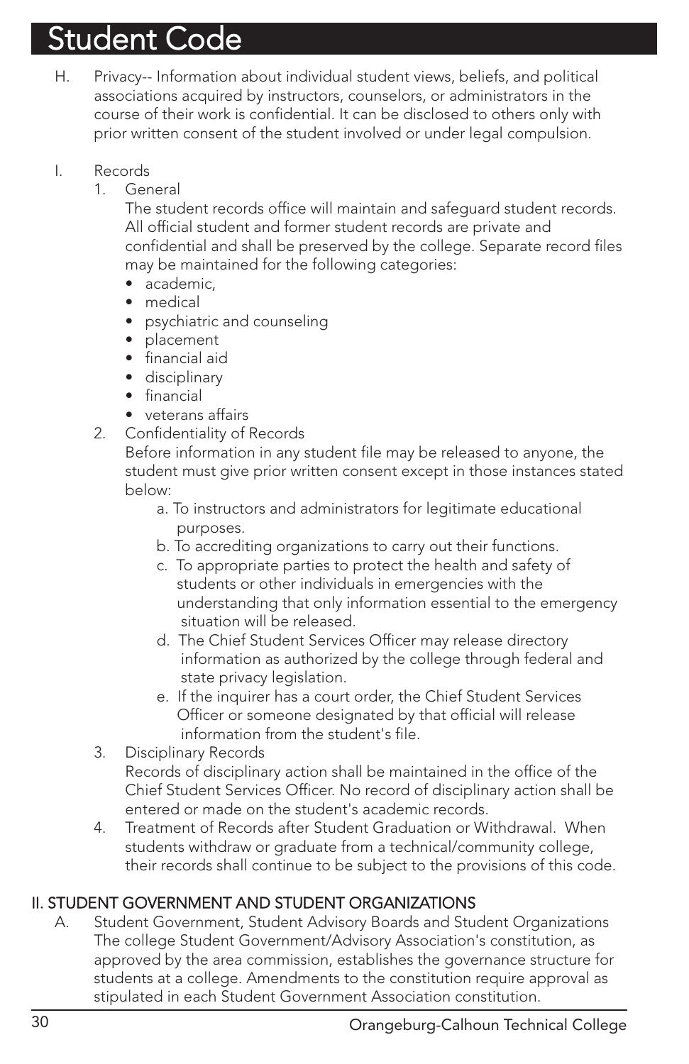# Student Code

H. Privacy-- Information about individual student views, beliefs, and political associations acquired by instructors, counselors, or administrators in the course of their work is confidential. It can be disclosed to others only with prior written consent of the student involved or under legal compulsion.

I. Records

1. General

   The student records office will maintain and safeguard student records. All official student and former student records are private and confidential and shall be preserved by the college. Separate record files may be maintained for the following categories:

   - academic,
   - medical
   - psychiatric and counseling
   - placement
   - financial aid
   - disciplinary
   - financial
   - veterans affairs

2. Confidentiality of Records

   Before information in any student file may be released to anyone, the student must give prior written consent except in those instances stated below:

   a. To instructors and administrators for legitimate educational purposes.

   b. To accrediting organizations to carry out their functions.

   c. To appropriate parties to protect the health and safety of students or other individuals in emergencies with the understanding that only information essential to the emergency situation will be released.

   d. The Chief Student Services Officer may release directory information as authorized by the college through federal and state privacy legislation.

   e. If the inquirer has a court order, the Chief Student Services Officer or someone designated by that official will release information from the student's file.

3. Disciplinary Records

   Records of disciplinary action shall be maintained in the office of the Chief Student Services Officer. No record of disciplinary action shall be entered or made on the student's academic records.

4. Treatment of Records after Student Graduation or Withdrawal. When students withdraw or graduate from a technical/community college, their records shall continue to be subject to the provisions of this code.

## II. STUDENT GOVERNMENT AND STUDENT ORGANIZATIONS

A. Student Government, Student Advisory Boards and Student Organizations

The college Student Government/Advisory Association's constitution, as approved by the area commission, establishes the governance structure for students at a college. Amendments to the constitution require approval as stipulated in each Student Government Association constitution.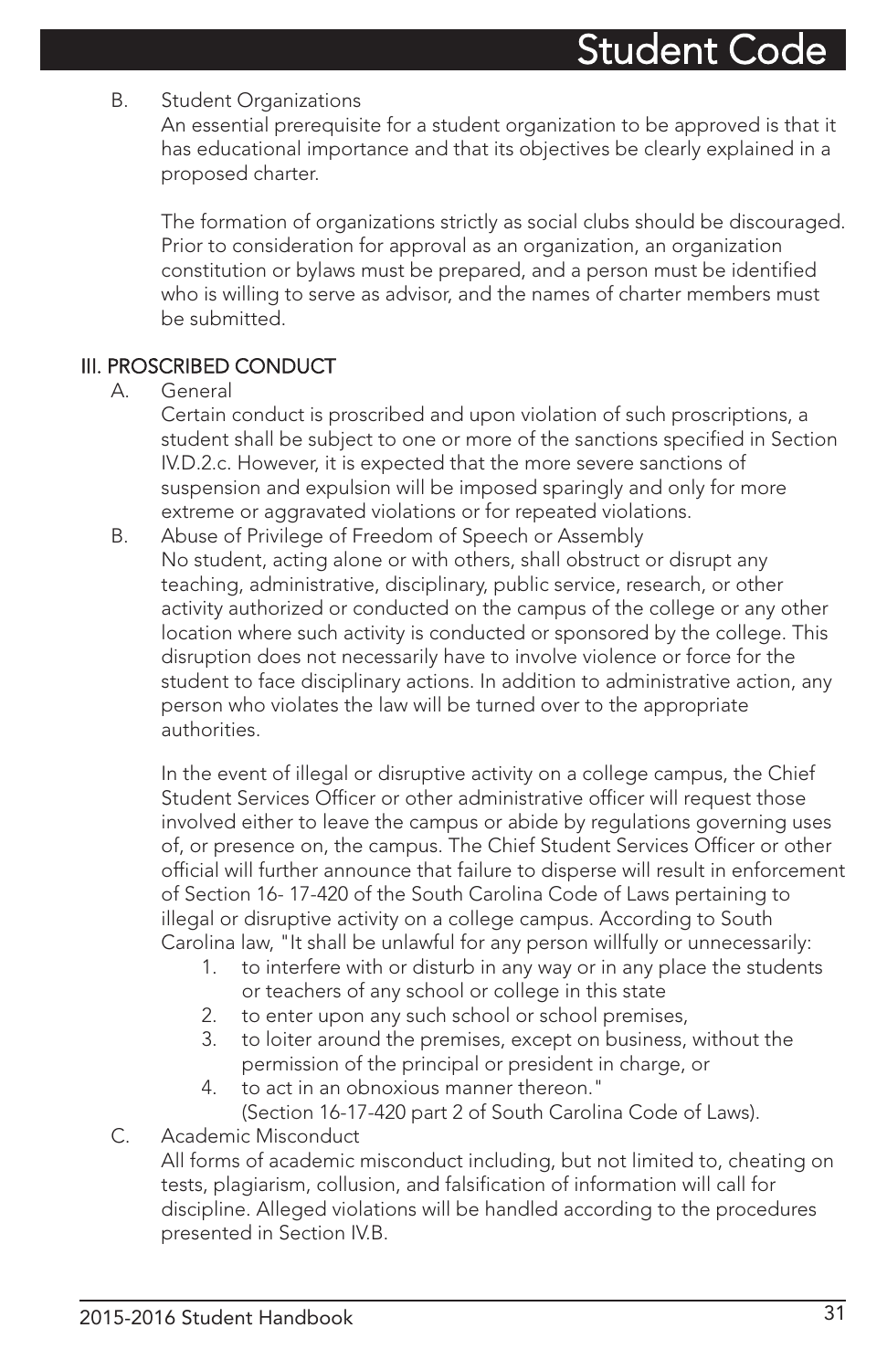B. Student Organizations

An essential prerequisite for a student organization to be approved is that it has educational importance and that its objectives be clearly explained in a proposed charter.

The formation of organizations strictly as social clubs should be discouraged. Prior to consideration for approval as an organization, an organization constitution or bylaws must be prepared, and a person must be identified who is willing to serve as advisor, and the names of charter members must be submitted.

## III. PROSCRIBED CONDUCT

A. General

Certain conduct is proscribed and upon violation of such proscriptions, a student shall be subject to one or more of the sanctions specified in Section IV.D.2.c. However, it is expected that the more severe sanctions of suspension and expulsion will be imposed sparingly and only for more extreme or aggravated violations or for repeated violations.

B. Abuse of Privilege of Freedom of Speech or Assembly

No student, acting alone or with others, shall obstruct or disrupt any teaching, administrative, disciplinary, public service, research, or other activity authorized or conducted on the campus of the college or any other location where such activity is conducted or sponsored by the college. This disruption does not necessarily have to involve violence or force for the student to face disciplinary actions. In addition to administrative action, any person who violates the law will be turned over to the appropriate authorities.

In the event of illegal or disruptive activity on a college campus, the Chief Student Services Officer or other administrative officer will request those involved either to leave the campus or abide by regulations governing uses of, or presence on, the campus. The Chief Student Services Officer or other official will further announce that failure to disperse will result in enforcement of Section 16- 17-420 of the South Carolina Code of Laws pertaining to illegal or disruptive activity on a college campus. According to South Carolina law, "It shall be unlawful for any person willfully or unnecessarily:

1. to interfere with or disturb in any way or in any place the students or teachers of any school or college in this state
2. to enter upon any such school or school premises,
3. to loiter around the premises, except on business, without the permission of the principal or president in charge, or
4. to act in an obnoxious manner thereon."
   (Section 16-17-420 part 2 of South Carolina Code of Laws).

C. Academic Misconduct

All forms of academic misconduct including, but not limited to, cheating on tests, plagiarism, collusion, and falsification of information will call for discipline. Alleged violations will be handled according to the procedures presented in Section IV.B.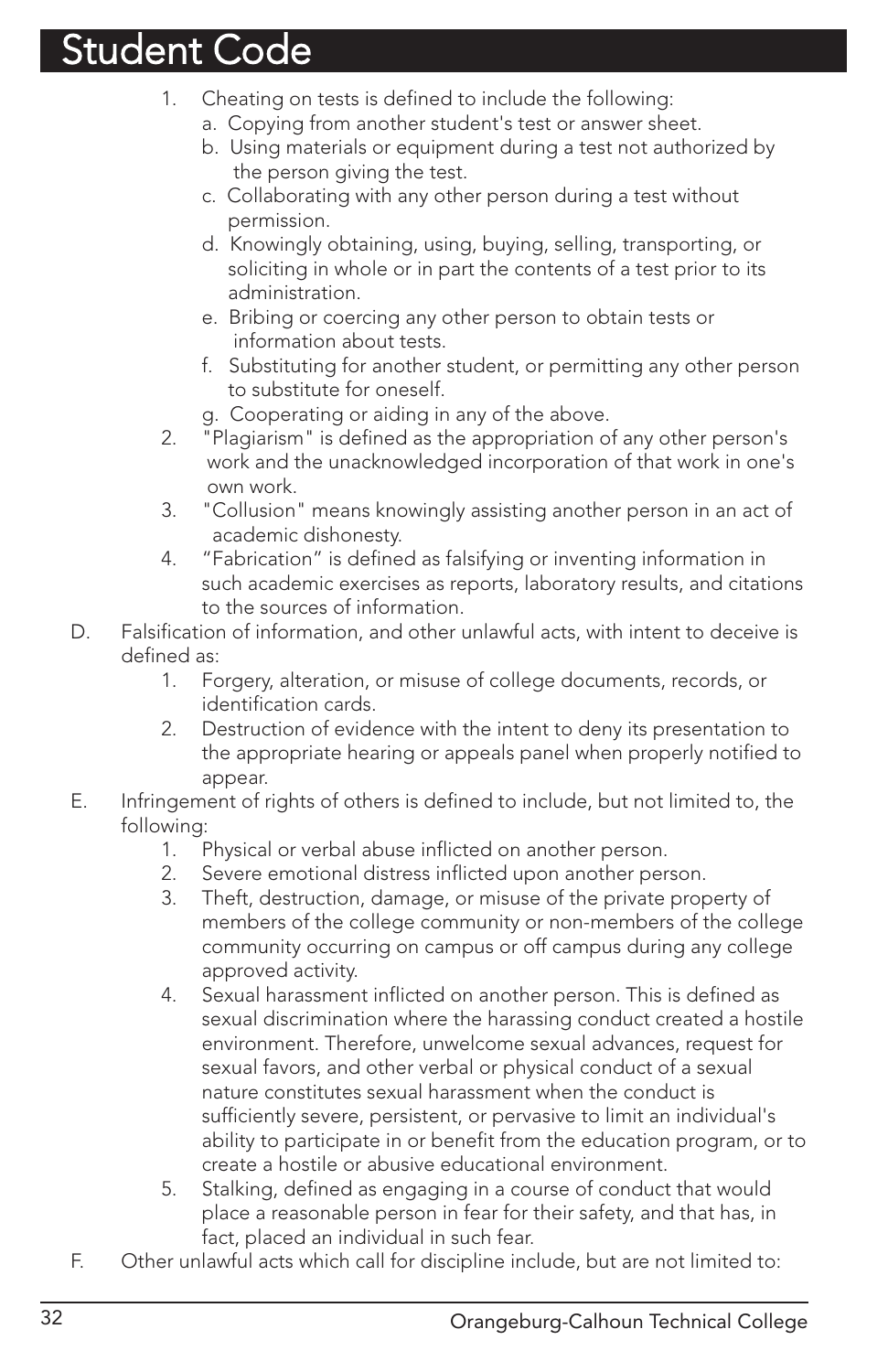# Student Code

1. Cheating on tests is defined to include the following:
   a. Copying from another student's test or answer sheet.
   b. Using materials or equipment during a test not authorized by the person giving the test.
   c. Collaborating with any other person during a test without permission.
   d. Knowingly obtaining, using, buying, selling, transporting, or soliciting in whole or in part the contents of a test prior to its administration.
   e. Bribing or coercing any other person to obtain tests or information about tests.
   f. Substituting for another student, or permitting any other person to substitute for oneself.
   g. Cooperating or aiding in any of the above.
2. "Plagiarism" is defined as the appropriation of any other person's work and the unacknowledged incorporation of that work in one's own work.
3. "Collusion" means knowingly assisting another person in an act of academic dishonesty.
4. "Fabrication" is defined as falsifying or inventing information in such academic exercises as reports, laboratory results, and citations to the sources of information.

D. Falsification of information, and other unlawful acts, with intent to deceive is defined as:
   1. Forgery, alteration, or misuse of college documents, records, or identification cards.
   2. Destruction of evidence with the intent to deny its presentation to the appropriate hearing or appeals panel when properly notified to appear.

E. Infringement of rights of others is defined to include, but not limited to, the following:
   1. Physical or verbal abuse inflicted on another person.
   2. Severe emotional distress inflicted upon another person.
   3. Theft, destruction, damage, or misuse of the private property of members of the college community or non-members of the college community occurring on campus or off campus during any college approved activity.
   4. Sexual harassment inflicted on another person. This is defined as sexual discrimination where the harassing conduct created a hostile environment. Therefore, unwelcome sexual advances, request for sexual favors, and other verbal or physical conduct of a sexual nature constitutes sexual harassment when the conduct is sufficiently severe, persistent, or pervasive to limit an individual's ability to participate in or benefit from the education program, or to create a hostile or abusive educational environment.
   5. Stalking, defined as engaging in a course of conduct that would place a reasonable person in fear for their safety, and that has, in fact, placed an individual in such fear.

F. Other unlawful acts which call for discipline include, but are not limited to: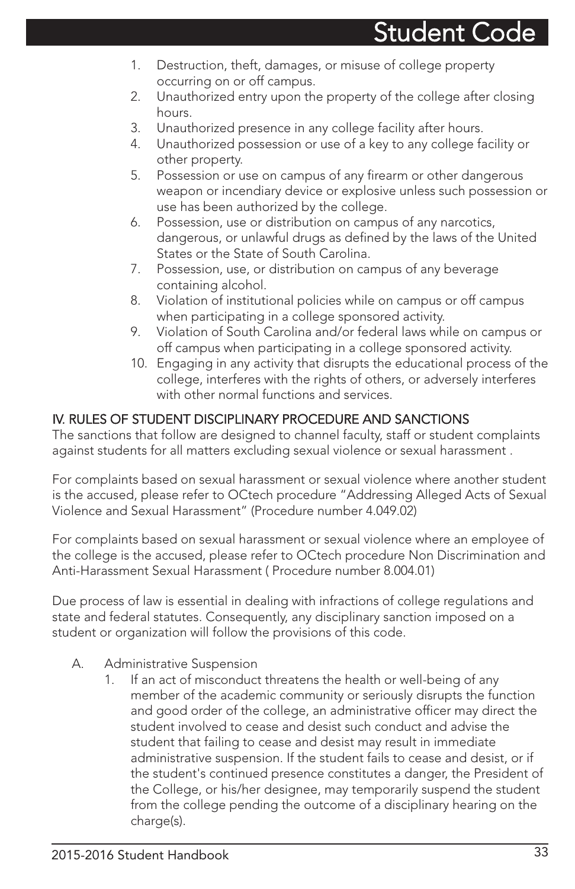1. Destruction, theft, damages, or misuse of college property occurring on or off campus.
2. Unauthorized entry upon the property of the college after closing hours.
3. Unauthorized presence in any college facility after hours.
4. Unauthorized possession or use of a key to any college facility or other property.
5. Possession or use on campus of any firearm or other dangerous weapon or incendiary device or explosive unless such possession or use has been authorized by the college.
6. Possession, use or distribution on campus of any narcotics, dangerous, or unlawful drugs as defined by the laws of the United States or the State of South Carolina.
7. Possession, use, or distribution on campus of any beverage containing alcohol.
8. Violation of institutional policies while on campus or off campus when participating in a college sponsored activity.
9. Violation of South Carolina and/or federal laws while on campus or off campus when participating in a college sponsored activity.
10. Engaging in any activity that disrupts the educational process of the college, interferes with the rights of others, or adversely interferes with other normal functions and services.

## IV. RULES OF STUDENT DISCIPLINARY PROCEDURE AND SANCTIONS

The sanctions that follow are designed to channel faculty, staff or student complaints against students for all matters excluding sexual violence or sexual harassment .

For complaints based on sexual harassment or sexual violence where another student is the accused, please refer to OCtech procedure "Addressing Alleged Acts of Sexual Violence and Sexual Harassment" (Procedure number 4.049.02)

For complaints based on sexual harassment or sexual violence where an employee of the college is the accused, please refer to OCtech procedure Non Discrimination and Anti-Harassment Sexual Harassment ( Procedure number 8.004.01)

Due process of law is essential in dealing with infractions of college regulations and state and federal statutes. Consequently, any disciplinary sanction imposed on a student or organization will follow the provisions of this code.

A. Administrative Suspension
   1. If an act of misconduct threatens the health or well-being of any member of the academic community or seriously disrupts the function and good order of the college, an administrative officer may direct the student involved to cease and desist such conduct and advise the student that failing to cease and desist may result in immediate administrative suspension. If the student fails to cease and desist, or if the student's continued presence constitutes a danger, the President of the College, or his/her designee, may temporarily suspend the student from the college pending the outcome of a disciplinary hearing on the charge(s).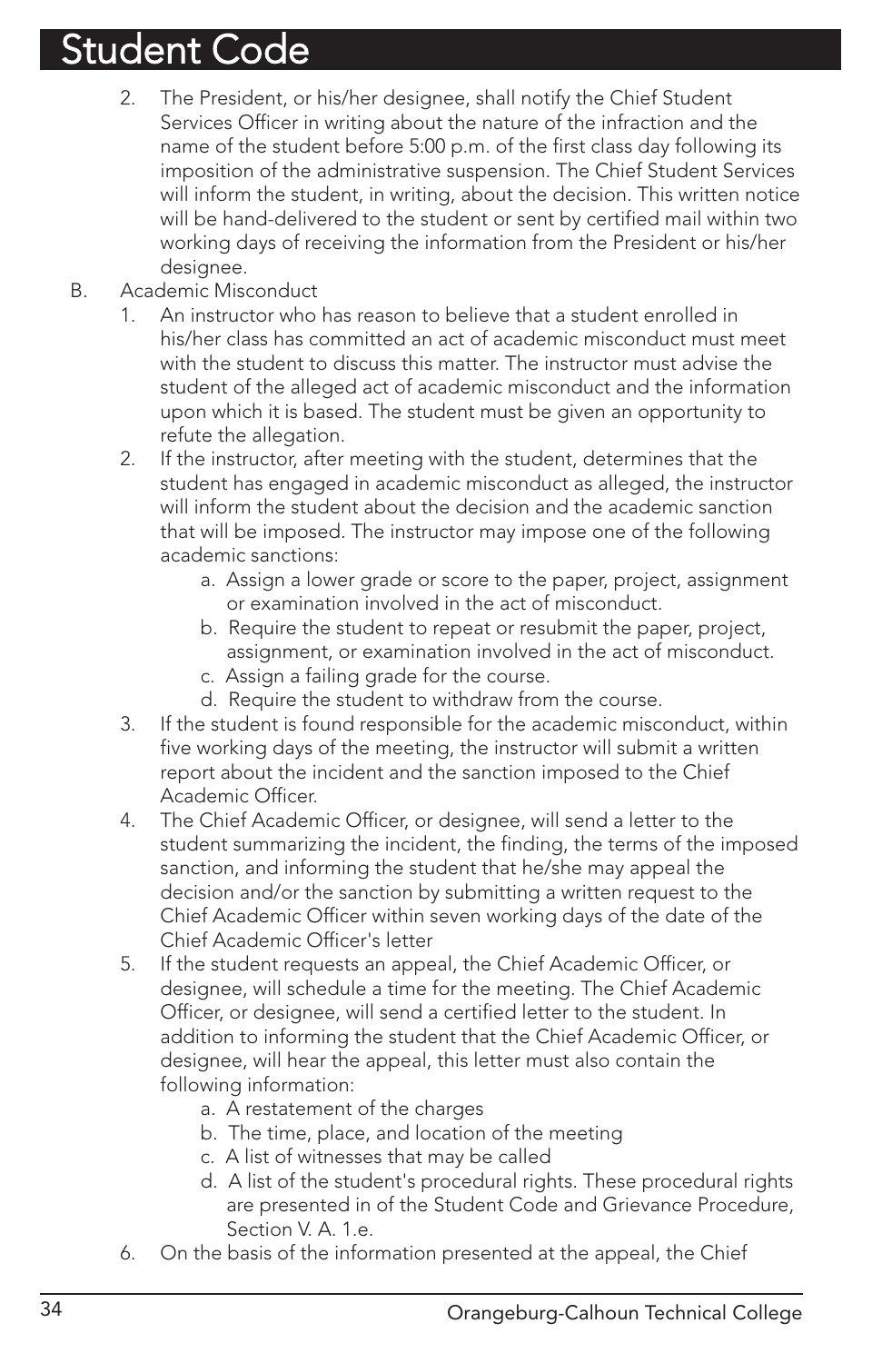2. The President, or his/her designee, shall notify the Chief Student Services Officer in writing about the nature of the infraction and the name of the student before 5:00 p.m. of the first class day following its imposition of the administrative suspension. The Chief Student Services will inform the student, in writing, about the decision. This written notice will be hand-delivered to the student or sent by certified mail within two working days of receiving the information from the President or his/her designee.

B. Academic Misconduct

1. An instructor who has reason to believe that a student enrolled in his/her class has committed an act of academic misconduct must meet with the student to discuss this matter. The instructor must advise the student of the alleged act of academic misconduct and the information upon which it is based. The student must be given an opportunity to refute the allegation.
2. If the instructor, after meeting with the student, determines that the student has engaged in academic misconduct as alleged, the instructor will inform the student about the decision and the academic sanction that will be imposed. The instructor may impose one of the following academic sanctions:
   a. Assign a lower grade or score to the paper, project, assignment or examination involved in the act of misconduct.
   b. Require the student to repeat or resubmit the paper, project, assignment, or examination involved in the act of misconduct.
   c. Assign a failing grade for the course.
   d. Require the student to withdraw from the course.
3. If the student is found responsible for the academic misconduct, within five working days of the meeting, the instructor will submit a written report about the incident and the sanction imposed to the Chief Academic Officer.
4. The Chief Academic Officer, or designee, will send a letter to the student summarizing the incident, the finding, the terms of the imposed sanction, and informing the student that he/she may appeal the decision and/or the sanction by submitting a written request to the Chief Academic Officer within seven working days of the date of the Chief Academic Officer's letter
5. If the student requests an appeal, the Chief Academic Officer, or designee, will schedule a time for the meeting. The Chief Academic Officer, or designee, will send a certified letter to the student. In addition to informing the student that the Chief Academic Officer, or designee, will hear the appeal, this letter must also contain the following information:
   a. A restatement of the charges
   b. The time, place, and location of the meeting
   c. A list of witnesses that may be called
   d. A list of the student's procedural rights. These procedural rights are presented in of the Student Code and Grievance Procedure, Section V. A. 1.e.
6. On the basis of the information presented at the appeal, the Chief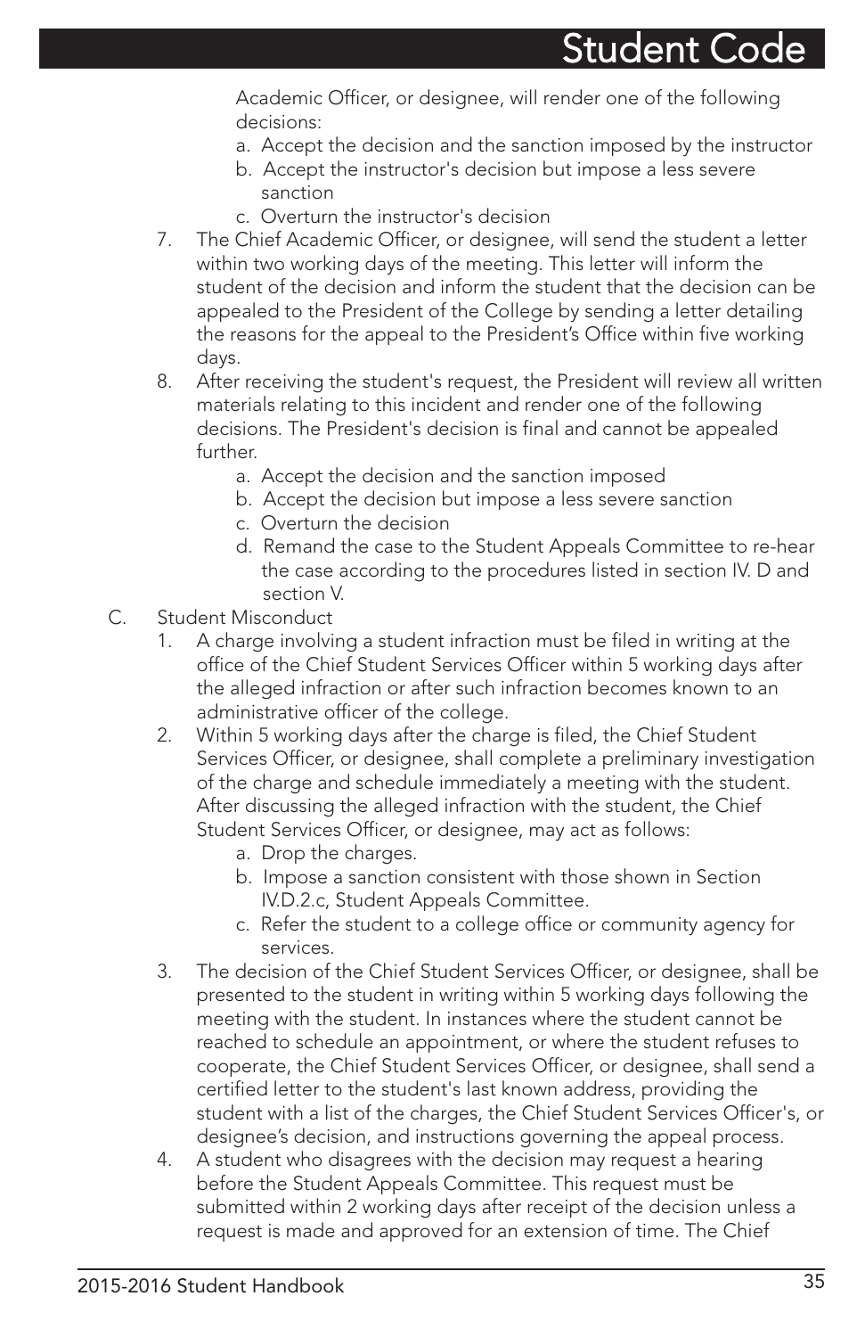Academic Officer, or designee, will render one of the following decisions:

   a. Accept the decision and the sanction imposed by the instructor
   b. Accept the instructor's decision but impose a less severe sanction
   c. Overturn the instructor's decision

7. The Chief Academic Officer, or designee, will send the student a letter within two working days of the meeting. This letter will inform the student of the decision and inform the student that the decision can be appealed to the President of the College by sending a letter detailing the reasons for the appeal to the President's Office within five working days.
8. After receiving the student's request, the President will review all written materials relating to this incident and render one of the following decisions. The President's decision is final and cannot be appealed further.
   a. Accept the decision and the sanction imposed
   b. Accept the decision but impose a less severe sanction
   c. Overturn the decision
   d. Remand the case to the Student Appeals Committee to re-hear the case according to the procedures listed in section IV. D and section V.

C. Student Misconduct

1. A charge involving a student infraction must be filed in writing at the office of the Chief Student Services Officer within 5 working days after the alleged infraction or after such infraction becomes known to an administrative officer of the college.
2. Within 5 working days after the charge is filed, the Chief Student Services Officer, or designee, shall complete a preliminary investigation of the charge and schedule immediately a meeting with the student. After discussing the alleged infraction with the student, the Chief Student Services Officer, or designee, may act as follows:
   a. Drop the charges.
   b. Impose a sanction consistent with those shown in Section IV.D.2.c, Student Appeals Committee.
   c. Refer the student to a college office or community agency for services.
3. The decision of the Chief Student Services Officer, or designee, shall be presented to the student in writing within 5 working days following the meeting with the student. In instances where the student cannot be reached to schedule an appointment, or where the student refuses to cooperate, the Chief Student Services Officer, or designee, shall send a certified letter to the student's last known address, providing the student with a list of the charges, the Chief Student Services Officer's, or designee's decision, and instructions governing the appeal process.
4. A student who disagrees with the decision may request a hearing before the Student Appeals Committee. This request must be submitted within 2 working days after receipt of the decision unless a request is made and approved for an extension of time. The Chief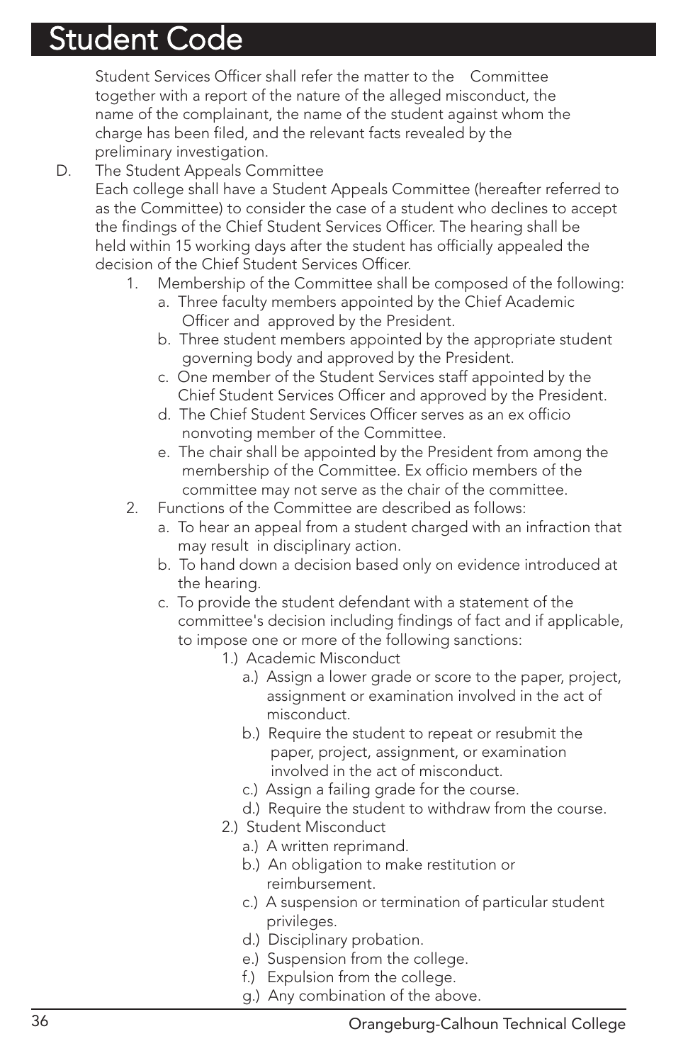Student Services Officer shall refer the matter to the Committee together with a report of the nature of the alleged misconduct, the name of the complainant, the name of the student against whom the charge has been filed, and the relevant facts revealed by the preliminary investigation.

D. The Student Appeals Committee

Each college shall have a Student Appeals Committee (hereafter referred to as the Committee) to consider the case of a student who declines to accept the findings of the Chief Student Services Officer. The hearing shall be held within 15 working days after the student has officially appealed the decision of the Chief Student Services Officer.

1. Membership of the Committee shall be composed of the following:
   - a. Three faculty members appointed by the Chief Academic Officer and approved by the President.
   - b. Three student members appointed by the appropriate student governing body and approved by the President.
   - c. One member of the Student Services staff appointed by the Chief Student Services Officer and approved by the President.
   - d. The Chief Student Services Officer serves as an ex officio nonvoting member of the Committee.
   - e. The chair shall be appointed by the President from among the membership of the Committee. Ex officio members of the committee may not serve as the chair of the committee.
2. Functions of the Committee are described as follows:
   - a. To hear an appeal from a student charged with an infraction that may result in disciplinary action.
   - b. To hand down a decision based only on evidence introduced at the hearing.
   - c. To provide the student defendant with a statement of the committee's decision including findings of fact and if applicable, to impose one or more of the following sanctions:
     - 1.) Academic Misconduct
       - a.) Assign a lower grade or score to the paper, project, assignment or examination involved in the act of misconduct.
       - b.) Require the student to repeat or resubmit the paper, project, assignment, or examination involved in the act of misconduct.
       - c.) Assign a failing grade for the course.
       - d.) Require the student to withdraw from the course.
     - 2.) Student Misconduct
       - a.) A written reprimand.
       - b.) An obligation to make restitution or reimbursement.
       - c.) A suspension or termination of particular student privileges.
       - d.) Disciplinary probation.
       - e.) Suspension from the college.
       - f.) Expulsion from the college.
       - g.) Any combination of the above.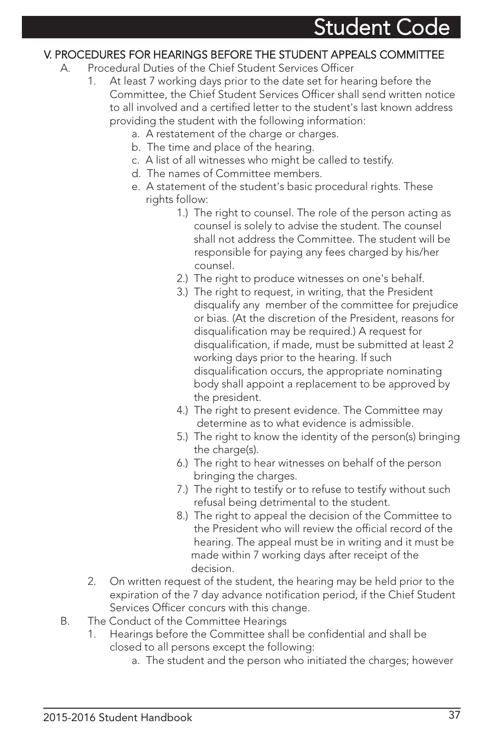## V. PROCEDURES FOR HEARINGS BEFORE THE STUDENT APPEALS COMMITTEE

A. Procedural Duties of the Chief Student Services Officer

1. At least 7 working days prior to the date set for hearing before the Committee, the Chief Student Services Officer shall send written notice to all involved and a certified letter to the student's last known address providing the student with the following information:
    a. A restatement of the charge or charges.
    b. The time and place of the hearing.
    c. A list of all witnesses who might be called to testify.
    d. The names of Committee members.
    e. A statement of the student's basic procedural rights. These rights follow:
        1.) The right to counsel. The role of the person acting as counsel is solely to advise the student. The counsel shall not address the Committee. The student will be responsible for paying any fees charged by his/her counsel.
        2.) The right to produce witnesses on one's behalf.
        3.) The right to request, in writing, that the President disqualify any member of the committee for prejudice or bias. (At the discretion of the President, reasons for disqualification may be required.) A request for disqualification, if made, must be submitted at least 2 working days prior to the hearing. If such disqualification occurs, the appropriate nominating body shall appoint a replacement to be approved by the president.
        4.) The right to present evidence. The Committee may determine as to what evidence is admissible.
        5.) The right to know the identity of the person(s) bringing the charge(s).
        6.) The right to hear witnesses on behalf of the person bringing the charges.
        7.) The right to testify or to refuse to testify without such refusal being detrimental to the student.
        8.) The right to appeal the decision of the Committee to the President who will review the official record of the hearing. The appeal must be in writing and it must be made within 7 working days after receipt of the decision.
2. On written request of the student, the hearing may be held prior to the expiration of the 7 day advance notification period, if the Chief Student Services Officer concurs with this change.

B. The Conduct of the Committee Hearings

1. Hearings before the Committee shall be confidential and shall be closed to all persons except the following:
    a. The student and the person who initiated the charges; however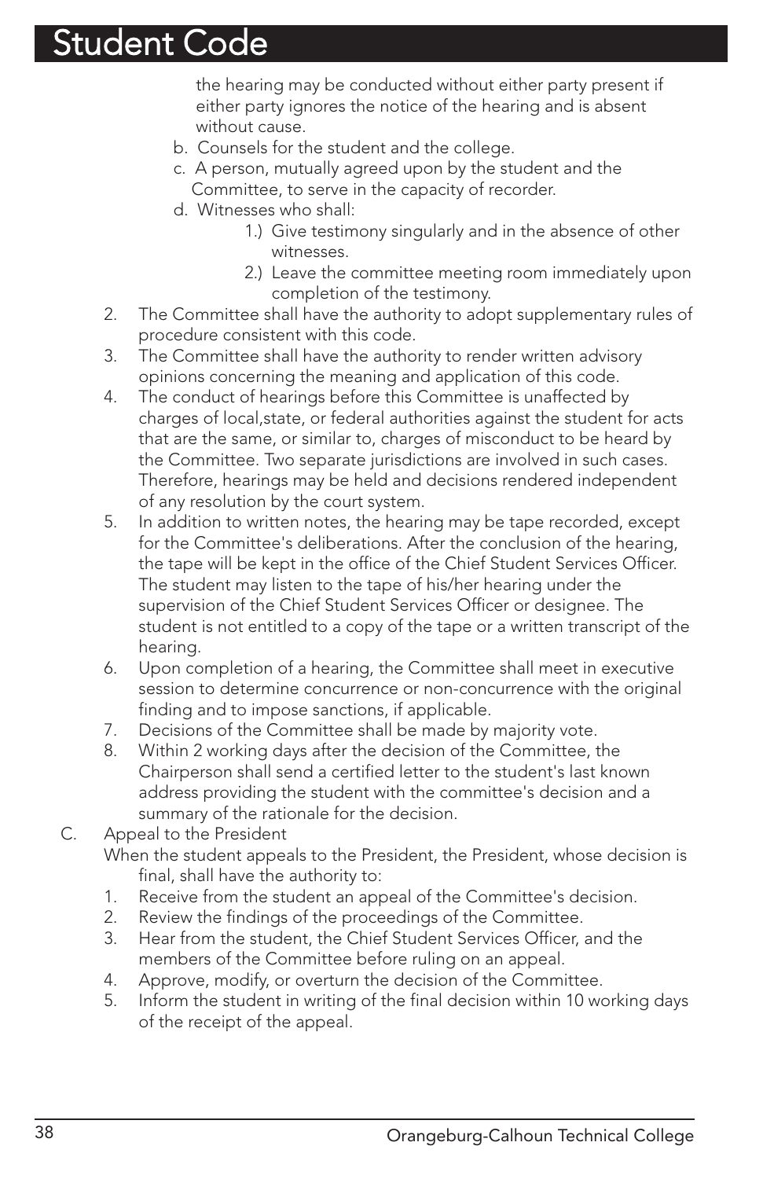the hearing may be conducted without either party present if either party ignores the notice of the hearing and is absent without cause.

b. Counsels for the student and the college.

c. A person, mutually agreed upon by the student and the Committee, to serve in the capacity of recorder.

d. Witnesses who shall:

   1.) Give testimony singularly and in the absence of other witnesses.

   2.) Leave the committee meeting room immediately upon completion of the testimony.

2. The Committee shall have the authority to adopt supplementary rules of procedure consistent with this code.
3. The Committee shall have the authority to render written advisory opinions concerning the meaning and application of this code.
4. The conduct of hearings before this Committee is unaffected by charges of local,state, or federal authorities against the student for acts that are the same, or similar to, charges of misconduct to be heard by the Committee. Two separate jurisdictions are involved in such cases. Therefore, hearings may be held and decisions rendered independent of any resolution by the court system.
5. In addition to written notes, the hearing may be tape recorded, except for the Committee's deliberations. After the conclusion of the hearing, the tape will be kept in the office of the Chief Student Services Officer. The student may listen to the tape of his/her hearing under the supervision of the Chief Student Services Officer or designee. The student is not entitled to a copy of the tape or a written transcript of the hearing.
6. Upon completion of a hearing, the Committee shall meet in executive session to determine concurrence or non-concurrence with the original finding and to impose sanctions, if applicable.
7. Decisions of the Committee shall be made by majority vote.
8. Within 2 working days after the decision of the Committee, the Chairperson shall send a certified letter to the student's last known address providing the student with the committee's decision and a summary of the rationale for the decision.

C. Appeal to the President

When the student appeals to the President, the President, whose decision is final, shall have the authority to:

1. Receive from the student an appeal of the Committee's decision.
2. Review the findings of the proceedings of the Committee.
3. Hear from the student, the Chief Student Services Officer, and the members of the Committee before ruling on an appeal.
4. Approve, modify, or overturn the decision of the Committee.
5. Inform the student in writing of the final decision within 10 working days of the receipt of the appeal.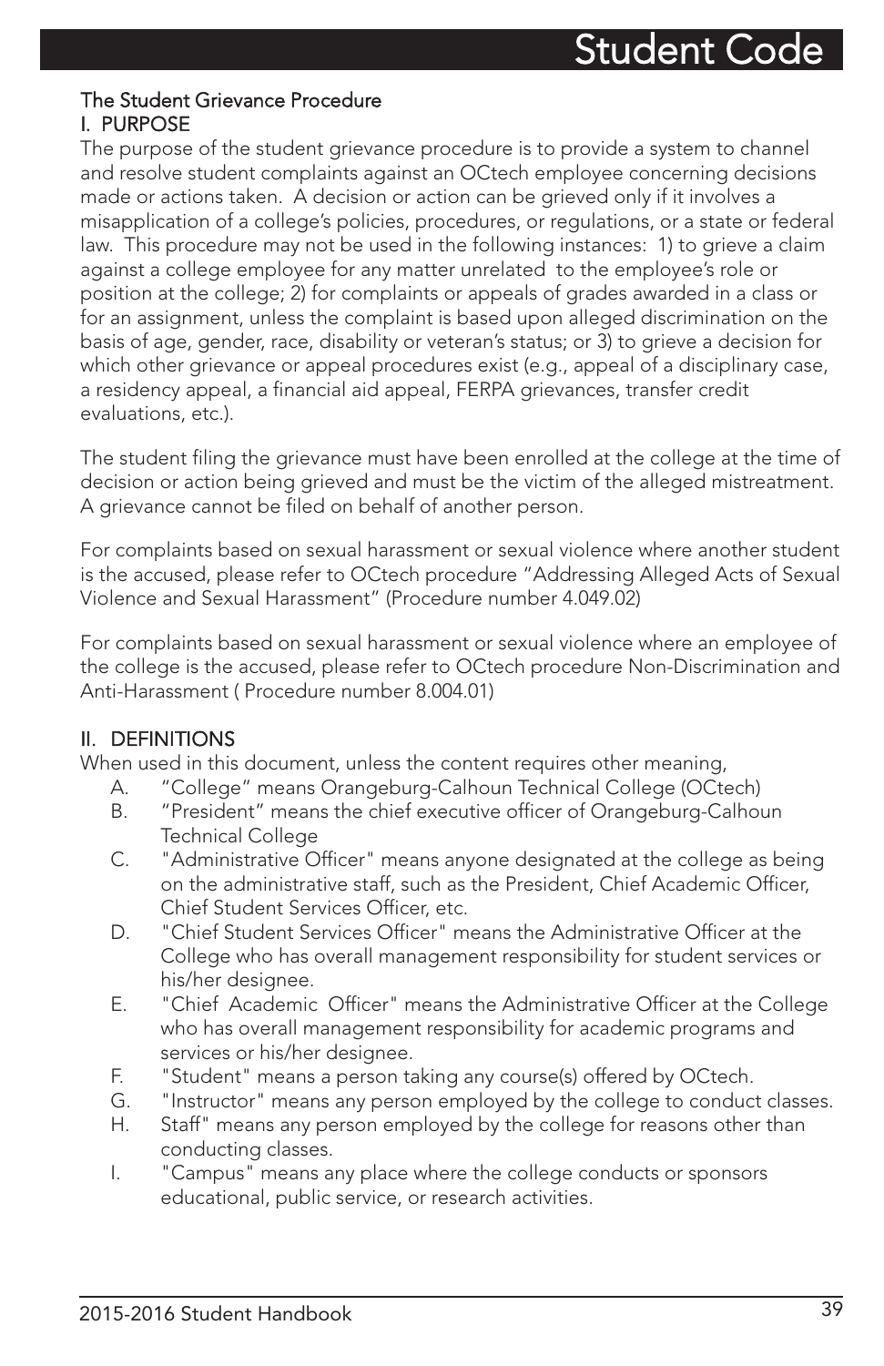### The Student Grievance Procedure

#### I. PURPOSE

The purpose of the student grievance procedure is to provide a system to channel and resolve student complaints against an OCtech employee concerning decisions made or actions taken. A decision or action can be grieved only if it involves a misapplication of a college's policies, procedures, or regulations, or a state or federal law. This procedure may not be used in the following instances: 1) to grieve a claim against a college employee for any matter unrelated to the employee's role or position at the college; 2) for complaints or appeals of grades awarded in a class or for an assignment, unless the complaint is based upon alleged discrimination on the basis of age, gender, race, disability or veteran's status; or 3) to grieve a decision for which other grievance or appeal procedures exist (e.g., appeal of a disciplinary case, a residency appeal, a financial aid appeal, FERPA grievances, transfer credit evaluations, etc.).

The student filing the grievance must have been enrolled at the college at the time of decision or action being grieved and must be the victim of the alleged mistreatment. A grievance cannot be filed on behalf of another person.

For complaints based on sexual harassment or sexual violence where another student is the accused, please refer to OCtech procedure "Addressing Alleged Acts of Sexual Violence and Sexual Harassment" (Procedure number 4.049.02)

For complaints based on sexual harassment or sexual violence where an employee of the college is the accused, please refer to OCtech procedure Non-Discrimination and Anti-Harassment ( Procedure number 8.004.01)

#### II. DEFINITIONS

When used in this document, unless the content requires other meaning,

A. "College" means Orangeburg-Calhoun Technical College (OCtech)
B. "President" means the chief executive officer of Orangeburg-Calhoun Technical College
C. "Administrative Officer" means anyone designated at the college as being on the administrative staff, such as the President, Chief Academic Officer, Chief Student Services Officer, etc.
D. "Chief Student Services Officer" means the Administrative Officer at the College who has overall management responsibility for student services or his/her designee.
E. "Chief Academic Officer" means the Administrative Officer at the College who has overall management responsibility for academic programs and services or his/her designee.
F. "Student" means a person taking any course(s) offered by OCtech.
G. "Instructor" means any person employed by the college to conduct classes.
H. Staff" means any person employed by the college for reasons other than conducting classes.
I. "Campus" means any place where the college conducts or sponsors educational, public service, or research activities.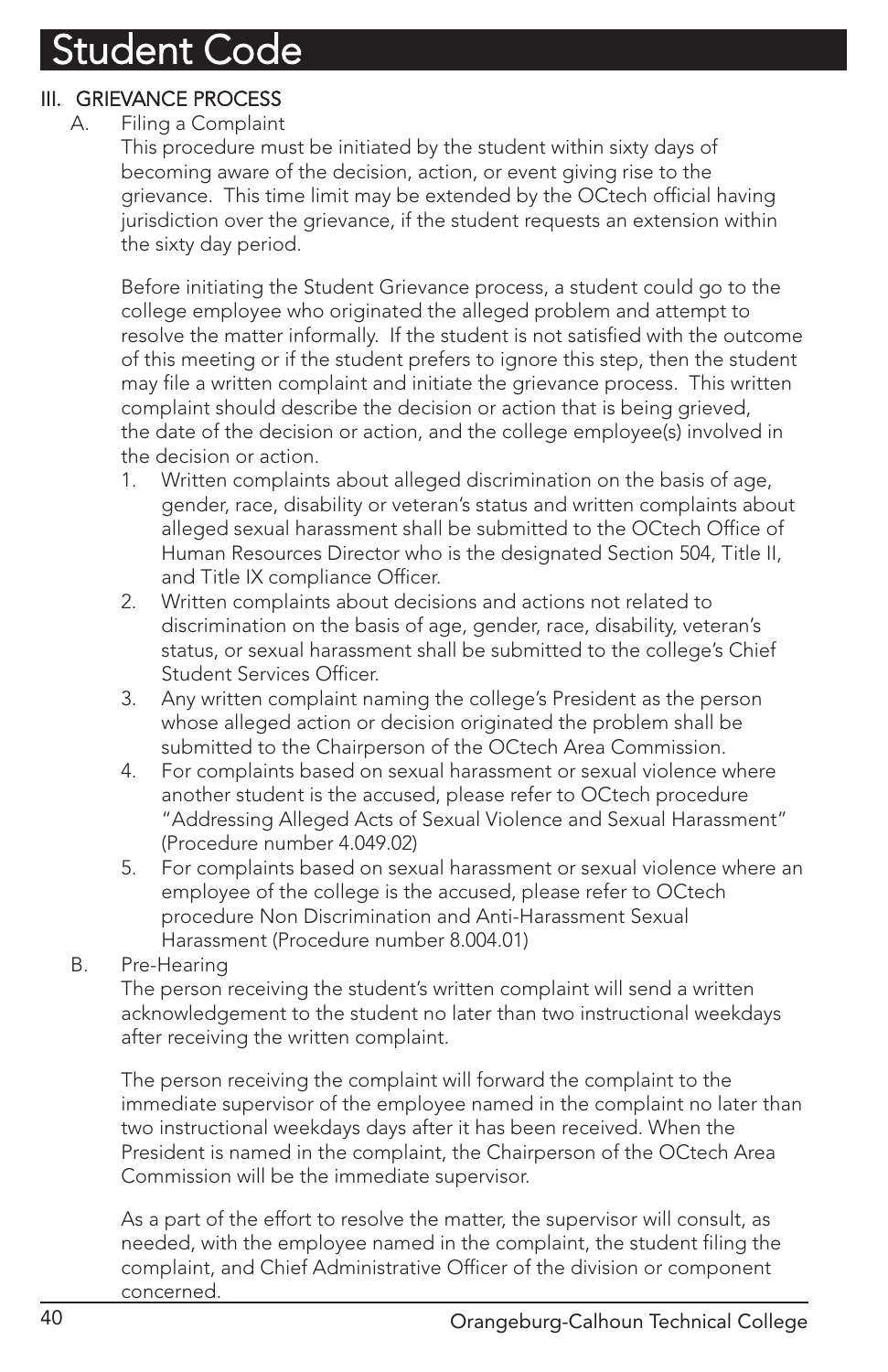# Student Code

## III. GRIEVANCE PROCESS

A. Filing a Complaint

This procedure must be initiated by the student within sixty days of becoming aware of the decision, action, or event giving rise to the grievance. This time limit may be extended by the OCtech official having jurisdiction over the grievance, if the student requests an extension within the sixty day period.

Before initiating the Student Grievance process, a student could go to the college employee who originated the alleged problem and attempt to resolve the matter informally. If the student is not satisfied with the outcome of this meeting or if the student prefers to ignore this step, then the student may file a written complaint and initiate the grievance process. This written complaint should describe the decision or action that is being grieved, the date of the decision or action, and the college employee(s) involved in the decision or action.

1. Written complaints about alleged discrimination on the basis of age, gender, race, disability or veteran's status and written complaints about alleged sexual harassment shall be submitted to the OCtech Office of Human Resources Director who is the designated Section 504, Title II, and Title IX compliance Officer.
2. Written complaints about decisions and actions not related to discrimination on the basis of age, gender, race, disability, veteran's status, or sexual harassment shall be submitted to the college's Chief Student Services Officer.
3. Any written complaint naming the college's President as the person whose alleged action or decision originated the problem shall be submitted to the Chairperson of the OCtech Area Commission.
4. For complaints based on sexual harassment or sexual violence where another student is the accused, please refer to OCtech procedure "Addressing Alleged Acts of Sexual Violence and Sexual Harassment" (Procedure number 4.049.02)
5. For complaints based on sexual harassment or sexual violence where an employee of the college is the accused, please refer to OCtech procedure Non Discrimination and Anti-Harassment Sexual Harassment (Procedure number 8.004.01)

B. Pre-Hearing

The person receiving the student's written complaint will send a written acknowledgement to the student no later than two instructional weekdays after receiving the written complaint.

The person receiving the complaint will forward the complaint to the immediate supervisor of the employee named in the complaint no later than two instructional weekdays days after it has been received. When the President is named in the complaint, the Chairperson of the OCtech Area Commission will be the immediate supervisor.

As a part of the effort to resolve the matter, the supervisor will consult, as needed, with the employee named in the complaint, the student filing the complaint, and Chief Administrative Officer of the division or component concerned.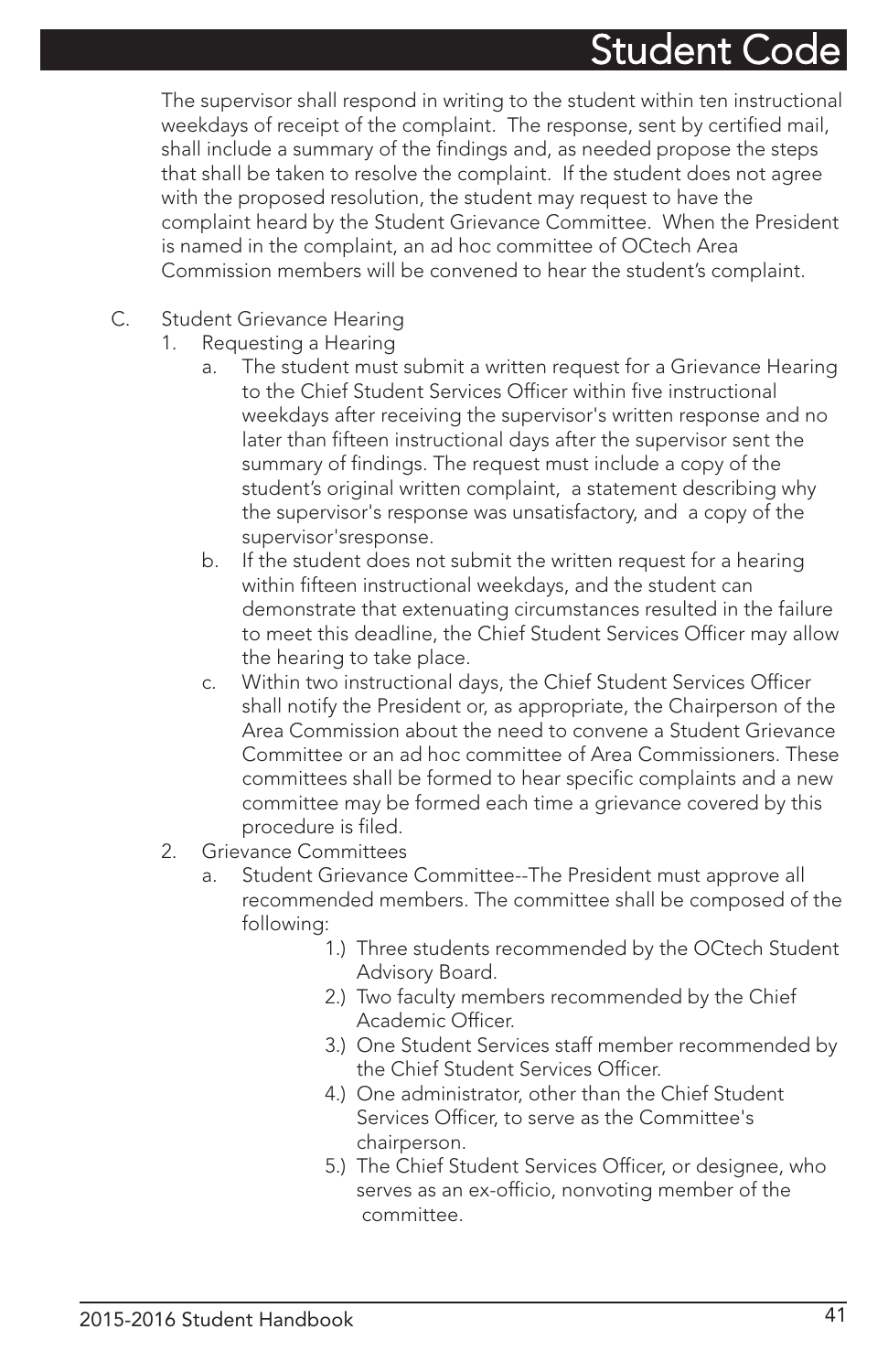The supervisor shall respond in writing to the student within ten instructional weekdays of receipt of the complaint. The response, sent by certified mail, shall include a summary of the findings and, as needed propose the steps that shall be taken to resolve the complaint. If the student does not agree with the proposed resolution, the student may request to have the complaint heard by the Student Grievance Committee. When the President is named in the complaint, an ad hoc committee of OCtech Area Commission members will be convened to hear the student's complaint.

C. Student Grievance Hearing
   1. Requesting a Hearing
      a. The student must submit a written request for a Grievance Hearing to the Chief Student Services Officer within five instructional weekdays after receiving the supervisor's written response and no later than fifteen instructional days after the supervisor sent the summary of findings. The request must include a copy of the student's original written complaint, a statement describing why the supervisor's response was unsatisfactory, and a copy of the supervisor'sresponse.
      b. If the student does not submit the written request for a hearing within fifteen instructional weekdays, and the student can demonstrate that extenuating circumstances resulted in the failure to meet this deadline, the Chief Student Services Officer may allow the hearing to take place.
      c. Within two instructional days, the Chief Student Services Officer shall notify the President or, as appropriate, the Chairperson of the Area Commission about the need to convene a Student Grievance Committee or an ad hoc committee of Area Commissioners. These committees shall be formed to hear specific complaints and a new committee may be formed each time a grievance covered by this procedure is filed.
   2. Grievance Committees
      a. Student Grievance Committee--The President must approve all recommended members. The committee shall be composed of the following:
         1.) Three students recommended by the OCtech Student Advisory Board.
         2.) Two faculty members recommended by the Chief Academic Officer.
         3.) One Student Services staff member recommended by the Chief Student Services Officer.
         4.) One administrator, other than the Chief Student Services Officer, to serve as the Committee's chairperson.
         5.) The Chief Student Services Officer, or designee, who serves as an ex-officio, nonvoting member of the committee.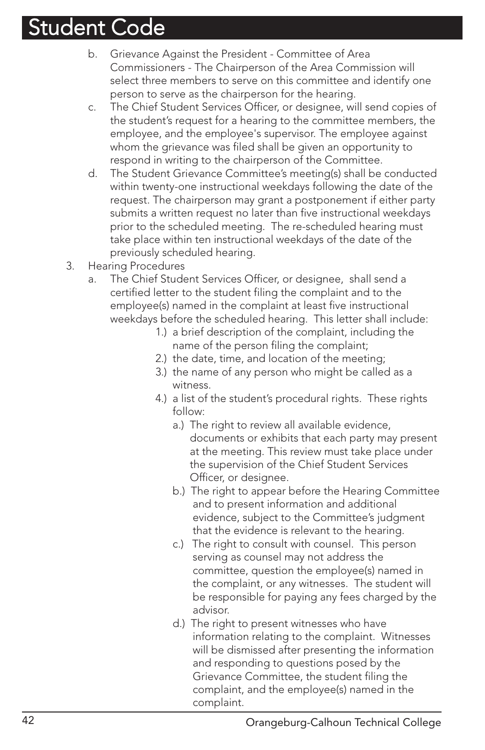b. Grievance Against the President - Committee of Area Commissioners - The Chairperson of the Area Commission will select three members to serve on this committee and identify one person to serve as the chairperson for the hearing.

c. The Chief Student Services Officer, or designee, will send copies of the student's request for a hearing to the committee members, the employee, and the employee's supervisor. The employee against whom the grievance was filed shall be given an opportunity to respond in writing to the chairperson of the Committee.

d. The Student Grievance Committee's meeting(s) shall be conducted within twenty-one instructional weekdays following the date of the request. The chairperson may grant a postponement if either party submits a written request no later than five instructional weekdays prior to the scheduled meeting. The re-scheduled hearing must take place within ten instructional weekdays of the date of the previously scheduled hearing.

3. Hearing Procedures

   a. The Chief Student Services Officer, or designee, shall send a certified letter to the student filing the complaint and to the employee(s) named in the complaint at least five instructional weekdays before the scheduled hearing. This letter shall include:

      1.) a brief description of the complaint, including the name of the person filing the complaint;

      2.) the date, time, and location of the meeting;

      3.) the name of any person who might be called as a witness.

      4.) a list of the student's procedural rights. These rights follow:

         a.) The right to review all available evidence, documents or exhibits that each party may present at the meeting. This review must take place under the supervision of the Chief Student Services Officer, or designee.

         b.) The right to appear before the Hearing Committee and to present information and additional evidence, subject to the Committee's judgment that the evidence is relevant to the hearing.

         c.) The right to consult with counsel. This person serving as counsel may not address the committee, question the employee(s) named in the complaint, or any witnesses. The student will be responsible for paying any fees charged by the advisor.

         d.) The right to present witnesses who have information relating to the complaint. Witnesses will be dismissed after presenting the information and responding to questions posed by the Grievance Committee, the student filing the complaint, and the employee(s) named in the complaint.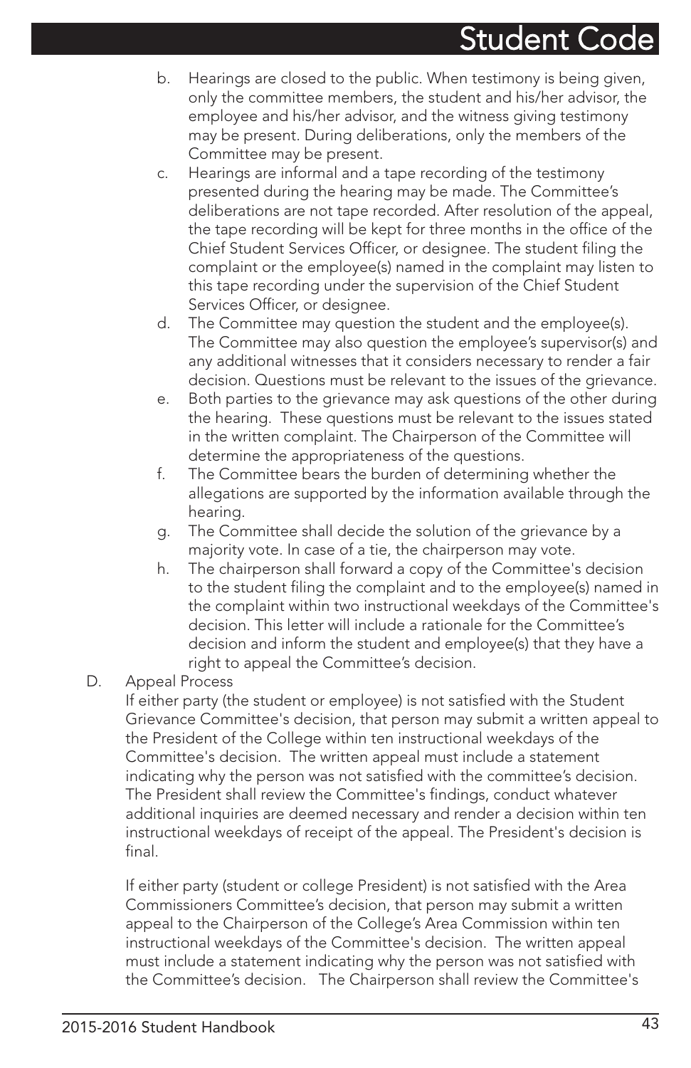b. Hearings are closed to the public. When testimony is being given, only the committee members, the student and his/her advisor, the employee and his/her advisor, and the witness giving testimony may be present. During deliberations, only the members of the Committee may be present.

c. Hearings are informal and a tape recording of the testimony presented during the hearing may be made. The Committee's deliberations are not tape recorded. After resolution of the appeal, the tape recording will be kept for three months in the office of the Chief Student Services Officer, or designee. The student filing the complaint or the employee(s) named in the complaint may listen to this tape recording under the supervision of the Chief Student Services Officer, or designee.

d. The Committee may question the student and the employee(s). The Committee may also question the employee's supervisor(s) and any additional witnesses that it considers necessary to render a fair decision. Questions must be relevant to the issues of the grievance.

e. Both parties to the grievance may ask questions of the other during the hearing. These questions must be relevant to the issues stated in the written complaint. The Chairperson of the Committee will determine the appropriateness of the questions.

f. The Committee bears the burden of determining whether the allegations are supported by the information available through the hearing.

g. The Committee shall decide the solution of the grievance by a majority vote. In case of a tie, the chairperson may vote.

h. The chairperson shall forward a copy of the Committee's decision to the student filing the complaint and to the employee(s) named in the complaint within two instructional weekdays of the Committee's decision. This letter will include a rationale for the Committee's decision and inform the student and employee(s) that they have a right to appeal the Committee's decision.

D. Appeal Process

If either party (the student or employee) is not satisfied with the Student Grievance Committee's decision, that person may submit a written appeal to the President of the College within ten instructional weekdays of the Committee's decision. The written appeal must include a statement indicating why the person was not satisfied with the committee's decision. The President shall review the Committee's findings, conduct whatever additional inquiries are deemed necessary and render a decision within ten instructional weekdays of receipt of the appeal. The President's decision is final.

If either party (student or college President) is not satisfied with the Area Commissioners Committee's decision, that person may submit a written appeal to the Chairperson of the College's Area Commission within ten instructional weekdays of the Committee's decision. The written appeal must include a statement indicating why the person was not satisfied with the Committee's decision. The Chairperson shall review the Committee's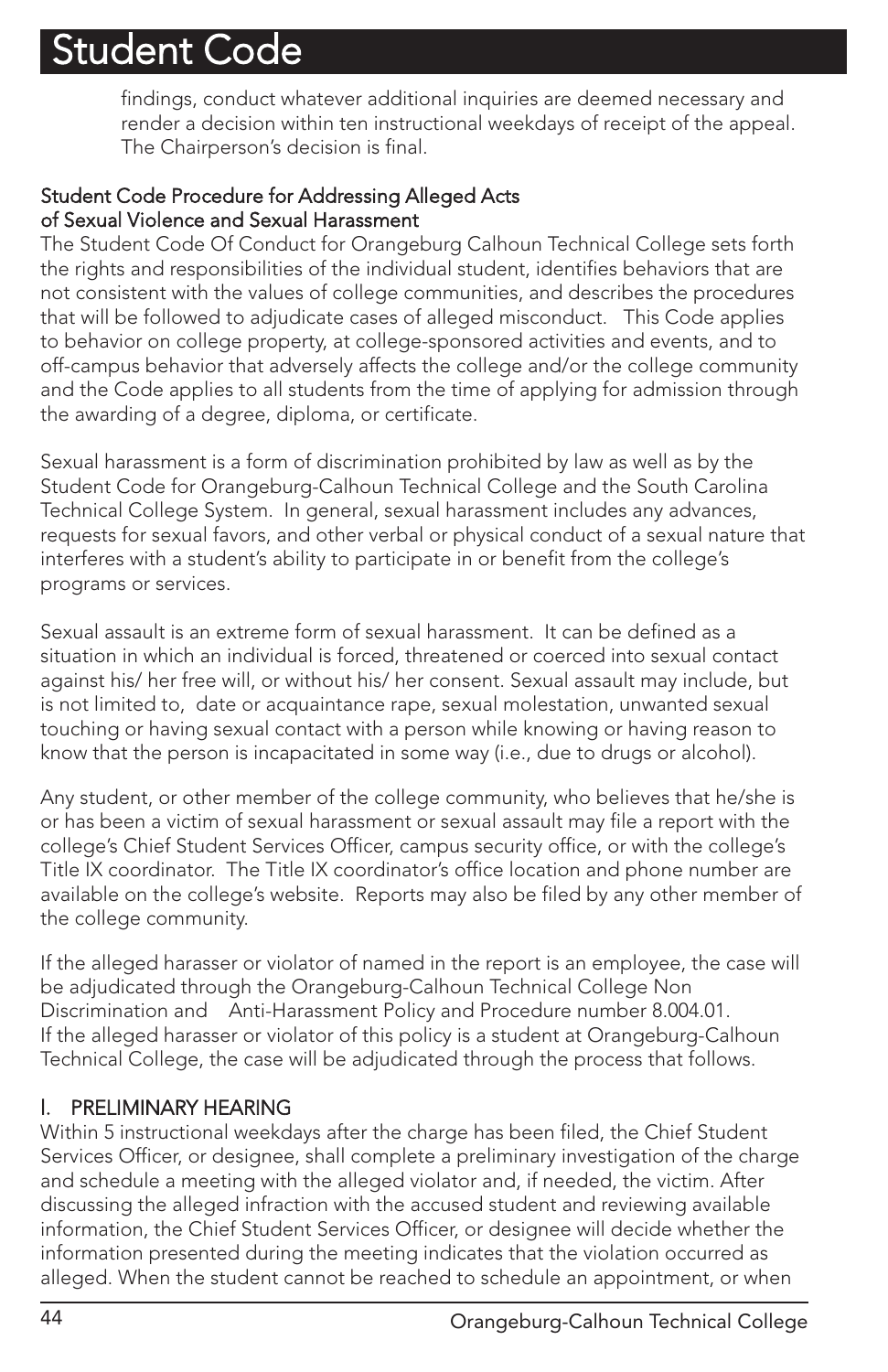findings, conduct whatever additional inquiries are deemed necessary and render a decision within ten instructional weekdays of receipt of the appeal. The Chairperson's decision is final.

### Student Code Procedure for Addressing Alleged Acts of Sexual Violence and Sexual Harassment

The Student Code Of Conduct for Orangeburg Calhoun Technical College sets forth the rights and responsibilities of the individual student, identifies behaviors that are not consistent with the values of college communities, and describes the procedures that will be followed to adjudicate cases of alleged misconduct. This Code applies to behavior on college property, at college-sponsored activities and events, and to off-campus behavior that adversely affects the college and/or the college community and the Code applies to all students from the time of applying for admission through the awarding of a degree, diploma, or certificate.

Sexual harassment is a form of discrimination prohibited by law as well as by the Student Code for Orangeburg-Calhoun Technical College and the South Carolina Technical College System. In general, sexual harassment includes any advances, requests for sexual favors, and other verbal or physical conduct of a sexual nature that interferes with a student's ability to participate in or benefit from the college's programs or services.

Sexual assault is an extreme form of sexual harassment. It can be defined as a situation in which an individual is forced, threatened or coerced into sexual contact against his/ her free will, or without his/ her consent. Sexual assault may include, but is not limited to, date or acquaintance rape, sexual molestation, unwanted sexual touching or having sexual contact with a person while knowing or having reason to know that the person is incapacitated in some way (i.e., due to drugs or alcohol).

Any student, or other member of the college community, who believes that he/she is or has been a victim of sexual harassment or sexual assault may file a report with the college's Chief Student Services Officer, campus security office, or with the college's Title IX coordinator. The Title IX coordinator's office location and phone number are available on the college's website. Reports may also be filed by any other member of the college community.

If the alleged harasser or violator of named in the report is an employee, the case will be adjudicated through the Orangeburg-Calhoun Technical College Non Discrimination and Anti-Harassment Policy and Procedure number 8.004.01. If the alleged harasser or violator of this policy is a student at Orangeburg-Calhoun Technical College, the case will be adjudicated through the process that follows.

### I. PRELIMINARY HEARING

Within 5 instructional weekdays after the charge has been filed, the Chief Student Services Officer, or designee, shall complete a preliminary investigation of the charge and schedule a meeting with the alleged violator and, if needed, the victim. After discussing the alleged infraction with the accused student and reviewing available information, the Chief Student Services Officer, or designee will decide whether the information presented during the meeting indicates that the violation occurred as alleged. When the student cannot be reached to schedule an appointment, or when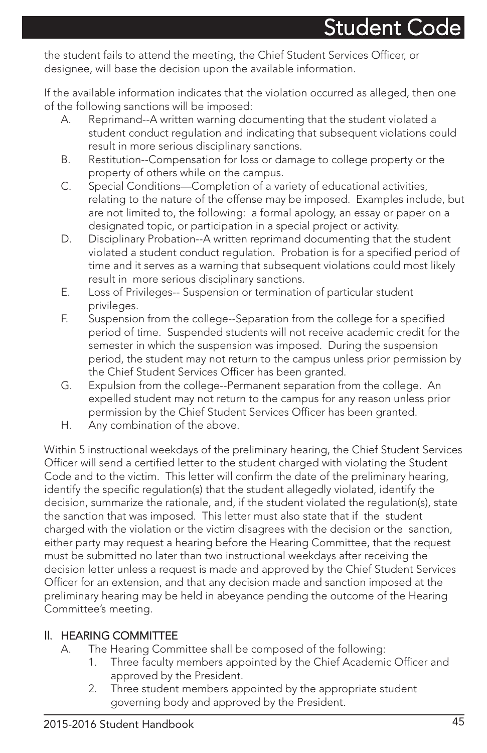the student fails to attend the meeting, the Chief Student Services Officer, or designee, will base the decision upon the available information.

If the available information indicates that the violation occurred as alleged, then one of the following sanctions will be imposed:

A. Reprimand--A written warning documenting that the student violated a student conduct regulation and indicating that subsequent violations could result in more serious disciplinary sanctions.
B. Restitution--Compensation for loss or damage to college property or the property of others while on the campus.
C. Special Conditions—Completion of a variety of educational activities, relating to the nature of the offense may be imposed. Examples include, but are not limited to, the following: a formal apology, an essay or paper on a designated topic, or participation in a special project or activity.
D. Disciplinary Probation--A written reprimand documenting that the student violated a student conduct regulation. Probation is for a specified period of time and it serves as a warning that subsequent violations could most likely result in more serious disciplinary sanctions.
E. Loss of Privileges-- Suspension or termination of particular student privileges.
F. Suspension from the college--Separation from the college for a specified period of time. Suspended students will not receive academic credit for the semester in which the suspension was imposed. During the suspension period, the student may not return to the campus unless prior permission by the Chief Student Services Officer has been granted.
G. Expulsion from the college--Permanent separation from the college. An expelled student may not return to the campus for any reason unless prior permission by the Chief Student Services Officer has been granted.
H. Any combination of the above.

Within 5 instructional weekdays of the preliminary hearing, the Chief Student Services Officer will send a certified letter to the student charged with violating the Student Code and to the victim. This letter will confirm the date of the preliminary hearing, identify the specific regulation(s) that the student allegedly violated, identify the decision, summarize the rationale, and, if the student violated the regulation(s), state the sanction that was imposed. This letter must also state that if the student charged with the violation or the victim disagrees with the decision or the sanction, either party may request a hearing before the Hearing Committee, that the request must be submitted no later than two instructional weekdays after receiving the decision letter unless a request is made and approved by the Chief Student Services Officer for an extension, and that any decision made and sanction imposed at the preliminary hearing may be held in abeyance pending the outcome of the Hearing Committee's meeting.

## II. HEARING COMMITTEE

A. The Hearing Committee shall be composed of the following:
   1. Three faculty members appointed by the Chief Academic Officer and approved by the President.
   2. Three student members appointed by the appropriate student governing body and approved by the President.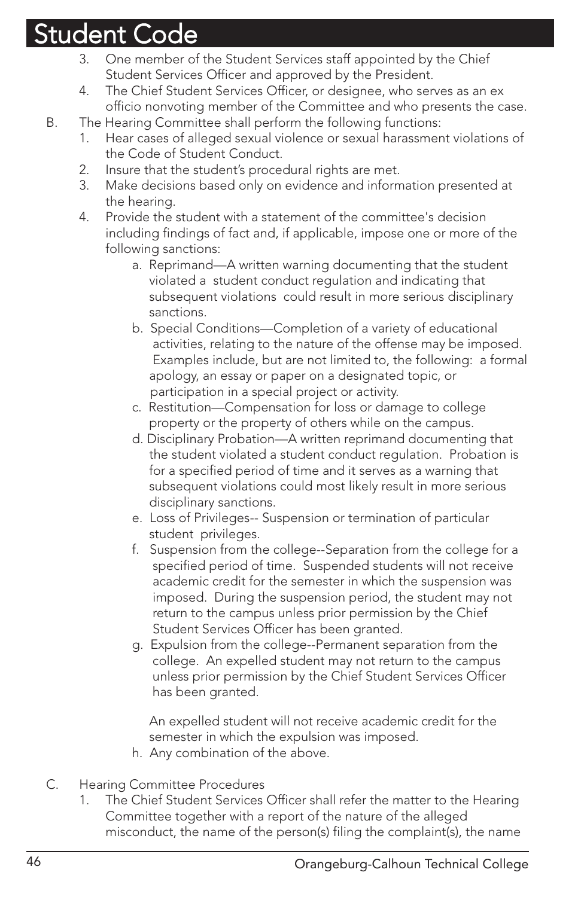# Student Code

3. One member of the Student Services staff appointed by the Chief Student Services Officer and approved by the President.
4. The Chief Student Services Officer, or designee, who serves as an ex officio nonvoting member of the Committee and who presents the case.

B. The Hearing Committee shall perform the following functions:

1. Hear cases of alleged sexual violence or sexual harassment violations of the Code of Student Conduct.
2. Insure that the student's procedural rights are met.
3. Make decisions based only on evidence and information presented at the hearing.
4. Provide the student with a statement of the committee's decision including findings of fact and, if applicable, impose one or more of the following sanctions:
   a. Reprimand—A written warning documenting that the student violated a student conduct regulation and indicating that subsequent violations could result in more serious disciplinary sanctions.
   b. Special Conditions—Completion of a variety of educational activities, relating to the nature of the offense may be imposed. Examples include, but are not limited to, the following: a formal apology, an essay or paper on a designated topic, or participation in a special project or activity.
   c. Restitution—Compensation for loss or damage to college property or the property of others while on the campus.
   d. Disciplinary Probation—A written reprimand documenting that the student violated a student conduct regulation. Probation is for a specified period of time and it serves as a warning that subsequent violations could most likely result in more serious disciplinary sanctions.
   e. Loss of Privileges-- Suspension or termination of particular student privileges.
   f. Suspension from the college--Separation from the college for a specified period of time. Suspended students will not receive academic credit for the semester in which the suspension was imposed. During the suspension period, the student may not return to the campus unless prior permission by the Chief Student Services Officer has been granted.
   g. Expulsion from the college--Permanent separation from the college. An expelled student may not return to the campus unless prior permission by the Chief Student Services Officer has been granted.

      An expelled student will not receive academic credit for the semester in which the expulsion was imposed.
   h. Any combination of the above.

C. Hearing Committee Procedures

1. The Chief Student Services Officer shall refer the matter to the Hearing Committee together with a report of the nature of the alleged misconduct, the name of the person(s) filing the complaint(s), the name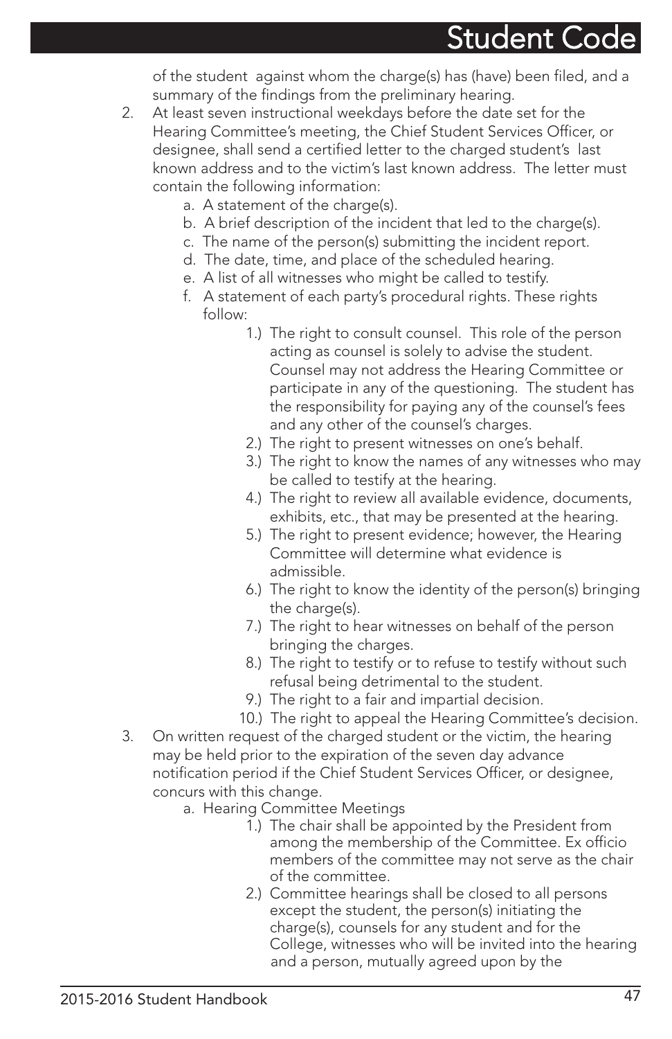of the student against whom the charge(s) has (have) been filed, and a summary of the findings from the preliminary hearing.

2. At least seven instructional weekdays before the date set for the Hearing Committee's meeting, the Chief Student Services Officer, or designee, shall send a certified letter to the charged student's last known address and to the victim's last known address. The letter must contain the following information:
   a. A statement of the charge(s).
   b. A brief description of the incident that led to the charge(s).
   c. The name of the person(s) submitting the incident report.
   d. The date, time, and place of the scheduled hearing.
   e. A list of all witnesses who might be called to testify.
   f. A statement of each party's procedural rights. These rights follow:
      1.) The right to consult counsel. This role of the person acting as counsel is solely to advise the student. Counsel may not address the Hearing Committee or participate in any of the questioning. The student has the responsibility for paying any of the counsel's fees and any other of the counsel's charges.
      2.) The right to present witnesses on one's behalf.
      3.) The right to know the names of any witnesses who may be called to testify at the hearing.
      4.) The right to review all available evidence, documents, exhibits, etc., that may be presented at the hearing.
      5.) The right to present evidence; however, the Hearing Committee will determine what evidence is admissible.
      6.) The right to know the identity of the person(s) bringing the charge(s).
      7.) The right to hear witnesses on behalf of the person bringing the charges.
      8.) The right to testify or to refuse to testify without such refusal being detrimental to the student.
      9.) The right to a fair and impartial decision.
      10.) The right to appeal the Hearing Committee's decision.

3. On written request of the charged student or the victim, the hearing may be held prior to the expiration of the seven day advance notification period if the Chief Student Services Officer, or designee, concurs with this change.
   a. Hearing Committee Meetings
      1.) The chair shall be appointed by the President from among the membership of the Committee. Ex officio members of the committee may not serve as the chair of the committee.
      2.) Committee hearings shall be closed to all persons except the student, the person(s) initiating the charge(s), counsels for any student and for the College, witnesses who will be invited into the hearing and a person, mutually agreed upon by the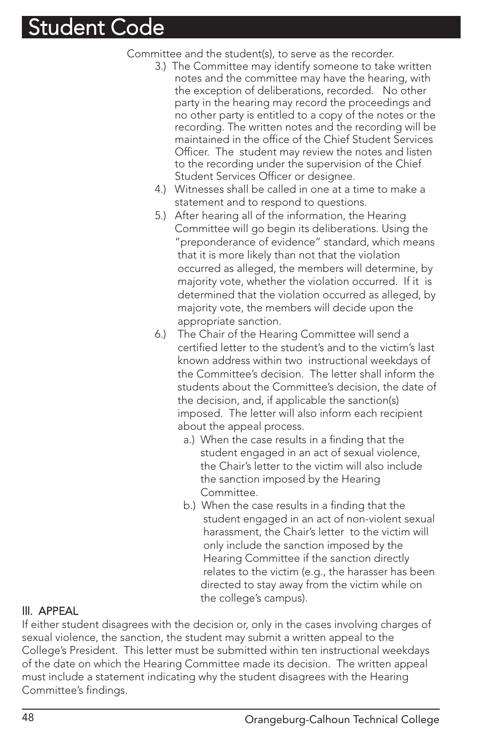Committee and the student(s), to serve as the recorder.

3.) The Committee may identify someone to take written notes and the committee may have the hearing, with the exception of deliberations, recorded. No other party in the hearing may record the proceedings and no other party is entitled to a copy of the notes or the recording. The written notes and the recording will be maintained in the office of the Chief Student Services Officer. The student may review the notes and listen to the recording under the supervision of the Chief Student Services Officer or designee.

4.) Witnesses shall be called in one at a time to make a statement and to respond to questions.

5.) After hearing all of the information, the Hearing Committee will go begin its deliberations. Using the "preponderance of evidence" standard, which means that it is more likely than not that the violation occurred as alleged, the members will determine, by majority vote, whether the violation occurred. If it is determined that the violation occurred as alleged, by majority vote, the members will decide upon the appropriate sanction.

6.) The Chair of the Hearing Committee will send a certified letter to the student's and to the victim's last known address within two instructional weekdays of the Committee's decision. The letter shall inform the students about the Committee's decision, the date of the decision, and, if applicable the sanction(s) imposed. The letter will also inform each recipient about the appeal process.

   a.) When the case results in a finding that the student engaged in an act of sexual violence, the Chair's letter to the victim will also include the sanction imposed by the Hearing Committee.

   b.) When the case results in a finding that the student engaged in an act of non-violent sexual harassment, the Chair's letter to the victim will only include the sanction imposed by the Hearing Committee if the sanction directly relates to the victim (e.g., the harasser has been directed to stay away from the victim while on the college's campus).

## III. APPEAL

If either student disagrees with the decision or, only in the cases involving charges of sexual violence, the sanction, the student may submit a written appeal to the College's President. This letter must be submitted within ten instructional weekdays of the date on which the Hearing Committee made its decision. The written appeal must include a statement indicating why the student disagrees with the Hearing Committee's findings.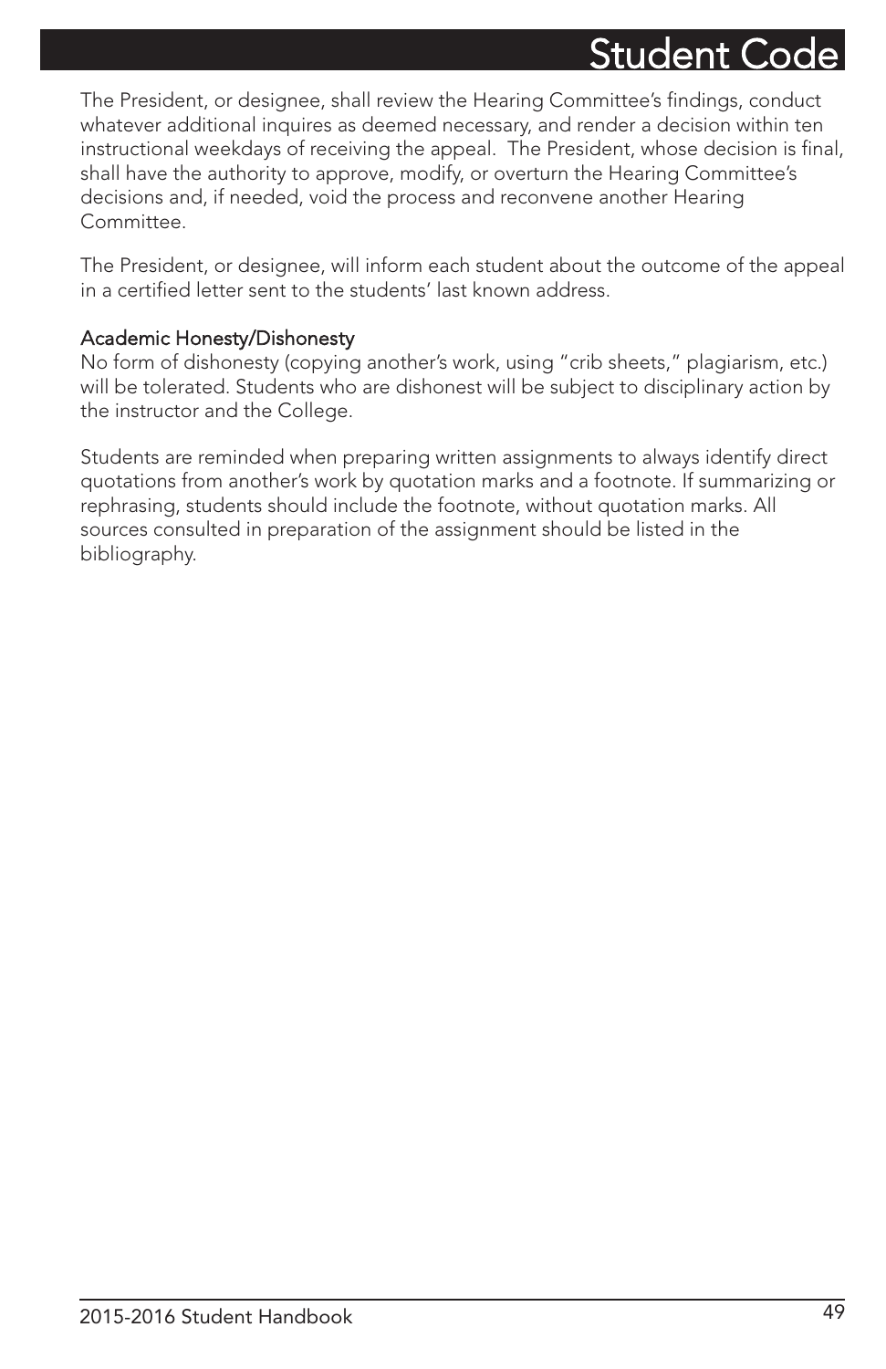The President, or designee, shall review the Hearing Committee's findings, conduct whatever additional inquires as deemed necessary, and render a decision within ten instructional weekdays of receiving the appeal.  The President, whose decision is final, shall have the authority to approve, modify, or overturn the Hearing Committee's decisions and, if needed, void the process and reconvene another Hearing Committee.

The President, or designee, will inform each student about the outcome of the appeal in a certified letter sent to the students' last known address.

### Academic Honesty/Dishonesty

No form of dishonesty (copying another's work, using "crib sheets," plagiarism, etc.) will be tolerated. Students who are dishonest will be subject to disciplinary action by the instructor and the College.

Students are reminded when preparing written assignments to always identify direct quotations from another's work by quotation marks and a footnote. If summarizing or rephrasing, students should include the footnote, without quotation marks. All sources consulted in preparation of the assignment should be listed in the bibliography.